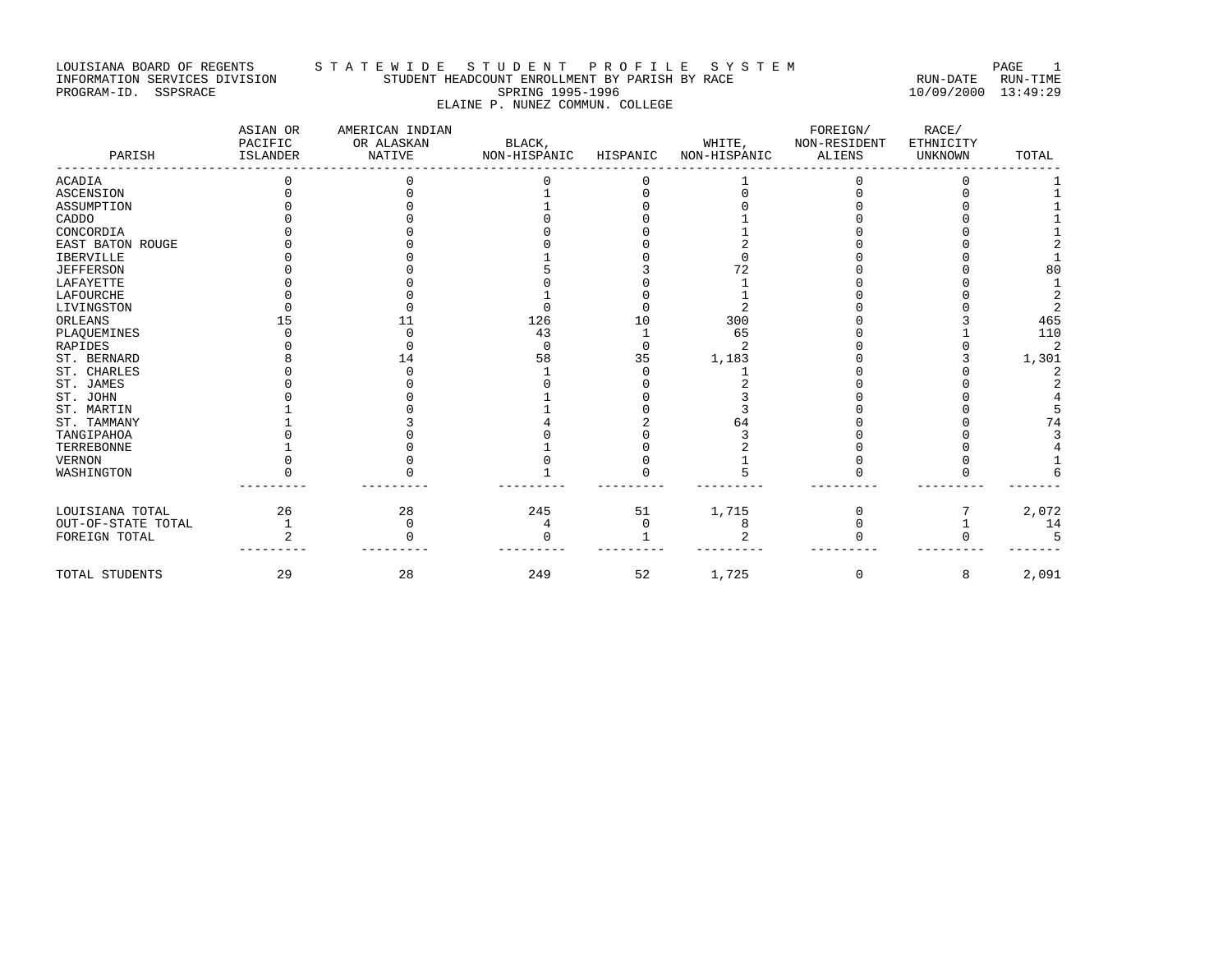LOUISIANA BOARD OF REGENTS — S T A T E W I D E   S T U D E N T   P R O F I L E   S Y S T E M

INFORMATION SERVICES DIVISION — STUDENT HEADCOUNT ENROLLMENT BY PARISH BY RACE — RUN-DATE 10/09/2000 RUN-TIME 13:49:29

PROGRAM-ID. SSPSRACE — SPRING 1995-1996

ELAINE P. NUNEZ COMMUN. COLLEGE

| PARISH | ASIAN OR PACIFIC ISLANDER | AMERICAN INDIAN OR ALASKAN NATIVE | BLACK, NON-HISPANIC | HISPANIC | WHITE, NON-HISPANIC | FOREIGN/ NON-RESIDENT ALIENS | RACE/ ETHNICITY UNKNOWN | TOTAL |
|---|---|---|---|---|---|---|---|---|
| ACADIA | 0 | 0 | 0 | 0 | 1 | 0 | 0 | 1 |
| ASCENSION | 0 | 0 | 1 | 0 | 0 | 0 | 0 | 1 |
| ASSUMPTION | 0 | 0 | 1 | 0 | 0 | 0 | 0 | 1 |
| CADDO | 0 | 0 | 0 | 0 | 1 | 0 | 0 | 1 |
| CONCORDIA | 0 | 0 | 0 | 0 | 1 | 0 | 0 | 1 |
| EAST BATON ROUGE | 0 | 0 | 0 | 0 | 2 | 0 | 0 | 2 |
| IBERVILLE | 0 | 0 | 1 | 0 | 0 | 0 | 0 | 1 |
| JEFFERSON | 0 | 0 | 5 | 3 | 72 | 0 | 0 | 80 |
| LAFAYETTE | 0 | 0 | 0 | 0 | 1 | 0 | 0 | 1 |
| LAFOURCHE | 0 | 0 | 1 | 0 | 1 | 0 | 0 | 2 |
| LIVINGSTON | 0 | 0 | 0 | 0 | 2 | 0 | 0 | 2 |
| ORLEANS | 15 | 11 | 126 | 10 | 300 | 0 | 3 | 465 |
| PLAQUEMINES | 0 | 0 | 43 | 1 | 65 | 0 | 1 | 110 |
| RAPIDES | 0 | 0 | 0 | 0 | 2 | 0 | 0 | 2 |
| ST. BERNARD | 8 | 14 | 58 | 35 | 1,183 | 0 | 3 | 1,301 |
| ST. CHARLES | 0 | 0 | 1 | 0 | 1 | 0 | 0 | 2 |
| ST. JAMES | 0 | 0 | 0 | 0 | 2 | 0 | 0 | 2 |
| ST. JOHN | 0 | 0 | 1 | 0 | 3 | 0 | 0 | 4 |
| ST. MARTIN | 1 | 0 | 1 | 0 | 3 | 0 | 0 | 5 |
| ST. TAMMANY | 1 | 3 | 4 | 2 | 64 | 0 | 0 | 74 |
| TANGIPAHOA | 0 | 0 | 0 | 0 | 3 | 0 | 0 | 3 |
| TERREBONNE | 1 | 0 | 1 | 0 | 2 | 0 | 0 | 4 |
| VERNON | 0 | 0 | 0 | 0 | 1 | 0 | 0 | 1 |
| WASHINGTON | 0 | 0 | 1 | 0 | 5 | 0 | 0 | 6 |
| LOUISIANA TOTAL | 26 | 28 | 245 | 51 | 1,715 | 0 | 7 | 2,072 |
| OUT-OF-STATE TOTAL | 1 | 0 | 4 | 0 | 8 | 0 | 1 | 14 |
| FOREIGN TOTAL | 2 | 0 | 0 | 1 | 2 | 0 | 0 | 5 |
| TOTAL STUDENTS | 29 | 28 | 249 | 52 | 1,725 | 0 | 8 | 2,091 |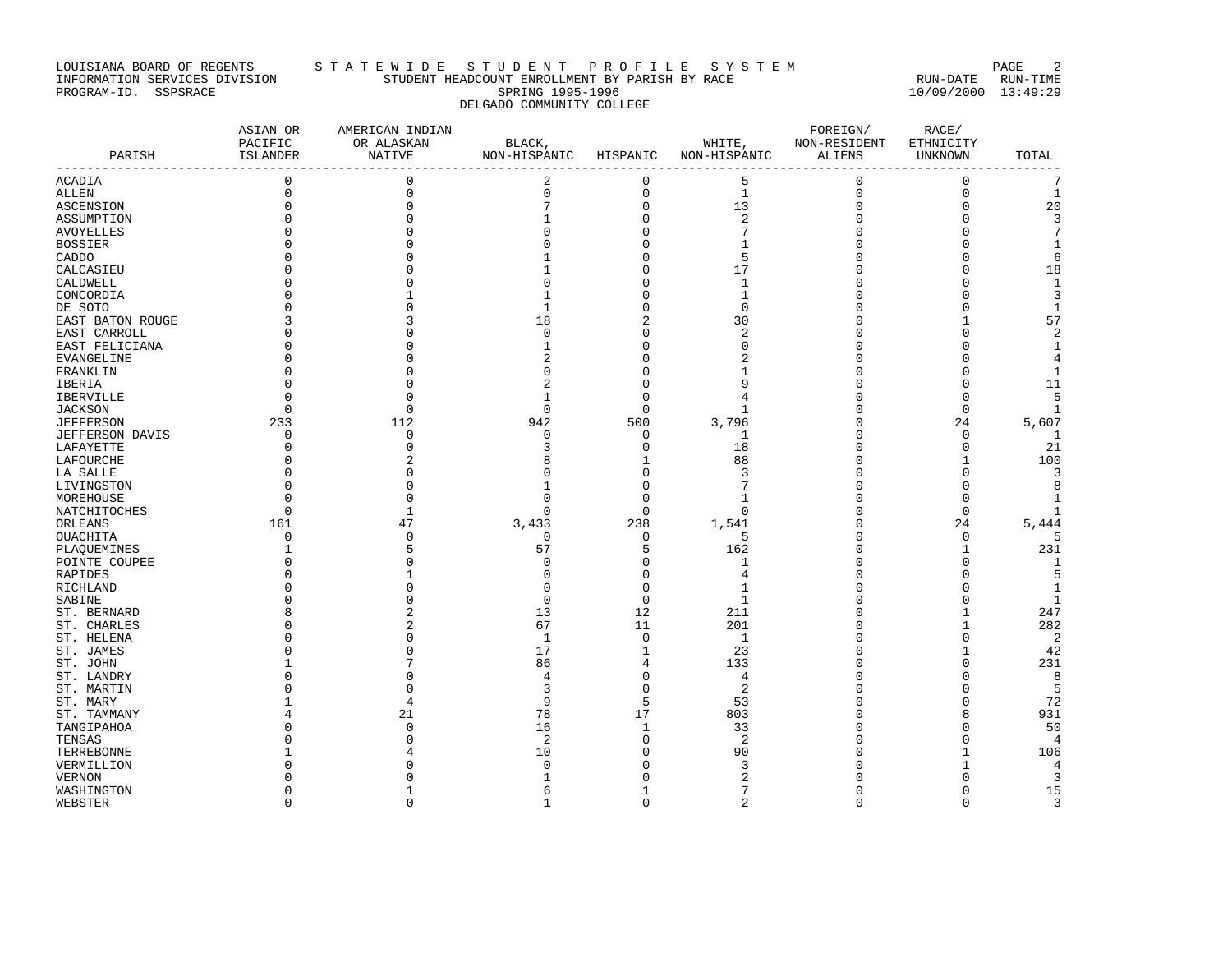LOUISIANA BOARD OF REGENTS — S T A T E W I D E S T U D E N T P R O F I L E S Y S T E M

INFORMATION SERVICES DIVISION — STUDENT HEADCOUNT ENROLLMENT BY PARISH BY RACE — RUN-DATE 10/09/2000 RUN-TIME 13:49:29

PROGRAM-ID. SSPSRACE — SPRING 1995-1996

DELGADO COMMUNITY COLLEGE

| PARISH | ASIAN OR PACIFIC ISLANDER | AMERICAN INDIAN OR ALASKAN NATIVE | BLACK, NON-HISPANIC | HISPANIC | WHITE, NON-HISPANIC | FOREIGN/ NON-RESIDENT ALIENS | RACE/ ETHNICITY UNKNOWN | TOTAL |
|---|---|---|---|---|---|---|---|---|
| ACADIA | 0 | 0 | 2 | 0 | 5 | 0 | 0 | 7 |
| ALLEN | 0 | 0 | 0 | 0 | 1 | 0 | 0 | 1 |
| ASCENSION | 0 | 0 | 7 | 0 | 13 | 0 | 0 | 20 |
| ASSUMPTION | 0 | 0 | 1 | 0 | 2 | 0 | 0 | 3 |
| AVOYELLES | 0 | 0 | 0 | 0 | 7 | 0 | 0 | 7 |
| BOSSIER | 0 | 0 | 0 | 0 | 1 | 0 | 0 | 1 |
| CADDO | 0 | 0 | 1 | 0 | 5 | 0 | 0 | 6 |
| CALCASIEU | 0 | 0 | 1 | 0 | 17 | 0 | 0 | 18 |
| CALDWELL | 0 | 0 | 0 | 0 | 1 | 0 | 0 | 1 |
| CONCORDIA | 0 | 1 | 1 | 0 | 1 | 0 | 0 | 3 |
| DE SOTO | 0 | 0 | 1 | 0 | 0 | 0 | 0 | 1 |
| EAST BATON ROUGE | 3 | 3 | 18 | 2 | 30 | 0 | 1 | 57 |
| EAST CARROLL | 0 | 0 | 0 | 0 | 2 | 0 | 0 | 2 |
| EAST FELICIANA | 0 | 0 | 1 | 0 | 0 | 0 | 0 | 1 |
| EVANGELINE | 0 | 0 | 2 | 0 | 2 | 0 | 0 | 4 |
| FRANKLIN | 0 | 0 | 0 | 0 | 1 | 0 | 0 | 1 |
| IBERIA | 0 | 0 | 2 | 0 | 9 | 0 | 0 | 11 |
| IBERVILLE | 0 | 0 | 1 | 0 | 4 | 0 | 0 | 5 |
| JACKSON | 0 | 0 | 0 | 0 | 1 | 0 | 0 | 1 |
| JEFFERSON | 233 | 112 | 942 | 500 | 3,796 | 0 | 24 | 5,607 |
| JEFFERSON DAVIS | 0 | 0 | 0 | 0 | 1 | 0 | 0 | 1 |
| LAFAYETTE | 0 | 0 | 3 | 0 | 18 | 0 | 0 | 21 |
| LAFOURCHE | 0 | 2 | 8 | 1 | 88 | 0 | 1 | 100 |
| LA SALLE | 0 | 0 | 0 | 0 | 3 | 0 | 0 | 3 |
| LIVINGSTON | 0 | 0 | 1 | 0 | 7 | 0 | 0 | 8 |
| MOREHOUSE | 0 | 0 | 0 | 0 | 1 | 0 | 0 | 1 |
| NATCHITOCHES | 0 | 1 | 0 | 0 | 0 | 0 | 0 | 1 |
| ORLEANS | 161 | 47 | 3,433 | 238 | 1,541 | 0 | 24 | 5,444 |
| OUACHITA | 0 | 0 | 0 | 0 | 5 | 0 | 0 | 5 |
| PLAQUEMINES | 1 | 5 | 57 | 5 | 162 | 0 | 1 | 231 |
| POINTE COUPEE | 0 | 0 | 0 | 0 | 1 | 0 | 0 | 1 |
| RAPIDES | 0 | 1 | 0 | 0 | 4 | 0 | 0 | 5 |
| RICHLAND | 0 | 0 | 0 | 0 | 1 | 0 | 0 | 1 |
| SABINE | 0 | 0 | 0 | 0 | 1 | 0 | 0 | 1 |
| ST. BERNARD | 8 | 2 | 13 | 12 | 211 | 0 | 1 | 247 |
| ST. CHARLES | 0 | 2 | 67 | 11 | 201 | 0 | 1 | 282 |
| ST. HELENA | 0 | 0 | 1 | 0 | 1 | 0 | 0 | 2 |
| ST. JAMES | 0 | 0 | 17 | 1 | 23 | 0 | 1 | 42 |
| ST. JOHN | 1 | 7 | 86 | 4 | 133 | 0 | 0 | 231 |
| ST. LANDRY | 0 | 0 | 4 | 0 | 4 | 0 | 0 | 8 |
| ST. MARTIN | 0 | 0 | 3 | 0 | 2 | 0 | 0 | 5 |
| ST. MARY | 1 | 4 | 9 | 5 | 53 | 0 | 0 | 72 |
| ST. TAMMANY | 4 | 21 | 78 | 17 | 803 | 0 | 8 | 931 |
| TANGIPAHOA | 0 | 0 | 16 | 1 | 33 | 0 | 0 | 50 |
| TENSAS | 0 | 0 | 2 | 0 | 2 | 0 | 0 | 4 |
| TERREBONNE | 1 | 4 | 10 | 0 | 90 | 0 | 1 | 106 |
| VERMILLION | 0 | 0 | 0 | 0 | 3 | 0 | 1 | 4 |
| VERNON | 0 | 0 | 1 | 0 | 2 | 0 | 0 | 3 |
| WASHINGTON | 0 | 1 | 6 | 1 | 7 | 0 | 0 | 15 |
| WEBSTER | 0 | 0 | 1 | 0 | 2 | 0 | 0 | 3 |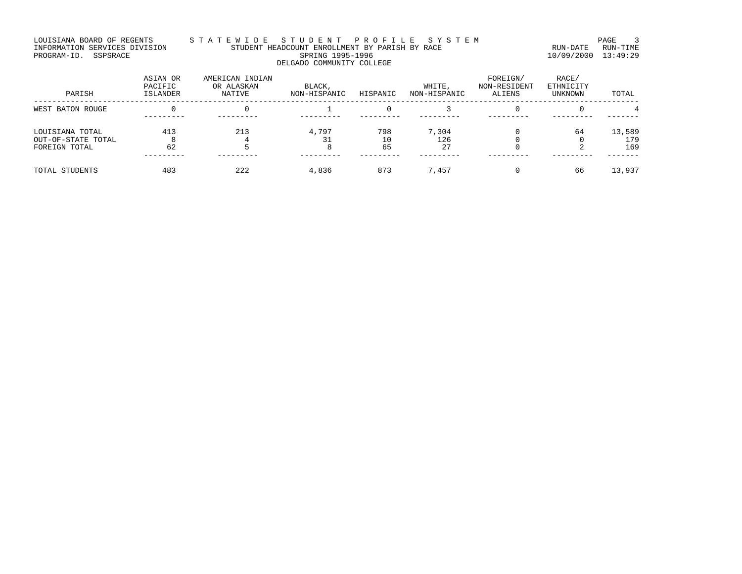LOUISIANA BOARD OF REGENTS — STATEWIDE STUDENT PROFILE SYSTEM
INFORMATION SERVICES DIVISION — STUDENT HEADCOUNT ENROLLMENT BY PARISH BY RACE — RUN-DATE 10/09/2000 RUN-TIME 13:49:29
PROGRAM-ID. SSPSRACE — SPRING 1995-1996

DELGADO COMMUNITY COLLEGE

| PARISH | ASIAN OR PACIFIC ISLANDER | AMERICAN INDIAN OR ALASKAN NATIVE | BLACK, NON-HISPANIC | HISPANIC | WHITE, NON-HISPANIC | FOREIGN/ NON-RESIDENT ALIENS | RACE/ ETHNICITY UNKNOWN | TOTAL |
|---|---|---|---|---|---|---|---|---|
| WEST BATON ROUGE | 0 | 0 | 1 | 0 | 3 | 0 | 0 | 4 |
| LOUISIANA TOTAL | 413 | 213 | 4,797 | 798 | 7,304 | 0 | 64 | 13,589 |
| OUT-OF-STATE TOTAL | 8 | 4 | 31 | 10 | 126 | 0 | 0 | 179 |
| FOREIGN TOTAL | 62 | 5 | 8 | 65 | 27 | 0 | 2 | 169 |
| TOTAL STUDENTS | 483 | 222 | 4,836 | 873 | 7,457 | 0 | 66 | 13,937 |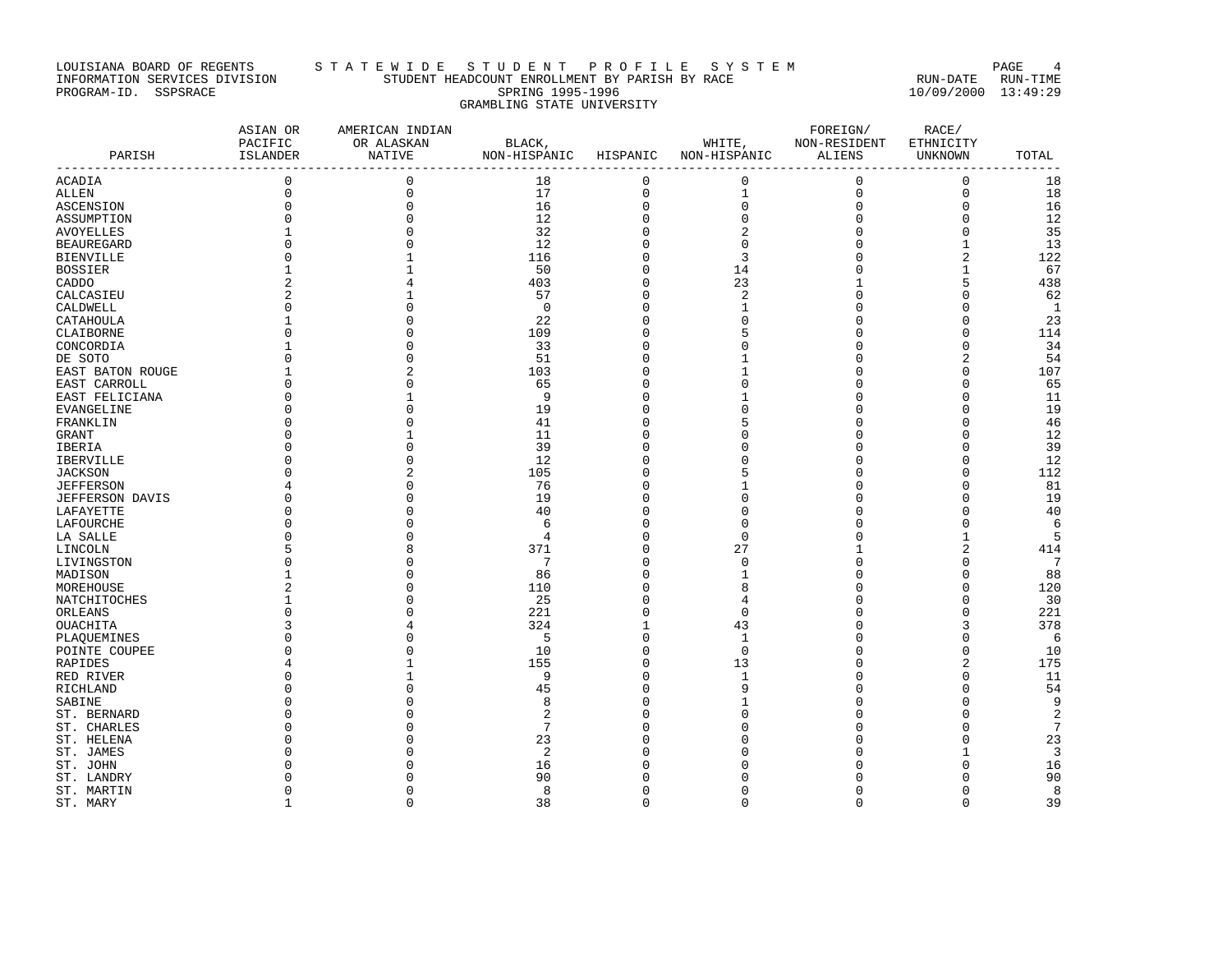LOUISIANA BOARD OF REGENTS — STATEWIDE STUDENT PROFILE SYSTEM
INFORMATION SERVICES DIVISION — STUDENT HEADCOUNT ENROLLMENT BY PARISH BY RACE — RUN-DATE 10/09/2000 RUN-TIME 13:49:29
PROGRAM-ID. SSPSRACE — SPRING 1995-1996

GRAMBLING STATE UNIVERSITY

| PARISH | ASIAN OR PACIFIC ISLANDER | AMERICAN INDIAN OR ALASKAN NATIVE | BLACK, NON-HISPANIC | HISPANIC | WHITE, NON-HISPANIC | FOREIGN/ NON-RESIDENT ALIENS | RACE/ ETHNICITY UNKNOWN | TOTAL |
|---|---|---|---|---|---|---|---|---|
| ACADIA | 0 | 0 | 18 | 0 | 0 | 0 | 0 | 18 |
| ALLEN | 0 | 0 | 17 | 0 | 1 | 0 | 0 | 18 |
| ASCENSION | 0 | 0 | 16 | 0 | 0 | 0 | 0 | 16 |
| ASSUMPTION | 0 | 0 | 12 | 0 | 0 | 0 | 0 | 12 |
| AVOYELLES | 1 | 0 | 32 | 0 | 2 | 0 | 0 | 35 |
| BEAUREGARD | 0 | 0 | 12 | 0 | 0 | 0 | 1 | 13 |
| BIENVILLE | 0 | 1 | 116 | 0 | 3 | 0 | 2 | 122 |
| BOSSIER | 1 | 1 | 50 | 0 | 14 | 0 | 1 | 67 |
| CADDO | 2 | 4 | 403 | 0 | 23 | 1 | 5 | 438 |
| CALCASIEU | 2 | 1 | 57 | 0 | 2 | 0 | 0 | 62 |
| CALDWELL | 0 | 0 | 0 | 0 | 1 | 0 | 0 | 1 |
| CATAHOULA | 1 | 0 | 22 | 0 | 0 | 0 | 0 | 23 |
| CLAIBORNE | 0 | 0 | 109 | 0 | 5 | 0 | 0 | 114 |
| CONCORDIA | 1 | 0 | 33 | 0 | 0 | 0 | 0 | 34 |
| DE SOTO | 0 | 0 | 51 | 0 | 1 | 0 | 2 | 54 |
| EAST BATON ROUGE | 1 | 2 | 103 | 0 | 1 | 0 | 0 | 107 |
| EAST CARROLL | 0 | 0 | 65 | 0 | 0 | 0 | 0 | 65 |
| EAST FELICIANA | 0 | 1 | 9 | 0 | 1 | 0 | 0 | 11 |
| EVANGELINE | 0 | 0 | 19 | 0 | 0 | 0 | 0 | 19 |
| FRANKLIN | 0 | 0 | 41 | 0 | 5 | 0 | 0 | 46 |
| GRANT | 0 | 1 | 11 | 0 | 0 | 0 | 0 | 12 |
| IBERIA | 0 | 0 | 39 | 0 | 0 | 0 | 0 | 39 |
| IBERVILLE | 0 | 0 | 12 | 0 | 0 | 0 | 0 | 12 |
| JACKSON | 0 | 2 | 105 | 0 | 5 | 0 | 0 | 112 |
| JEFFERSON | 4 | 0 | 76 | 0 | 1 | 0 | 0 | 81 |
| JEFFERSON DAVIS | 0 | 0 | 19 | 0 | 0 | 0 | 0 | 19 |
| LAFAYETTE | 0 | 0 | 40 | 0 | 0 | 0 | 0 | 40 |
| LAFOURCHE | 0 | 0 | 6 | 0 | 0 | 0 | 0 | 6 |
| LA SALLE | 0 | 0 | 4 | 0 | 0 | 0 | 1 | 5 |
| LINCOLN | 5 | 8 | 371 | 0 | 27 | 1 | 2 | 414 |
| LIVINGSTON | 0 | 0 | 7 | 0 | 0 | 0 | 0 | 7 |
| MADISON | 1 | 0 | 86 | 0 | 1 | 0 | 0 | 88 |
| MOREHOUSE | 2 | 0 | 110 | 0 | 8 | 0 | 0 | 120 |
| NATCHITOCHES | 1 | 0 | 25 | 0 | 4 | 0 | 0 | 30 |
| ORLEANS | 0 | 0 | 221 | 0 | 0 | 0 | 0 | 221 |
| OUACHITA | 3 | 4 | 324 | 1 | 43 | 0 | 3 | 378 |
| PLAQUEMINES | 0 | 0 | 5 | 0 | 1 | 0 | 0 | 6 |
| POINTE COUPEE | 0 | 0 | 10 | 0 | 0 | 0 | 0 | 10 |
| RAPIDES | 4 | 1 | 155 | 0 | 13 | 0 | 2 | 175 |
| RED RIVER | 0 | 1 | 9 | 0 | 1 | 0 | 0 | 11 |
| RICHLAND | 0 | 0 | 45 | 0 | 9 | 0 | 0 | 54 |
| SABINE | 0 | 0 | 8 | 0 | 1 | 0 | 0 | 9 |
| ST. BERNARD | 0 | 0 | 2 | 0 | 0 | 0 | 0 | 2 |
| ST. CHARLES | 0 | 0 | 7 | 0 | 0 | 0 | 0 | 7 |
| ST. HELENA | 0 | 0 | 23 | 0 | 0 | 0 | 0 | 23 |
| ST. JAMES | 0 | 0 | 2 | 0 | 0 | 0 | 1 | 3 |
| ST. JOHN | 0 | 0 | 16 | 0 | 0 | 0 | 0 | 16 |
| ST. LANDRY | 0 | 0 | 90 | 0 | 0 | 0 | 0 | 90 |
| ST. MARTIN | 0 | 0 | 8 | 0 | 0 | 0 | 0 | 8 |
| ST. MARY | 1 | 0 | 38 | 0 | 0 | 0 | 0 | 39 |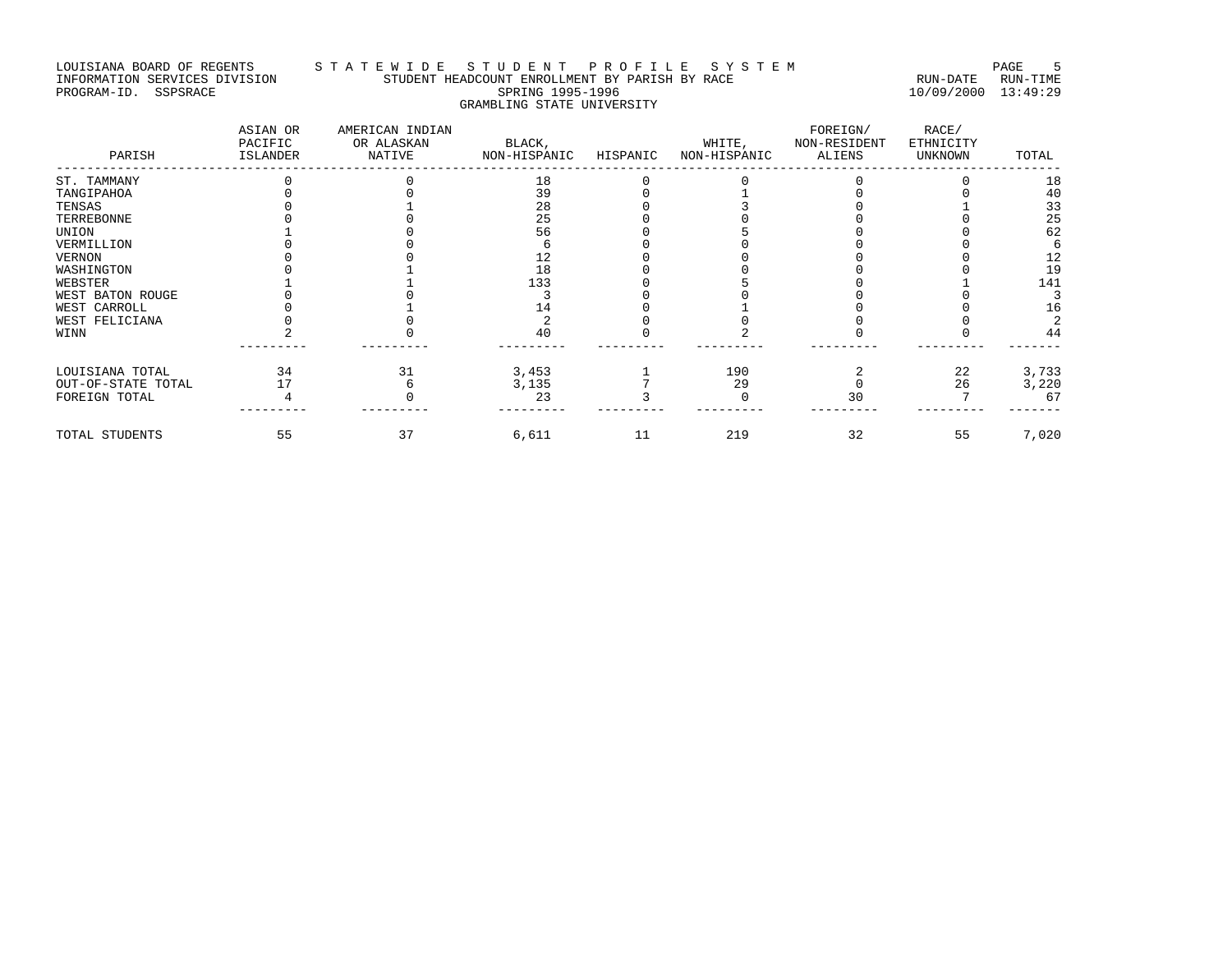LOUISIANA BOARD OF REGENTS — STATEWIDE STUDENT PROFILE SYSTEM
INFORMATION SERVICES DIVISION — STUDENT HEADCOUNT ENROLLMENT BY PARISH BY RACE — RUN-DATE 10/09/2000 RUN-TIME 13:49:29
PROGRAM-ID. SSPSRACE — SPRING 1995-1996

GRAMBLING STATE UNIVERSITY

| PARISH | ASIAN OR PACIFIC ISLANDER | AMERICAN INDIAN OR ALASKAN NATIVE | BLACK, NON-HISPANIC | HISPANIC | WHITE, NON-HISPANIC | FOREIGN/ NON-RESIDENT ALIENS | RACE/ ETHNICITY UNKNOWN | TOTAL |
|---|---|---|---|---|---|---|---|---|
| ST. TAMMANY | 0 | 0 | 18 | 0 | 0 | 0 | 0 | 18 |
| TANGIPAHOA | 0 | 0 | 39 | 0 | 1 | 0 | 0 | 40 |
| TENSAS | 0 | 1 | 28 | 0 | 3 | 0 | 1 | 33 |
| TERREBONNE | 0 | 0 | 25 | 0 | 0 | 0 | 0 | 25 |
| UNION | 1 | 0 | 56 | 0 | 5 | 0 | 0 | 62 |
| VERMILLION | 0 | 0 | 6 | 0 | 0 | 0 | 0 | 6 |
| VERNON | 0 | 0 | 12 | 0 | 0 | 0 | 0 | 12 |
| WASHINGTON | 0 | 1 | 18 | 0 | 0 | 0 | 0 | 19 |
| WEBSTER | 1 | 1 | 133 | 0 | 5 | 0 | 1 | 141 |
| WEST BATON ROUGE | 0 | 0 | 3 | 0 | 0 | 0 | 0 | 3 |
| WEST CARROLL | 0 | 1 | 14 | 0 | 1 | 0 | 0 | 16 |
| WEST FELICIANA | 0 | 0 | 2 | 0 | 0 | 0 | 0 | 2 |
| WINN | 2 | 0 | 40 | 0 | 2 | 0 | 0 | 44 |
| LOUISIANA TOTAL | 34 | 31 | 3,453 | 1 | 190 | 2 | 22 | 3,733 |
| OUT-OF-STATE TOTAL | 17 | 6 | 3,135 | 7 | 29 | 0 | 26 | 3,220 |
| FOREIGN TOTAL | 4 | 0 | 23 | 3 | 0 | 30 | 7 | 67 |
| TOTAL STUDENTS | 55 | 37 | 6,611 | 11 | 219 | 32 | 55 | 7,020 |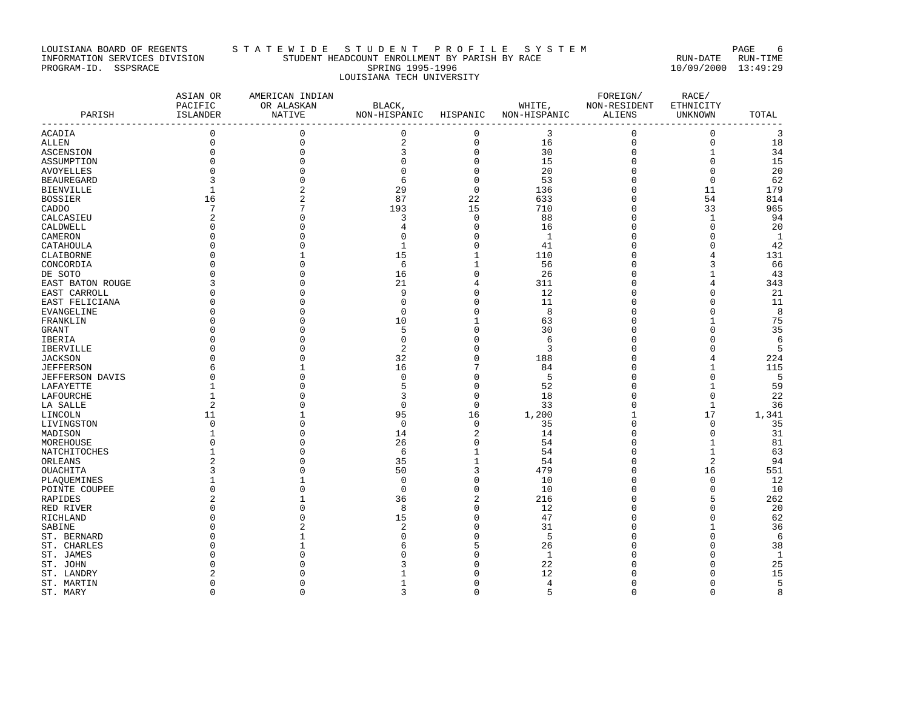LOUISIANA BOARD OF REGENTS — STATEWIDE STUDENT PROFILE SYSTEM
INFORMATION SERVICES DIVISION — STUDENT HEADCOUNT ENROLLMENT BY PARISH BY RACE — RUN-DATE 10/09/2000 RUN-TIME 13:49:29
PROGRAM-ID. SSPSRACE — SPRING 1995-1996

LOUISIANA TECH UNIVERSITY

| PARISH | ASIAN OR PACIFIC ISLANDER | AMERICAN INDIAN OR ALASKAN NATIVE | BLACK, NON-HISPANIC | HISPANIC | WHITE, NON-HISPANIC | FOREIGN/ NON-RESIDENT ALIENS | RACE/ ETHNICITY UNKNOWN | TOTAL |
|---|---|---|---|---|---|---|---|---|
| ACADIA | 0 | 0 | 0 | 0 | 3 | 0 | 0 | 3 |
| ALLEN | 0 | 0 | 2 | 0 | 16 | 0 | 0 | 18 |
| ASCENSION | 0 | 0 | 3 | 0 | 30 | 0 | 1 | 34 |
| ASSUMPTION | 0 | 0 | 0 | 0 | 15 | 0 | 0 | 15 |
| AVOYELLES | 0 | 0 | 0 | 0 | 20 | 0 | 0 | 20 |
| BEAUREGARD | 3 | 0 | 6 | 0 | 53 | 0 | 0 | 62 |
| BIENVILLE | 1 | 2 | 29 | 0 | 136 | 0 | 11 | 179 |
| BOSSIER | 16 | 2 | 87 | 22 | 633 | 0 | 54 | 814 |
| CADDO | 7 | 7 | 193 | 15 | 710 | 0 | 33 | 965 |
| CALCASIEU | 2 | 0 | 3 | 0 | 88 | 0 | 1 | 94 |
| CALDWELL | 0 | 0 | 4 | 0 | 16 | 0 | 0 | 20 |
| CAMERON | 0 | 0 | 0 | 0 | 1 | 0 | 0 | 1 |
| CATAHOULA | 0 | 0 | 1 | 0 | 41 | 0 | 0 | 42 |
| CLAIBORNE | 0 | 1 | 15 | 1 | 110 | 0 | 4 | 131 |
| CONCORDIA | 0 | 0 | 6 | 1 | 56 | 0 | 3 | 66 |
| DE SOTO | 0 | 0 | 16 | 0 | 26 | 0 | 1 | 43 |
| EAST BATON ROUGE | 3 | 0 | 21 | 4 | 311 | 0 | 4 | 343 |
| EAST CARROLL | 0 | 0 | 9 | 0 | 12 | 0 | 0 | 21 |
| EAST FELICIANA | 0 | 0 | 0 | 0 | 11 | 0 | 0 | 11 |
| EVANGELINE | 0 | 0 | 0 | 0 | 8 | 0 | 0 | 8 |
| FRANKLIN | 0 | 0 | 10 | 1 | 63 | 0 | 1 | 75 |
| GRANT | 0 | 0 | 5 | 0 | 30 | 0 | 0 | 35 |
| IBERIA | 0 | 0 | 0 | 0 | 6 | 0 | 0 | 6 |
| IBERVILLE | 0 | 0 | 2 | 0 | 3 | 0 | 0 | 5 |
| JACKSON | 0 | 0 | 32 | 0 | 188 | 0 | 4 | 224 |
| JEFFERSON | 6 | 1 | 16 | 7 | 84 | 0 | 1 | 115 |
| JEFFERSON DAVIS | 0 | 0 | 0 | 0 | 5 | 0 | 0 | 5 |
| LAFAYETTE | 1 | 0 | 5 | 0 | 52 | 0 | 1 | 59 |
| LAFOURCHE | 1 | 0 | 3 | 0 | 18 | 0 | 0 | 22 |
| LA SALLE | 2 | 0 | 0 | 0 | 33 | 0 | 1 | 36 |
| LINCOLN | 11 | 1 | 95 | 16 | 1,200 | 1 | 17 | 1,341 |
| LIVINGSTON | 0 | 0 | 0 | 0 | 35 | 0 | 0 | 35 |
| MADISON | 1 | 0 | 14 | 2 | 14 | 0 | 0 | 31 |
| MOREHOUSE | 0 | 0 | 26 | 0 | 54 | 0 | 1 | 81 |
| NATCHITOCHES | 1 | 0 | 6 | 1 | 54 | 0 | 1 | 63 |
| ORLEANS | 2 | 0 | 35 | 1 | 54 | 0 | 2 | 94 |
| OUACHITA | 3 | 0 | 50 | 3 | 479 | 0 | 16 | 551 |
| PLAQUEMINES | 1 | 1 | 0 | 0 | 10 | 0 | 0 | 12 |
| POINTE COUPEE | 0 | 0 | 0 | 0 | 10 | 0 | 0 | 10 |
| RAPIDES | 2 | 1 | 36 | 2 | 216 | 0 | 5 | 262 |
| RED RIVER | 0 | 0 | 8 | 0 | 12 | 0 | 0 | 20 |
| RICHLAND | 0 | 0 | 15 | 0 | 47 | 0 | 0 | 62 |
| SABINE | 0 | 2 | 2 | 0 | 31 | 0 | 1 | 36 |
| ST. BERNARD | 0 | 1 | 0 | 0 | 5 | 0 | 0 | 6 |
| ST. CHARLES | 0 | 1 | 6 | 5 | 26 | 0 | 0 | 38 |
| ST. JAMES | 0 | 0 | 0 | 0 | 1 | 0 | 0 | 1 |
| ST. JOHN | 0 | 0 | 3 | 0 | 22 | 0 | 0 | 25 |
| ST. LANDRY | 2 | 0 | 1 | 0 | 12 | 0 | 0 | 15 |
| ST. MARTIN | 0 | 0 | 1 | 0 | 4 | 0 | 0 | 5 |
| ST. MARY | 0 | 0 | 3 | 0 | 5 | 0 | 0 | 8 |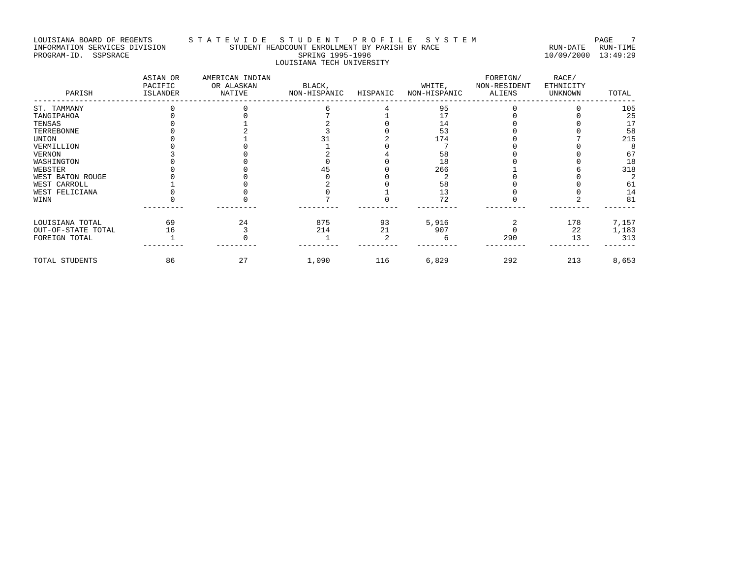LOUISIANA BOARD OF REGENTS — STATEWIDE STUDENT PROFILE SYSTEM
INFORMATION SERVICES DIVISION — STUDENT HEADCOUNT ENROLLMENT BY PARISH BY RACE — RUN-DATE 10/09/2000 RUN-TIME 13:49:29
PROGRAM-ID. SSPSRACE — SPRING 1995-1996

LOUISIANA TECH UNIVERSITY

| PARISH | ASIAN OR PACIFIC ISLANDER | AMERICAN INDIAN OR ALASKAN NATIVE | BLACK, NON-HISPANIC | HISPANIC | WHITE, NON-HISPANIC | FOREIGN/ NON-RESIDENT ALIENS | RACE/ ETHNICITY UNKNOWN | TOTAL |
|---|---|---|---|---|---|---|---|---|
| ST. TAMMANY | 0 | 0 | 6 | 4 | 95 | 0 | 0 | 105 |
| TANGIPAHOA | 0 | 0 | 7 | 1 | 17 | 0 | 0 | 25 |
| TENSAS | 0 | 1 | 2 | 0 | 14 | 0 | 0 | 17 |
| TERREBONNE | 0 | 2 | 3 | 0 | 53 | 0 | 0 | 58 |
| UNION | 0 | 1 | 31 | 2 | 174 | 0 | 7 | 215 |
| VERMILLION | 0 | 0 | 1 | 0 | 7 | 0 | 0 | 8 |
| VERNON | 3 | 0 | 2 | 4 | 58 | 0 | 0 | 67 |
| WASHINGTON | 0 | 0 | 0 | 0 | 18 | 0 | 0 | 18 |
| WEBSTER | 0 | 0 | 45 | 0 | 266 | 1 | 6 | 318 |
| WEST BATON ROUGE | 0 | 0 | 0 | 0 | 2 | 0 | 0 | 2 |
| WEST CARROLL | 1 | 0 | 2 | 0 | 58 | 0 | 0 | 61 |
| WEST FELICIANA | 0 | 0 | 0 | 1 | 13 | 0 | 0 | 14 |
| WINN | 0 | 0 | 7 | 0 | 72 | 0 | 2 | 81 |
| LOUISIANA TOTAL | 69 | 24 | 875 | 93 | 5,916 | 2 | 178 | 7,157 |
| OUT-OF-STATE TOTAL | 16 | 3 | 214 | 21 | 907 | 0 | 22 | 1,183 |
| FOREIGN TOTAL | 1 | 0 | 1 | 2 | 6 | 290 | 13 | 313 |
| TOTAL STUDENTS | 86 | 27 | 1,090 | 116 | 6,829 | 292 | 213 | 8,653 |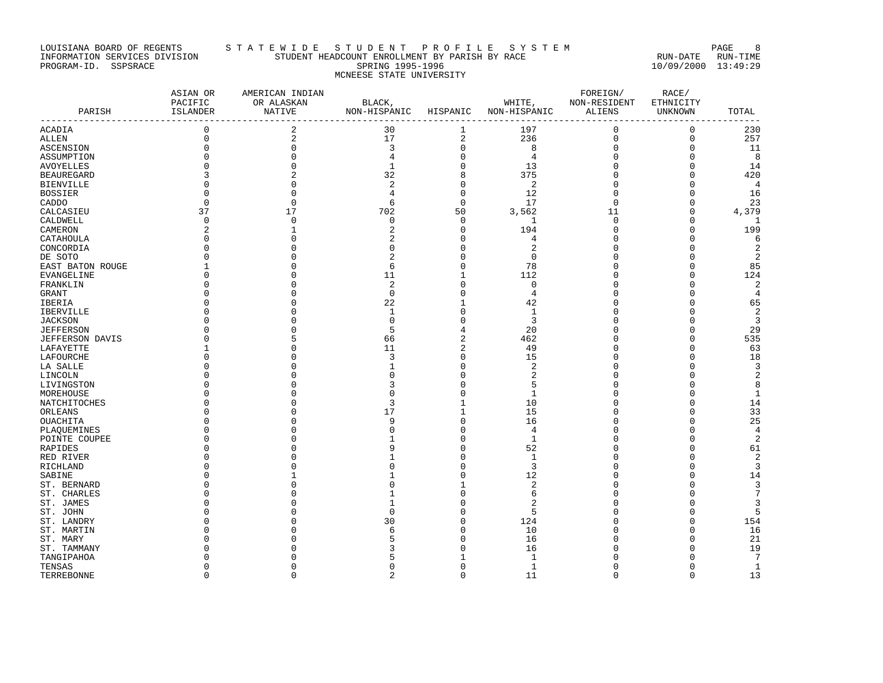LOUISIANA BOARD OF REGENTS — STATEWIDE STUDENT PROFILE SYSTEM
INFORMATION SERVICES DIVISION — STUDENT HEADCOUNT ENROLLMENT BY PARISH BY RACE — RUN-DATE 10/09/2000 RUN-TIME 13:49:29
PROGRAM-ID. SSPSRACE — SPRING 1995-1996

MCNEESE STATE UNIVERSITY

| PARISH | ASIAN OR PACIFIC ISLANDER | AMERICAN INDIAN OR ALASKAN NATIVE | BLACK, NON-HISPANIC | HISPANIC | WHITE, NON-HISPANIC | FOREIGN/ NON-RESIDENT ALIENS | RACE/ ETHNICITY UNKNOWN | TOTAL |
|---|---|---|---|---|---|---|---|---|
| ACADIA | 0 | 2 | 30 | 1 | 197 | 0 | 0 | 230 |
| ALLEN | 0 | 2 | 17 | 2 | 236 | 0 | 0 | 257 |
| ASCENSION | 0 | 0 | 3 | 0 | 8 | 0 | 0 | 11 |
| ASSUMPTION | 0 | 0 | 4 | 0 | 4 | 0 | 0 | 8 |
| AVOYELLES | 0 | 0 | 1 | 0 | 13 | 0 | 0 | 14 |
| BEAUREGARD | 3 | 2 | 32 | 8 | 375 | 0 | 0 | 420 |
| BIENVILLE | 0 | 0 | 2 | 0 | 2 | 0 | 0 | 4 |
| BOSSIER | 0 | 0 | 4 | 0 | 12 | 0 | 0 | 16 |
| CADDO | 0 | 0 | 6 | 0 | 17 | 0 | 0 | 23 |
| CALCASIEU | 37 | 17 | 702 | 50 | 3,562 | 11 | 0 | 4,379 |
| CALDWELL | 0 | 0 | 0 | 0 | 1 | 0 | 0 | 1 |
| CAMERON | 2 | 1 | 2 | 0 | 194 | 0 | 0 | 199 |
| CATAHOULA | 0 | 0 | 2 | 0 | 4 | 0 | 0 | 6 |
| CONCORDIA | 0 | 0 | 0 | 0 | 2 | 0 | 0 | 2 |
| DE SOTO | 0 | 0 | 2 | 0 | 0 | 0 | 0 | 2 |
| EAST BATON ROUGE | 1 | 0 | 6 | 0 | 78 | 0 | 0 | 85 |
| EVANGELINE | 0 | 0 | 11 | 1 | 112 | 0 | 0 | 124 |
| FRANKLIN | 0 | 0 | 2 | 0 | 0 | 0 | 0 | 2 |
| GRANT | 0 | 0 | 0 | 0 | 4 | 0 | 0 | 4 |
| IBERIA | 0 | 0 | 22 | 1 | 42 | 0 | 0 | 65 |
| IBERVILLE | 0 | 0 | 1 | 0 | 1 | 0 | 0 | 2 |
| JACKSON | 0 | 0 | 0 | 0 | 3 | 0 | 0 | 3 |
| JEFFERSON | 0 | 0 | 5 | 4 | 20 | 0 | 0 | 29 |
| JEFFERSON DAVIS | 0 | 5 | 66 | 2 | 462 | 0 | 0 | 535 |
| LAFAYETTE | 1 | 0 | 11 | 2 | 49 | 0 | 0 | 63 |
| LAFOURCHE | 0 | 0 | 3 | 0 | 15 | 0 | 0 | 18 |
| LA SALLE | 0 | 0 | 1 | 0 | 2 | 0 | 0 | 3 |
| LINCOLN | 0 | 0 | 0 | 0 | 2 | 0 | 0 | 2 |
| LIVINGSTON | 0 | 0 | 3 | 0 | 5 | 0 | 0 | 8 |
| MOREHOUSE | 0 | 0 | 0 | 0 | 1 | 0 | 0 | 1 |
| NATCHITOCHES | 0 | 0 | 3 | 1 | 10 | 0 | 0 | 14 |
| ORLEANS | 0 | 0 | 17 | 1 | 15 | 0 | 0 | 33 |
| OUACHITA | 0 | 0 | 9 | 0 | 16 | 0 | 0 | 25 |
| PLAQUEMINES | 0 | 0 | 0 | 0 | 4 | 0 | 0 | 4 |
| POINTE COUPEE | 0 | 0 | 1 | 0 | 1 | 0 | 0 | 2 |
| RAPIDES | 0 | 0 | 9 | 0 | 52 | 0 | 0 | 61 |
| RED RIVER | 0 | 0 | 1 | 0 | 1 | 0 | 0 | 2 |
| RICHLAND | 0 | 0 | 0 | 0 | 3 | 0 | 0 | 3 |
| SABINE | 0 | 1 | 1 | 0 | 12 | 0 | 0 | 14 |
| ST. BERNARD | 0 | 0 | 0 | 1 | 2 | 0 | 0 | 3 |
| ST. CHARLES | 0 | 0 | 1 | 0 | 6 | 0 | 0 | 7 |
| ST. JAMES | 0 | 0 | 1 | 0 | 2 | 0 | 0 | 3 |
| ST. JOHN | 0 | 0 | 0 | 0 | 5 | 0 | 0 | 5 |
| ST. LANDRY | 0 | 0 | 30 | 0 | 124 | 0 | 0 | 154 |
| ST. MARTIN | 0 | 0 | 6 | 0 | 10 | 0 | 0 | 16 |
| ST. MARY | 0 | 0 | 5 | 0 | 16 | 0 | 0 | 21 |
| ST. TAMMANY | 0 | 0 | 3 | 0 | 16 | 0 | 0 | 19 |
| TANGIPAHOA | 0 | 0 | 5 | 1 | 1 | 0 | 0 | 7 |
| TENSAS | 0 | 0 | 0 | 0 | 1 | 0 | 0 | 1 |
| TERREBONNE | 0 | 0 | 2 | 0 | 11 | 0 | 0 | 13 |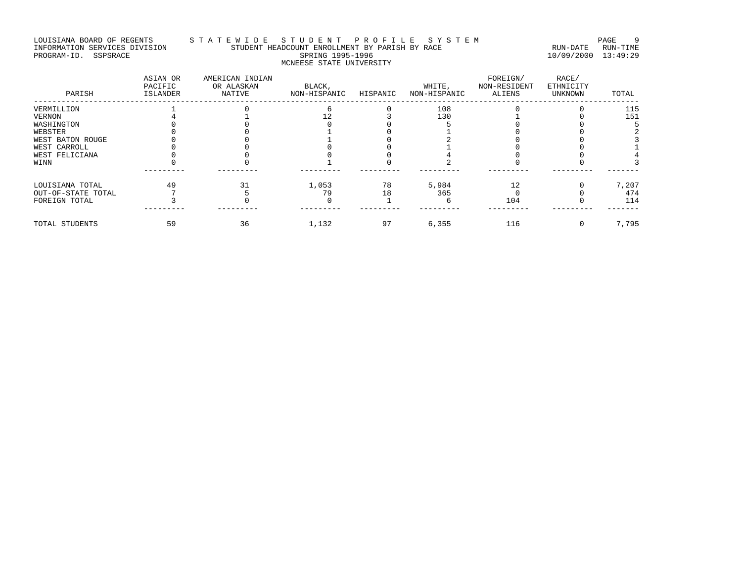LOUISIANA BOARD OF REGENTS — S T A T E W I D E   S T U D E N T   P R O F I L E   S Y S T E M

INFORMATION SERVICES DIVISION — STUDENT HEADCOUNT ENROLLMENT BY PARISH BY RACE — RUN-DATE 10/09/2000 RUN-TIME 13:49:29

PROGRAM-ID. SSPSRACE — SPRING 1995-1996

MCNEESE STATE UNIVERSITY

| PARISH | ASIAN OR PACIFIC ISLANDER | AMERICAN INDIAN OR ALASKAN NATIVE | BLACK, NON-HISPANIC | HISPANIC | WHITE, NON-HISPANIC | FOREIGN/ NON-RESIDENT ALIENS | RACE/ ETHNICITY UNKNOWN | TOTAL |
|---|---|---|---|---|---|---|---|---|
| VERMILLION | 1 | 0 | 6 | 0 | 108 | 0 | 0 | 115 |
| VERNON | 4 | 1 | 12 | 3 | 130 | 1 | 0 | 151 |
| WASHINGTON | 0 | 0 | 0 | 0 | 5 | 0 | 0 | 5 |
| WEBSTER | 0 | 0 | 1 | 0 | 1 | 0 | 0 | 2 |
| WEST BATON ROUGE | 0 | 0 | 1 | 0 | 2 | 0 | 0 | 3 |
| WEST CARROLL | 0 | 0 | 0 | 0 | 1 | 0 | 0 | 1 |
| WEST FELICIANA | 0 | 0 | 0 | 0 | 4 | 0 | 0 | 4 |
| WINN | 0 | 0 | 1 | 0 | 2 | 0 | 0 | 3 |
| LOUISIANA TOTAL | 49 | 31 | 1,053 | 78 | 5,984 | 12 | 0 | 7,207 |
| OUT-OF-STATE TOTAL | 7 | 5 | 79 | 18 | 365 | 0 | 0 | 474 |
| FOREIGN TOTAL | 3 | 0 | 0 | 1 | 6 | 104 | 0 | 114 |
| TOTAL STUDENTS | 59 | 36 | 1,132 | 97 | 6,355 | 116 | 0 | 7,795 |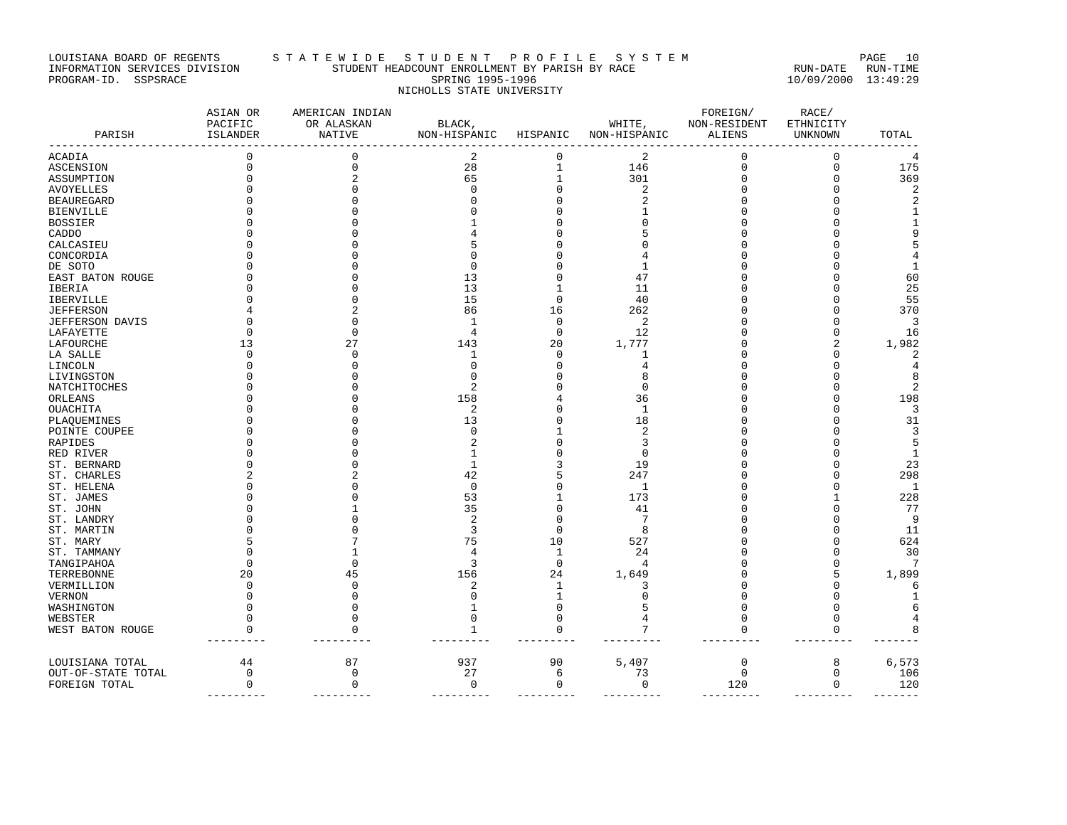LOUISIANA BOARD OF REGENTS — S T A T E W I D E   S T U D E N T   P R O F I L E   S Y S T E M

INFORMATION SERVICES DIVISION — STUDENT HEADCOUNT ENROLLMENT BY PARISH BY RACE — RUN-DATE 10/09/2000 RUN-TIME 13:49:29

PROGRAM-ID. SSPSRACE — SPRING 1995-1996

NICHOLLS STATE UNIVERSITY

| PARISH | ASIAN OR PACIFIC ISLANDER | AMERICAN INDIAN OR ALASKAN NATIVE | BLACK, NON-HISPANIC | HISPANIC | WHITE, NON-HISPANIC | FOREIGN/ NON-RESIDENT ALIENS | RACE/ ETHNICITY UNKNOWN | TOTAL |
|---|---|---|---|---|---|---|---|---|
| ACADIA | 0 | 0 | 2 | 0 | 2 | 0 | 0 | 4 |
| ASCENSION | 0 | 0 | 28 | 1 | 146 | 0 | 0 | 175 |
| ASSUMPTION | 0 | 2 | 65 | 1 | 301 | 0 | 0 | 369 |
| AVOYELLES | 0 | 0 | 0 | 0 | 2 | 0 | 0 | 2 |
| BEAUREGARD | 0 | 0 | 0 | 0 | 2 | 0 | 0 | 2 |
| BIENVILLE | 0 | 0 | 0 | 0 | 1 | 0 | 0 | 1 |
| BOSSIER | 0 | 0 | 1 | 0 | 0 | 0 | 0 | 1 |
| CADDO | 0 | 0 | 4 | 0 | 5 | 0 | 0 | 9 |
| CALCASIEU | 0 | 0 | 5 | 0 | 0 | 0 | 0 | 5 |
| CONCORDIA | 0 | 0 | 0 | 0 | 4 | 0 | 0 | 4 |
| DE SOTO | 0 | 0 | 0 | 0 | 1 | 0 | 0 | 1 |
| EAST BATON ROUGE | 0 | 0 | 13 | 0 | 47 | 0 | 0 | 60 |
| IBERIA | 0 | 0 | 13 | 1 | 11 | 0 | 0 | 25 |
| IBERVILLE | 0 | 0 | 15 | 0 | 40 | 0 | 0 | 55 |
| JEFFERSON | 4 | 2 | 86 | 16 | 262 | 0 | 0 | 370 |
| JEFFERSON DAVIS | 0 | 0 | 1 | 0 | 2 | 0 | 0 | 3 |
| LAFAYETTE | 0 | 0 | 4 | 0 | 12 | 0 | 0 | 16 |
| LAFOURCHE | 13 | 27 | 143 | 20 | 1,777 | 0 | 2 | 1,982 |
| LA SALLE | 0 | 0 | 1 | 0 | 1 | 0 | 0 | 2 |
| LINCOLN | 0 | 0 | 0 | 0 | 4 | 0 | 0 | 4 |
| LIVINGSTON | 0 | 0 | 0 | 0 | 8 | 0 | 0 | 8 |
| NATCHITOCHES | 0 | 0 | 2 | 0 | 0 | 0 | 0 | 2 |
| ORLEANS | 0 | 0 | 158 | 4 | 36 | 0 | 0 | 198 |
| OUACHITA | 0 | 0 | 2 | 0 | 1 | 0 | 0 | 3 |
| PLAQUEMINES | 0 | 0 | 13 | 0 | 18 | 0 | 0 | 31 |
| POINTE COUPEE | 0 | 0 | 0 | 1 | 2 | 0 | 0 | 3 |
| RAPIDES | 0 | 0 | 2 | 0 | 3 | 0 | 0 | 5 |
| RED RIVER | 0 | 0 | 1 | 0 | 0 | 0 | 0 | 1 |
| ST. BERNARD | 0 | 0 | 1 | 3 | 19 | 0 | 0 | 23 |
| ST. CHARLES | 2 | 2 | 42 | 5 | 247 | 0 | 0 | 298 |
| ST. HELENA | 0 | 0 | 0 | 0 | 1 | 0 | 0 | 1 |
| ST. JAMES | 0 | 0 | 53 | 1 | 173 | 0 | 1 | 228 |
| ST. JOHN | 0 | 1 | 35 | 0 | 41 | 0 | 0 | 77 |
| ST. LANDRY | 0 | 0 | 2 | 0 | 7 | 0 | 0 | 9 |
| ST. MARTIN | 0 | 0 | 3 | 0 | 8 | 0 | 0 | 11 |
| ST. MARY | 5 | 7 | 75 | 10 | 527 | 0 | 0 | 624 |
| ST. TAMMANY | 0 | 1 | 4 | 1 | 24 | 0 | 0 | 30 |
| TANGIPAHOA | 0 | 0 | 3 | 0 | 4 | 0 | 0 | 7 |
| TERREBONNE | 20 | 45 | 156 | 24 | 1,649 | 0 | 5 | 1,899 |
| VERMILLION | 0 | 0 | 2 | 1 | 3 | 0 | 0 | 6 |
| VERNON | 0 | 0 | 0 | 1 | 0 | 0 | 0 | 1 |
| WASHINGTON | 0 | 0 | 1 | 0 | 5 | 0 | 0 | 6 |
| WEBSTER | 0 | 0 | 0 | 0 | 4 | 0 | 0 | 4 |
| WEST BATON ROUGE | 0 | 0 | 1 | 0 | 7 | 0 | 0 | 8 |
| LOUISIANA TOTAL | 44 | 87 | 937 | 90 | 5,407 | 0 | 8 | 6,573 |
| OUT-OF-STATE TOTAL | 0 | 0 | 27 | 6 | 73 | 0 | 0 | 106 |
| FOREIGN TOTAL | 0 | 0 | 0 | 0 | 0 | 120 | 0 | 120 |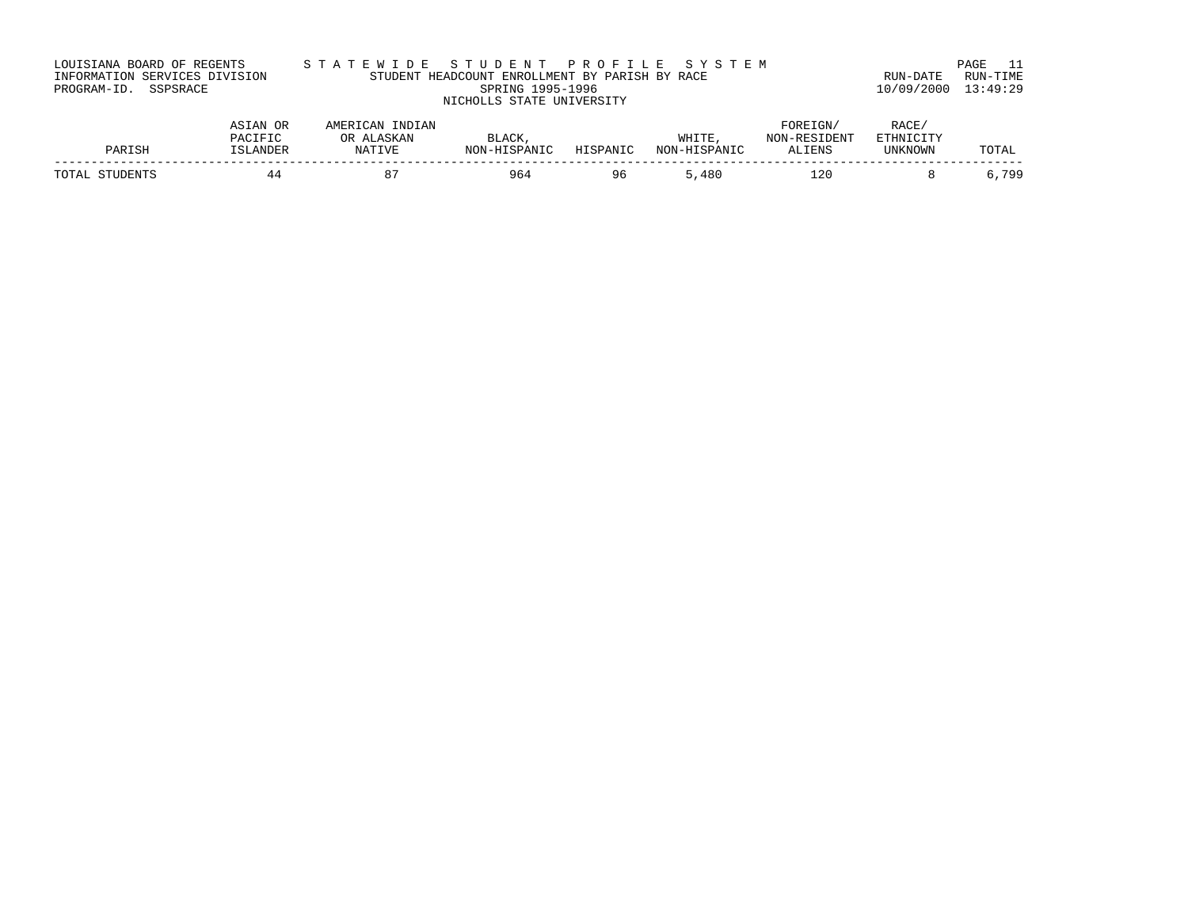LOUISIANA BOARD OF REGENTS
INFORMATION SERVICES DIVISION
PROGRAM-ID. SSPSRACE

S T A T E W I D E   S T U D E N T   P R O F I L E   S Y S T E M
STUDENT HEADCOUNT ENROLLMENT BY PARISH BY RACE
SPRING 1995-1996
NICHOLLS STATE UNIVERSITY

RUN-DATE 10/09/2000 RUN-TIME 13:49:29

| PARISH | ASIAN OR PACIFIC ISLANDER | AMERICAN INDIAN OR ALASKAN NATIVE | BLACK, NON-HISPANIC | HISPANIC | WHITE, NON-HISPANIC | FOREIGN/ NON-RESIDENT ALIENS | RACE/ ETHNICITY UNKNOWN | TOTAL |
|---|---|---|---|---|---|---|---|---|
| TOTAL STUDENTS | 44 | 87 | 964 | 96 | 5,480 | 120 | 8 | 6,799 |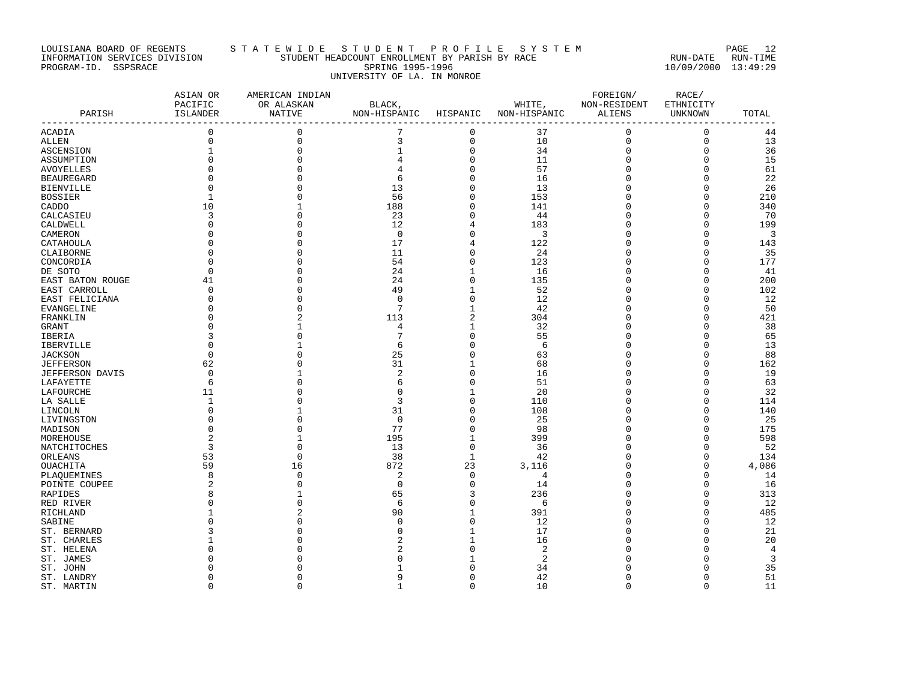LOUISIANA BOARD OF REGENTS — STATEWIDE STUDENT PROFILE SYSTEM
INFORMATION SERVICES DIVISION — STUDENT HEADCOUNT ENROLLMENT BY PARISH BY RACE — RUN-DATE 10/09/2000 RUN-TIME 13:49:29
PROGRAM-ID. SSPSRACE — SPRING 1995-1996

UNIVERSITY OF LA. IN MONROE

| PARISH | ASIAN OR PACIFIC ISLANDER | AMERICAN INDIAN OR ALASKAN NATIVE | BLACK, NON-HISPANIC | HISPANIC | WHITE, NON-HISPANIC | FOREIGN/ NON-RESIDENT ALIENS | RACE/ ETHNICITY UNKNOWN | TOTAL |
|---|---|---|---|---|---|---|---|---|
| ACADIA | 0 | 0 | 7 | 0 | 37 | 0 | 0 | 44 |
| ALLEN | 0 | 0 | 3 | 0 | 10 | 0 | 0 | 13 |
| ASCENSION | 1 | 0 | 1 | 0 | 34 | 0 | 0 | 36 |
| ASSUMPTION | 0 | 0 | 4 | 0 | 11 | 0 | 0 | 15 |
| AVOYELLES | 0 | 0 | 4 | 0 | 57 | 0 | 0 | 61 |
| BEAUREGARD | 0 | 0 | 6 | 0 | 16 | 0 | 0 | 22 |
| BIENVILLE | 0 | 0 | 13 | 0 | 13 | 0 | 0 | 26 |
| BOSSIER | 1 | 0 | 56 | 0 | 153 | 0 | 0 | 210 |
| CADDO | 10 | 1 | 188 | 0 | 141 | 0 | 0 | 340 |
| CALCASIEU | 3 | 0 | 23 | 0 | 44 | 0 | 0 | 70 |
| CALDWELL | 0 | 0 | 12 | 4 | 183 | 0 | 0 | 199 |
| CAMERON | 0 | 0 | 0 | 0 | 3 | 0 | 0 | 3 |
| CATAHOULA | 0 | 0 | 17 | 4 | 122 | 0 | 0 | 143 |
| CLAIBORNE | 0 | 0 | 11 | 0 | 24 | 0 | 0 | 35 |
| CONCORDIA | 0 | 0 | 54 | 0 | 123 | 0 | 0 | 177 |
| DE SOTO | 0 | 0 | 24 | 1 | 16 | 0 | 0 | 41 |
| EAST BATON ROUGE | 41 | 0 | 24 | 0 | 135 | 0 | 0 | 200 |
| EAST CARROLL | 0 | 0 | 49 | 1 | 52 | 0 | 0 | 102 |
| EAST FELICIANA | 0 | 0 | 0 | 0 | 12 | 0 | 0 | 12 |
| EVANGELINE | 0 | 0 | 7 | 1 | 42 | 0 | 0 | 50 |
| FRANKLIN | 0 | 2 | 113 | 2 | 304 | 0 | 0 | 421 |
| GRANT | 0 | 1 | 4 | 1 | 32 | 0 | 0 | 38 |
| IBERIA | 3 | 0 | 7 | 0 | 55 | 0 | 0 | 65 |
| IBERVILLE | 0 | 1 | 6 | 0 | 6 | 0 | 0 | 13 |
| JACKSON | 0 | 0 | 25 | 0 | 63 | 0 | 0 | 88 |
| JEFFERSON | 62 | 0 | 31 | 1 | 68 | 0 | 0 | 162 |
| JEFFERSON DAVIS | 0 | 1 | 2 | 0 | 16 | 0 | 0 | 19 |
| LAFAYETTE | 6 | 0 | 6 | 0 | 51 | 0 | 0 | 63 |
| LAFOURCHE | 11 | 0 | 0 | 1 | 20 | 0 | 0 | 32 |
| LA SALLE | 1 | 0 | 3 | 0 | 110 | 0 | 0 | 114 |
| LINCOLN | 0 | 1 | 31 | 0 | 108 | 0 | 0 | 140 |
| LIVINGSTON | 0 | 0 | 0 | 0 | 25 | 0 | 0 | 25 |
| MADISON | 0 | 0 | 77 | 0 | 98 | 0 | 0 | 175 |
| MOREHOUSE | 2 | 1 | 195 | 1 | 399 | 0 | 0 | 598 |
| NATCHITOCHES | 3 | 0 | 13 | 0 | 36 | 0 | 0 | 52 |
| ORLEANS | 53 | 0 | 38 | 1 | 42 | 0 | 0 | 134 |
| OUACHITA | 59 | 16 | 872 | 23 | 3,116 | 0 | 0 | 4,086 |
| PLAQUEMINES | 8 | 0 | 2 | 0 | 4 | 0 | 0 | 14 |
| POINTE COUPEE | 2 | 0 | 0 | 0 | 14 | 0 | 0 | 16 |
| RAPIDES | 8 | 1 | 65 | 3 | 236 | 0 | 0 | 313 |
| RED RIVER | 0 | 0 | 6 | 0 | 6 | 0 | 0 | 12 |
| RICHLAND | 1 | 2 | 90 | 1 | 391 | 0 | 0 | 485 |
| SABINE | 0 | 0 | 0 | 0 | 12 | 0 | 0 | 12 |
| ST. BERNARD | 3 | 0 | 0 | 1 | 17 | 0 | 0 | 21 |
| ST. CHARLES | 1 | 0 | 2 | 1 | 16 | 0 | 0 | 20 |
| ST. HELENA | 0 | 0 | 2 | 0 | 2 | 0 | 0 | 4 |
| ST. JAMES | 0 | 0 | 0 | 1 | 2 | 0 | 0 | 3 |
| ST. JOHN | 0 | 0 | 1 | 0 | 34 | 0 | 0 | 35 |
| ST. LANDRY | 0 | 0 | 9 | 0 | 42 | 0 | 0 | 51 |
| ST. MARTIN | 0 | 0 | 1 | 0 | 10 | 0 | 0 | 11 |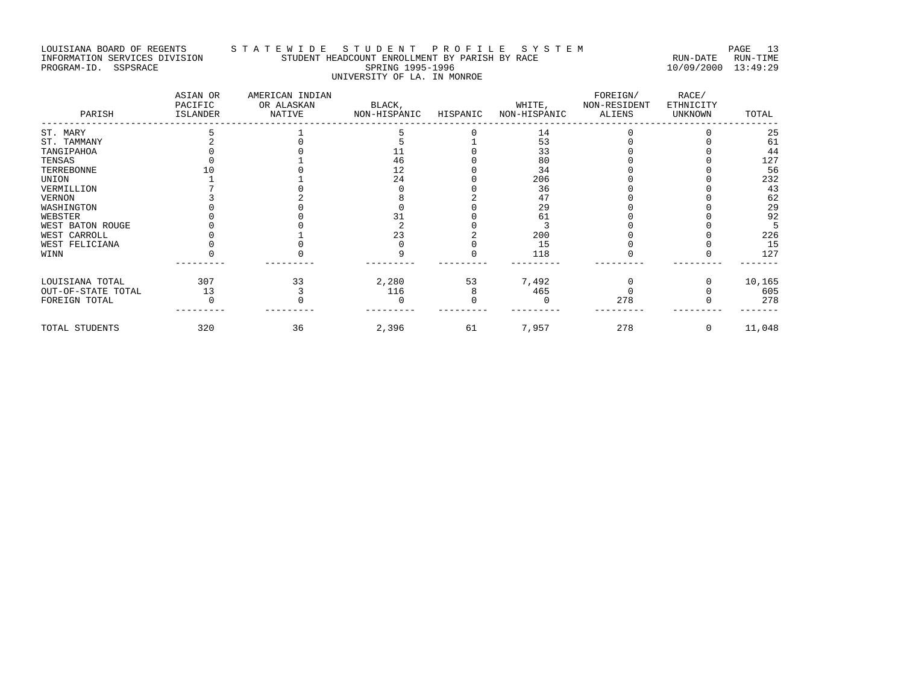LOUISIANA BOARD OF REGENTS — S T A T E W I D E S T U D E N T P R O F I L E S Y S T E M

INFORMATION SERVICES DIVISION — STUDENT HEADCOUNT ENROLLMENT BY PARISH BY RACE — RUN-DATE RUN-TIME

PROGRAM-ID. SSPSRACE — SPRING 1995-1996 — 10/09/2000 13:49:29

UNIVERSITY OF LA. IN MONROE

| PARISH | ASIAN OR PACIFIC ISLANDER | AMERICAN INDIAN OR ALASKAN NATIVE | BLACK, NON-HISPANIC | HISPANIC | WHITE, NON-HISPANIC | FOREIGN/ NON-RESIDENT ALIENS | RACE/ ETHNICITY UNKNOWN | TOTAL |
|---|---|---|---|---|---|---|---|---|
| ST. MARY | 5 | 1 | 5 | 0 | 14 | 0 | 0 | 25 |
| ST. TAMMANY | 2 | 0 | 5 | 1 | 53 | 0 | 0 | 61 |
| TANGIPAHOA | 0 | 0 | 11 | 0 | 33 | 0 | 0 | 44 |
| TENSAS | 0 | 1 | 46 | 0 | 80 | 0 | 0 | 127 |
| TERREBONNE | 10 | 0 | 12 | 0 | 34 | 0 | 0 | 56 |
| UNION | 1 | 1 | 24 | 0 | 206 | 0 | 0 | 232 |
| VERMILLION | 7 | 0 | 0 | 0 | 36 | 0 | 0 | 43 |
| VERNON | 3 | 2 | 8 | 2 | 47 | 0 | 0 | 62 |
| WASHINGTON | 0 | 0 | 0 | 0 | 29 | 0 | 0 | 29 |
| WEBSTER | 0 | 0 | 31 | 0 | 61 | 0 | 0 | 92 |
| WEST BATON ROUGE | 0 | 0 | 2 | 0 | 3 | 0 | 0 | 5 |
| WEST CARROLL | 0 | 1 | 23 | 2 | 200 | 0 | 0 | 226 |
| WEST FELICIANA | 0 | 0 | 0 | 0 | 15 | 0 | 0 | 15 |
| WINN | 0 | 0 | 9 | 0 | 118 | 0 | 0 | 127 |
| LOUISIANA TOTAL | 307 | 33 | 2,280 | 53 | 7,492 | 0 | 0 | 10,165 |
| OUT-OF-STATE TOTAL | 13 | 3 | 116 | 8 | 465 | 0 | 0 | 605 |
| FOREIGN TOTAL | 0 | 0 | 0 | 0 | 0 | 278 | 0 | 278 |
| TOTAL STUDENTS | 320 | 36 | 2,396 | 61 | 7,957 | 278 | 0 | 11,048 |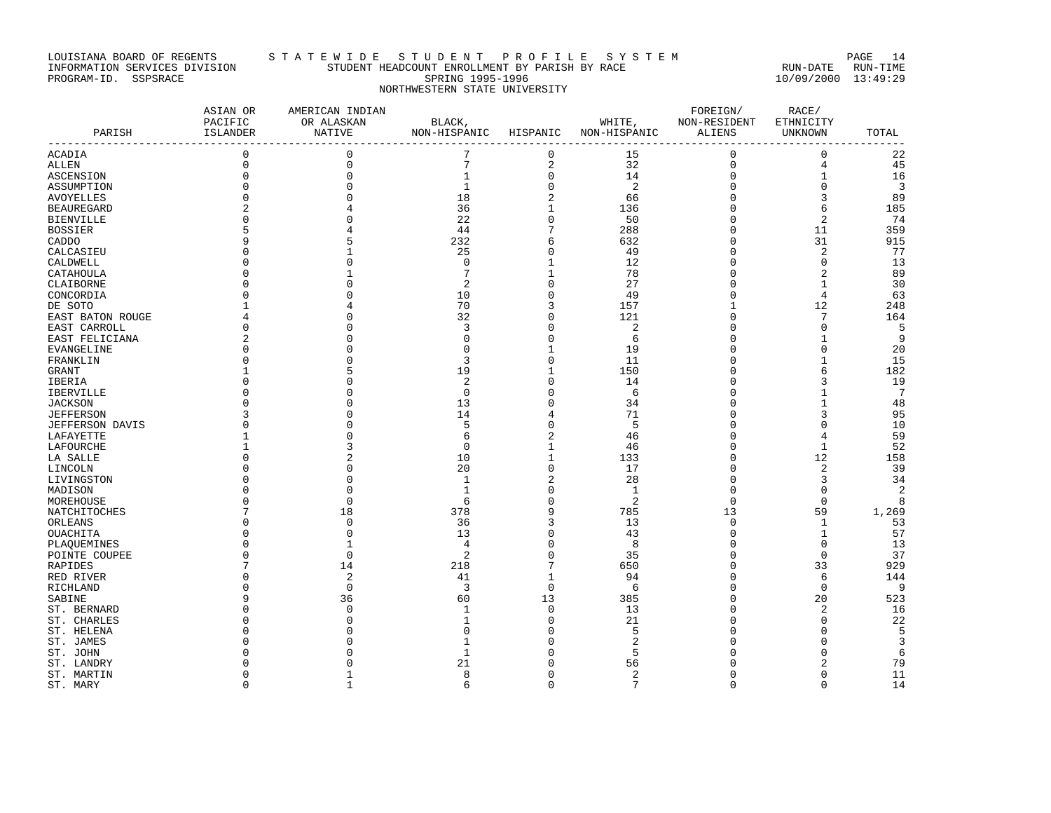LOUISIANA BOARD OF REGENTS — STATEWIDE STUDENT PROFILE SYSTEM
INFORMATION SERVICES DIVISION — STUDENT HEADCOUNT ENROLLMENT BY PARISH BY RACE — RUN-DATE 10/09/2000 RUN-TIME 13:49:29
PROGRAM-ID. SSPSRACE — SPRING 1995-1996

NORTHWESTERN STATE UNIVERSITY

| PARISH | ASIAN OR PACIFIC ISLANDER | AMERICAN INDIAN OR ALASKAN NATIVE | BLACK, NON-HISPANIC | HISPANIC | WHITE, NON-HISPANIC | FOREIGN/ NON-RESIDENT ALIENS | RACE/ ETHNICITY UNKNOWN | TOTAL |
|---|---|---|---|---|---|---|---|---|
| ACADIA | 0 | 0 | 7 | 0 | 15 | 0 | 0 | 22 |
| ALLEN | 0 | 0 | 7 | 2 | 32 | 0 | 4 | 45 |
| ASCENSION | 0 | 0 | 1 | 0 | 14 | 0 | 1 | 16 |
| ASSUMPTION | 0 | 0 | 1 | 0 | 2 | 0 | 0 | 3 |
| AVOYELLES | 0 | 0 | 18 | 2 | 66 | 0 | 3 | 89 |
| BEAUREGARD | 2 | 4 | 36 | 1 | 136 | 0 | 6 | 185 |
| BIENVILLE | 0 | 0 | 22 | 0 | 50 | 0 | 2 | 74 |
| BOSSIER | 5 | 4 | 44 | 7 | 288 | 0 | 11 | 359 |
| CADDO | 9 | 5 | 232 | 6 | 632 | 0 | 31 | 915 |
| CALCASIEU | 0 | 1 | 25 | 0 | 49 | 0 | 2 | 77 |
| CALDWELL | 0 | 0 | 0 | 1 | 12 | 0 | 0 | 13 |
| CATAHOULA | 0 | 1 | 7 | 1 | 78 | 0 | 2 | 89 |
| CLAIBORNE | 0 | 0 | 2 | 0 | 27 | 0 | 1 | 30 |
| CONCORDIA | 0 | 0 | 10 | 0 | 49 | 0 | 4 | 63 |
| DE SOTO | 1 | 4 | 70 | 3 | 157 | 1 | 12 | 248 |
| EAST BATON ROUGE | 4 | 0 | 32 | 0 | 121 | 0 | 7 | 164 |
| EAST CARROLL | 0 | 0 | 3 | 0 | 2 | 0 | 0 | 5 |
| EAST FELICIANA | 2 | 0 | 0 | 0 | 6 | 0 | 1 | 9 |
| EVANGELINE | 0 | 0 | 0 | 1 | 19 | 0 | 0 | 20 |
| FRANKLIN | 0 | 0 | 3 | 0 | 11 | 0 | 1 | 15 |
| GRANT | 1 | 5 | 19 | 1 | 150 | 0 | 6 | 182 |
| IBERIA | 0 | 0 | 2 | 0 | 14 | 0 | 3 | 19 |
| IBERVILLE | 0 | 0 | 0 | 0 | 6 | 0 | 1 | 7 |
| JACKSON | 0 | 0 | 13 | 0 | 34 | 0 | 1 | 48 |
| JEFFERSON | 3 | 0 | 14 | 4 | 71 | 0 | 3 | 95 |
| JEFFERSON DAVIS | 0 | 0 | 5 | 0 | 5 | 0 | 0 | 10 |
| LAFAYETTE | 1 | 0 | 6 | 2 | 46 | 0 | 4 | 59 |
| LAFOURCHE | 1 | 3 | 0 | 1 | 46 | 0 | 1 | 52 |
| LA SALLE | 0 | 2 | 10 | 1 | 133 | 0 | 12 | 158 |
| LINCOLN | 0 | 0 | 20 | 0 | 17 | 0 | 2 | 39 |
| LIVINGSTON | 0 | 0 | 1 | 2 | 28 | 0 | 3 | 34 |
| MADISON | 0 | 0 | 1 | 0 | 1 | 0 | 0 | 2 |
| MOREHOUSE | 0 | 0 | 6 | 0 | 2 | 0 | 0 | 8 |
| NATCHITOCHES | 7 | 18 | 378 | 9 | 785 | 13 | 59 | 1,269 |
| ORLEANS | 0 | 0 | 36 | 3 | 13 | 0 | 1 | 53 |
| OUACHITA | 0 | 0 | 13 | 0 | 43 | 0 | 1 | 57 |
| PLAQUEMINES | 0 | 1 | 4 | 0 | 8 | 0 | 0 | 13 |
| POINTE COUPEE | 0 | 0 | 2 | 0 | 35 | 0 | 0 | 37 |
| RAPIDES | 7 | 14 | 218 | 7 | 650 | 0 | 33 | 929 |
| RED RIVER | 0 | 2 | 41 | 1 | 94 | 0 | 6 | 144 |
| RICHLAND | 0 | 0 | 3 | 0 | 6 | 0 | 0 | 9 |
| SABINE | 9 | 36 | 60 | 13 | 385 | 0 | 20 | 523 |
| ST. BERNARD | 0 | 0 | 1 | 0 | 13 | 0 | 2 | 16 |
| ST. CHARLES | 0 | 0 | 1 | 0 | 21 | 0 | 0 | 22 |
| ST. HELENA | 0 | 0 | 0 | 0 | 5 | 0 | 0 | 5 |
| ST. JAMES | 0 | 0 | 1 | 0 | 2 | 0 | 0 | 3 |
| ST. JOHN | 0 | 0 | 1 | 0 | 5 | 0 | 0 | 6 |
| ST. LANDRY | 0 | 0 | 21 | 0 | 56 | 0 | 2 | 79 |
| ST. MARTIN | 0 | 1 | 8 | 0 | 2 | 0 | 0 | 11 |
| ST. MARY | 0 | 1 | 6 | 0 | 7 | 0 | 0 | 14 |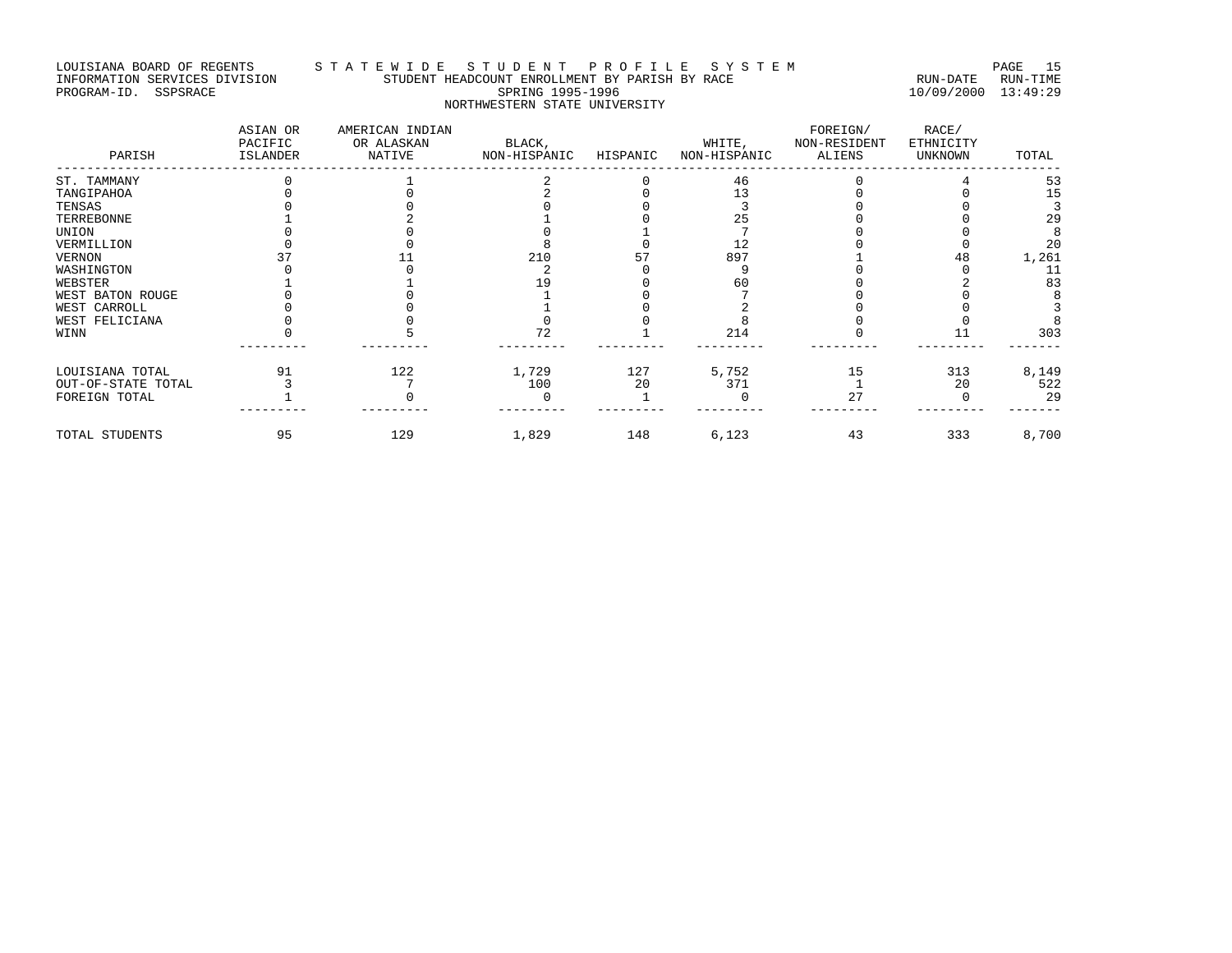LOUISIANA BOARD OF REGENTS — S T A T E W I D E   S T U D E N T   P R O F I L E   S Y S T E M

INFORMATION SERVICES DIVISION — STUDENT HEADCOUNT ENROLLMENT BY PARISH BY RACE — RUN-DATE 10/09/2000 RUN-TIME 13:49:29

PROGRAM-ID. SSPSRACE — SPRING 1995-1996

NORTHWESTERN STATE UNIVERSITY

| PARISH | ASIAN OR PACIFIC ISLANDER | AMERICAN INDIAN OR ALASKAN NATIVE | BLACK, NON-HISPANIC | HISPANIC | WHITE, NON-HISPANIC | FOREIGN/ NON-RESIDENT ALIENS | RACE/ ETHNICITY UNKNOWN | TOTAL |
|---|---|---|---|---|---|---|---|---|
| ST. TAMMANY | 0 | 1 | 2 | 0 | 46 | 0 | 4 | 53 |
| TANGIPAHOA | 0 | 0 | 2 | 0 | 13 | 0 | 0 | 15 |
| TENSAS | 0 | 0 | 0 | 0 | 3 | 0 | 0 | 3 |
| TERREBONNE | 1 | 2 | 1 | 0 | 25 | 0 | 0 | 29 |
| UNION | 0 | 0 | 0 | 1 | 7 | 0 | 0 | 8 |
| VERMILLION | 0 | 0 | 8 | 0 | 12 | 0 | 0 | 20 |
| VERNON | 37 | 11 | 210 | 57 | 897 | 1 | 48 | 1,261 |
| WASHINGTON | 0 | 0 | 2 | 0 | 9 | 0 | 0 | 11 |
| WEBSTER | 1 | 1 | 19 | 0 | 60 | 0 | 2 | 83 |
| WEST BATON ROUGE | 0 | 0 | 1 | 0 | 7 | 0 | 0 | 8 |
| WEST CARROLL | 0 | 0 | 1 | 0 | 2 | 0 | 0 | 3 |
| WEST FELICIANA | 0 | 0 | 0 | 0 | 8 | 0 | 0 | 8 |
| WINN | 0 | 5 | 72 | 1 | 214 | 0 | 11 | 303 |
| LOUISIANA TOTAL | 91 | 122 | 1,729 | 127 | 5,752 | 15 | 313 | 8,149 |
| OUT-OF-STATE TOTAL | 3 | 7 | 100 | 20 | 371 | 1 | 20 | 522 |
| FOREIGN TOTAL | 1 | 0 | 0 | 1 | 0 | 27 | 0 | 29 |
| TOTAL STUDENTS | 95 | 129 | 1,829 | 148 | 6,123 | 43 | 333 | 8,700 |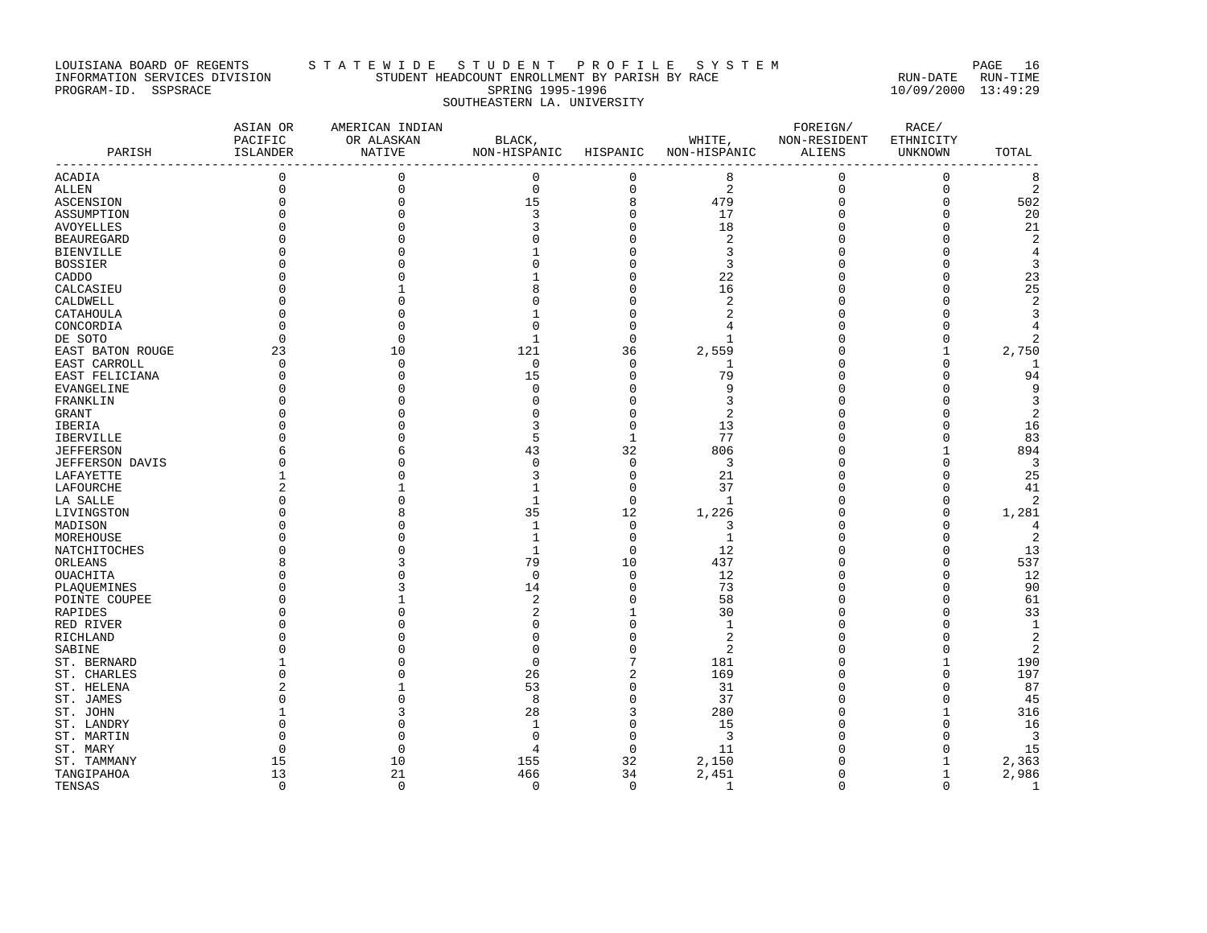LOUISIANA BOARD OF REGENTS — STATEWIDE STUDENT PROFILE SYSTEM
INFORMATION SERVICES DIVISION — STUDENT HEADCOUNT ENROLLMENT BY PARISH BY RACE — RUN-DATE 10/09/2000 RUN-TIME 13:49:29
PROGRAM-ID. SSPSRACE — SPRING 1995-1996

SOUTHEASTERN LA. UNIVERSITY

| PARISH | ASIAN OR PACIFIC ISLANDER | AMERICAN INDIAN OR ALASKAN NATIVE | BLACK, NON-HISPANIC | HISPANIC | WHITE, NON-HISPANIC | FOREIGN/ NON-RESIDENT ALIENS | RACE/ ETHNICITY UNKNOWN | TOTAL |
|---|---|---|---|---|---|---|---|---|
| ACADIA | 0 | 0 | 0 | 0 | 8 | 0 | 0 | 8 |
| ALLEN | 0 | 0 | 0 | 0 | 2 | 0 | 0 | 2 |
| ASCENSION | 0 | 0 | 15 | 8 | 479 | 0 | 0 | 502 |
| ASSUMPTION | 0 | 0 | 3 | 0 | 17 | 0 | 0 | 20 |
| AVOYELLES | 0 | 0 | 3 | 0 | 18 | 0 | 0 | 21 |
| BEAUREGARD | 0 | 0 | 0 | 0 | 2 | 0 | 0 | 2 |
| BIENVILLE | 0 | 0 | 1 | 0 | 3 | 0 | 0 | 4 |
| BOSSIER | 0 | 0 | 0 | 0 | 3 | 0 | 0 | 3 |
| CADDO | 0 | 0 | 1 | 0 | 22 | 0 | 0 | 23 |
| CALCASIEU | 0 | 1 | 8 | 0 | 16 | 0 | 0 | 25 |
| CALDWELL | 0 | 0 | 0 | 0 | 2 | 0 | 0 | 2 |
| CATAHOULA | 0 | 0 | 1 | 0 | 2 | 0 | 0 | 3 |
| CONCORDIA | 0 | 0 | 0 | 0 | 4 | 0 | 0 | 4 |
| DE SOTO | 0 | 0 | 1 | 0 | 1 | 0 | 0 | 2 |
| EAST BATON ROUGE | 23 | 10 | 121 | 36 | 2,559 | 0 | 1 | 2,750 |
| EAST CARROLL | 0 | 0 | 0 | 0 | 1 | 0 | 0 | 1 |
| EAST FELICIANA | 0 | 0 | 15 | 0 | 79 | 0 | 0 | 94 |
| EVANGELINE | 0 | 0 | 0 | 0 | 9 | 0 | 0 | 9 |
| FRANKLIN | 0 | 0 | 0 | 0 | 3 | 0 | 0 | 3 |
| GRANT | 0 | 0 | 0 | 0 | 2 | 0 | 0 | 2 |
| IBERIA | 0 | 0 | 3 | 0 | 13 | 0 | 0 | 16 |
| IBERVILLE | 0 | 0 | 5 | 1 | 77 | 0 | 0 | 83 |
| JEFFERSON | 6 | 6 | 43 | 32 | 806 | 0 | 1 | 894 |
| JEFFERSON DAVIS | 0 | 0 | 0 | 0 | 3 | 0 | 0 | 3 |
| LAFAYETTE | 1 | 0 | 3 | 0 | 21 | 0 | 0 | 25 |
| LAFOURCHE | 2 | 1 | 1 | 0 | 37 | 0 | 0 | 41 |
| LA SALLE | 0 | 0 | 1 | 0 | 1 | 0 | 0 | 2 |
| LIVINGSTON | 0 | 8 | 35 | 12 | 1,226 | 0 | 0 | 1,281 |
| MADISON | 0 | 0 | 1 | 0 | 3 | 0 | 0 | 4 |
| MOREHOUSE | 0 | 0 | 1 | 0 | 1 | 0 | 0 | 2 |
| NATCHITOCHES | 0 | 0 | 1 | 0 | 12 | 0 | 0 | 13 |
| ORLEANS | 8 | 3 | 79 | 10 | 437 | 0 | 0 | 537 |
| OUACHITA | 0 | 0 | 0 | 0 | 12 | 0 | 0 | 12 |
| PLAQUEMINES | 0 | 3 | 14 | 0 | 73 | 0 | 0 | 90 |
| POINTE COUPEE | 0 | 1 | 2 | 0 | 58 | 0 | 0 | 61 |
| RAPIDES | 0 | 0 | 2 | 1 | 30 | 0 | 0 | 33 |
| RED RIVER | 0 | 0 | 0 | 0 | 1 | 0 | 0 | 1 |
| RICHLAND | 0 | 0 | 0 | 0 | 2 | 0 | 0 | 2 |
| SABINE | 0 | 0 | 0 | 0 | 2 | 0 | 0 | 2 |
| ST. BERNARD | 1 | 0 | 0 | 7 | 181 | 0 | 1 | 190 |
| ST. CHARLES | 0 | 0 | 26 | 2 | 169 | 0 | 0 | 197 |
| ST. HELENA | 2 | 1 | 53 | 0 | 31 | 0 | 0 | 87 |
| ST. JAMES | 0 | 0 | 8 | 0 | 37 | 0 | 0 | 45 |
| ST. JOHN | 1 | 3 | 28 | 3 | 280 | 0 | 1 | 316 |
| ST. LANDRY | 0 | 0 | 1 | 0 | 15 | 0 | 0 | 16 |
| ST. MARTIN | 0 | 0 | 0 | 0 | 3 | 0 | 0 | 3 |
| ST. MARY | 0 | 0 | 4 | 0 | 11 | 0 | 0 | 15 |
| ST. TAMMANY | 15 | 10 | 155 | 32 | 2,150 | 0 | 1 | 2,363 |
| TANGIPAHOA | 13 | 21 | 466 | 34 | 2,451 | 0 | 1 | 2,986 |
| TENSAS | 0 | 0 | 0 | 0 | 1 | 0 | 0 | 1 |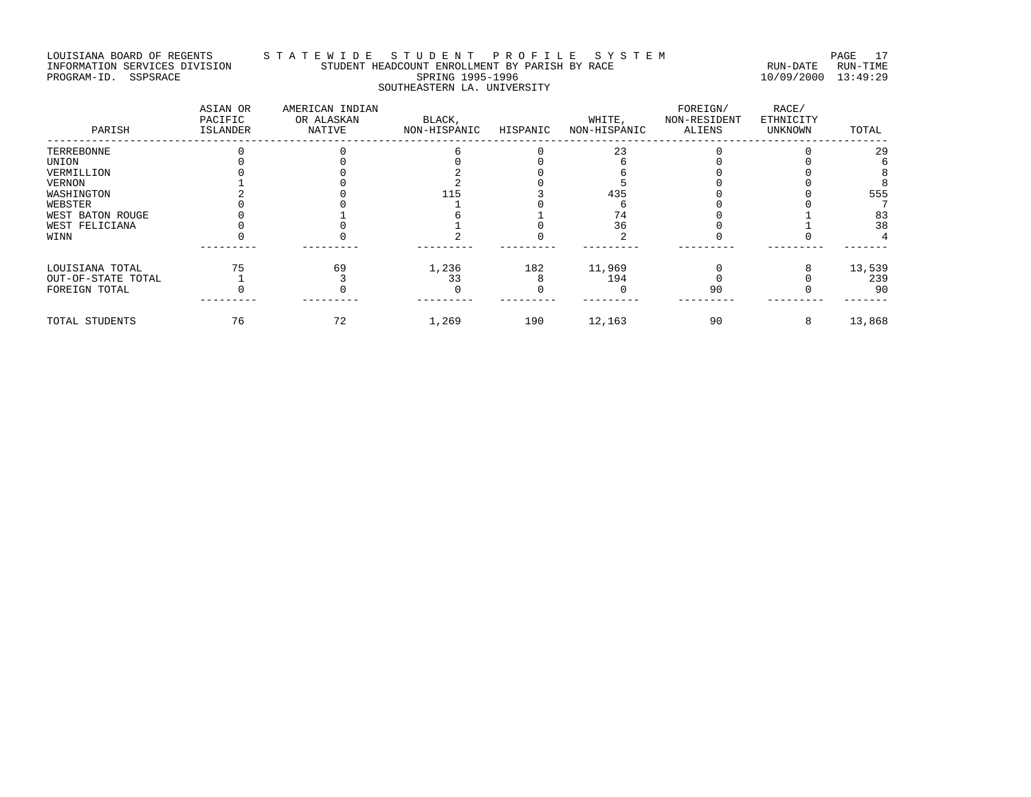LOUISIANA BOARD OF REGENTS — STATEWIDE STUDENT PROFILE SYSTEM
INFORMATION SERVICES DIVISION — STUDENT HEADCOUNT ENROLLMENT BY PARISH BY RACE — RUN-DATE 10/09/2000 RUN-TIME 13:49:29
PROGRAM-ID. SSPSRACE — SPRING 1995-1996

SOUTHEASTERN LA. UNIVERSITY

| PARISH | ASIAN OR PACIFIC ISLANDER | AMERICAN INDIAN OR ALASKAN NATIVE | BLACK, NON-HISPANIC | HISPANIC | WHITE, NON-HISPANIC | FOREIGN/ NON-RESIDENT ALIENS | RACE/ ETHNICITY UNKNOWN | TOTAL |
|---|---|---|---|---|---|---|---|---|
| TERREBONNE | 0 | 0 | 6 | 0 | 23 | 0 | 0 | 29 |
| UNION | 0 | 0 | 0 | 0 | 6 | 0 | 0 | 6 |
| VERMILLION | 0 | 0 | 2 | 0 | 6 | 0 | 0 | 8 |
| VERNON | 1 | 0 | 2 | 0 | 5 | 0 | 0 | 8 |
| WASHINGTON | 2 | 0 | 115 | 3 | 435 | 0 | 0 | 555 |
| WEBSTER | 0 | 0 | 1 | 0 | 6 | 0 | 0 | 7 |
| WEST BATON ROUGE | 0 | 1 | 6 | 1 | 74 | 0 | 1 | 83 |
| WEST FELICIANA | 0 | 0 | 1 | 0 | 36 | 0 | 1 | 38 |
| WINN | 0 | 0 | 2 | 0 | 2 | 0 | 0 | 4 |
| LOUISIANA TOTAL | 75 | 69 | 1,236 | 182 | 11,969 | 0 | 8 | 13,539 |
| OUT-OF-STATE TOTAL | 1 | 3 | 33 | 8 | 194 | 0 | 0 | 239 |
| FOREIGN TOTAL | 0 | 0 | 0 | 0 | 0 | 90 | 0 | 90 |
| TOTAL STUDENTS | 76 | 72 | 1,269 | 190 | 12,163 | 90 | 8 | 13,868 |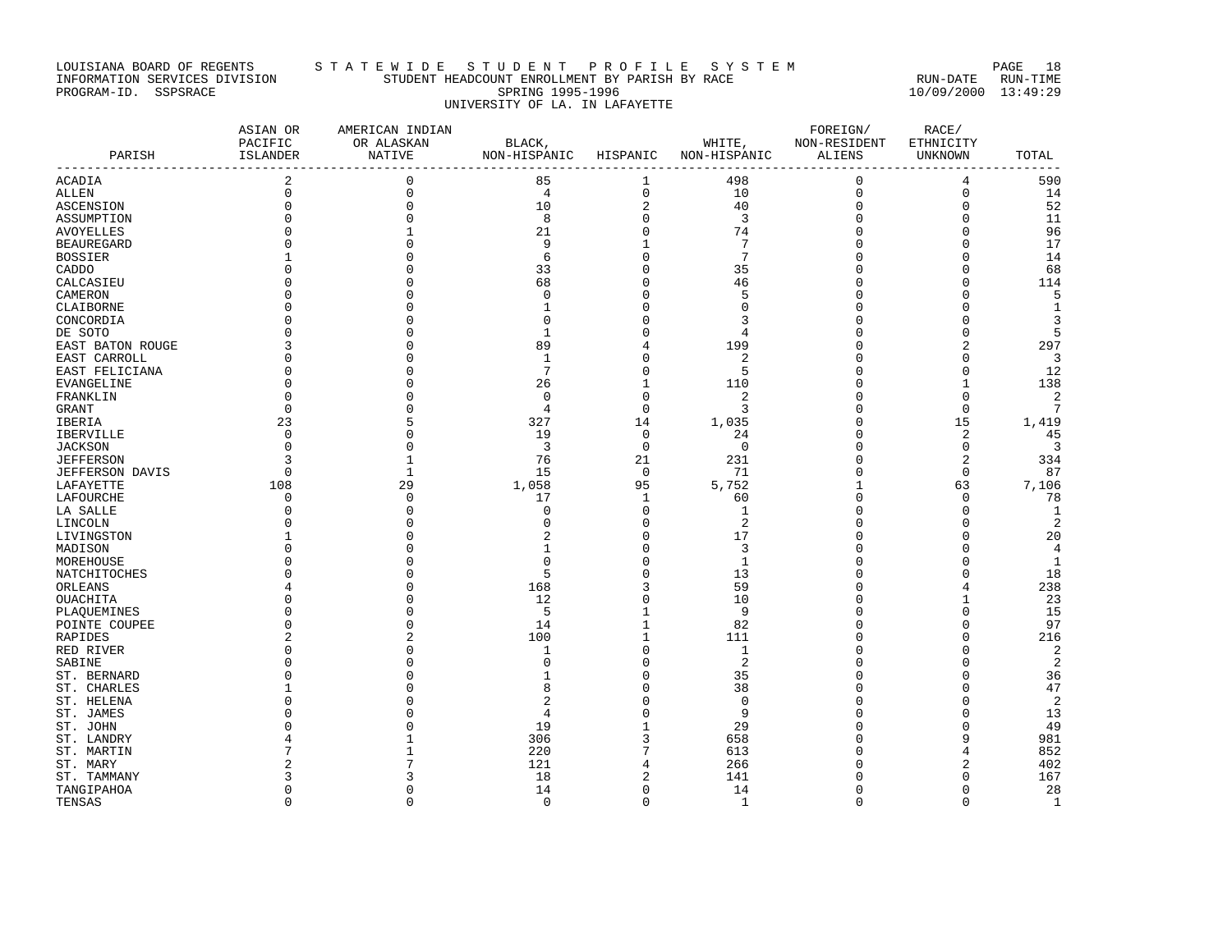LOUISIANA BOARD OF REGENTS S T A T E W I D E S T U D E N T P R O F I L E S Y S T E M

INFORMATION SERVICES DIVISION STUDENT HEADCOUNT ENROLLMENT BY PARISH BY RACE RUN-DATE RUN-TIME

PROGRAM-ID. SSPSRACE SPRING 1995-1996 10/09/2000 13:49:29

UNIVERSITY OF LA. IN LAFAYETTE

| PARISH | ASIAN OR PACIFIC ISLANDER | AMERICAN INDIAN OR ALASKAN NATIVE | BLACK, NON-HISPANIC | HISPANIC | WHITE, NON-HISPANIC | FOREIGN/ NON-RESIDENT ALIENS | RACE/ ETHNICITY UNKNOWN | TOTAL |
|---|---|---|---|---|---|---|---|---|
| ACADIA | 2 | 0 | 85 | 1 | 498 | 0 | 4 | 590 |
| ALLEN | 0 | 0 | 4 | 0 | 10 | 0 | 0 | 14 |
| ASCENSION | 0 | 0 | 10 | 2 | 40 | 0 | 0 | 52 |
| ASSUMPTION | 0 | 0 | 8 | 0 | 3 | 0 | 0 | 11 |
| AVOYELLES | 0 | 1 | 21 | 0 | 74 | 0 | 0 | 96 |
| BEAUREGARD | 0 | 0 | 9 | 1 | 7 | 0 | 0 | 17 |
| BOSSIER | 1 | 0 | 6 | 0 | 7 | 0 | 0 | 14 |
| CADDO | 0 | 0 | 33 | 0 | 35 | 0 | 0 | 68 |
| CALCASIEU | 0 | 0 | 68 | 0 | 46 | 0 | 0 | 114 |
| CAMERON | 0 | 0 | 0 | 0 | 5 | 0 | 0 | 5 |
| CLAIBORNE | 0 | 0 | 1 | 0 | 0 | 0 | 0 | 1 |
| CONCORDIA | 0 | 0 | 0 | 0 | 3 | 0 | 0 | 3 |
| DE SOTO | 0 | 0 | 1 | 0 | 4 | 0 | 0 | 5 |
| EAST BATON ROUGE | 3 | 0 | 89 | 4 | 199 | 0 | 2 | 297 |
| EAST CARROLL | 0 | 0 | 1 | 0 | 2 | 0 | 0 | 3 |
| EAST FELICIANA | 0 | 0 | 7 | 0 | 5 | 0 | 0 | 12 |
| EVANGELINE | 0 | 0 | 26 | 1 | 110 | 0 | 1 | 138 |
| FRANKLIN | 0 | 0 | 0 | 0 | 2 | 0 | 0 | 2 |
| GRANT | 0 | 0 | 4 | 0 | 3 | 0 | 0 | 7 |
| IBERIA | 23 | 5 | 327 | 14 | 1,035 | 0 | 15 | 1,419 |
| IBERVILLE | 0 | 0 | 19 | 0 | 24 | 0 | 2 | 45 |
| JACKSON | 0 | 0 | 3 | 0 | 0 | 0 | 0 | 3 |
| JEFFERSON | 3 | 1 | 76 | 21 | 231 | 0 | 2 | 334 |
| JEFFERSON DAVIS | 0 | 1 | 15 | 0 | 71 | 0 | 0 | 87 |
| LAFAYETTE | 108 | 29 | 1,058 | 95 | 5,752 | 1 | 63 | 7,106 |
| LAFOURCHE | 0 | 0 | 17 | 1 | 60 | 0 | 0 | 78 |
| LA SALLE | 0 | 0 | 0 | 0 | 1 | 0 | 0 | 1 |
| LINCOLN | 0 | 0 | 0 | 0 | 2 | 0 | 0 | 2 |
| LIVINGSTON | 1 | 0 | 2 | 0 | 17 | 0 | 0 | 20 |
| MADISON | 0 | 0 | 1 | 0 | 3 | 0 | 0 | 4 |
| MOREHOUSE | 0 | 0 | 0 | 0 | 1 | 0 | 0 | 1 |
| NATCHITOCHES | 0 | 0 | 5 | 0 | 13 | 0 | 0 | 18 |
| ORLEANS | 4 | 0 | 168 | 3 | 59 | 0 | 4 | 238 |
| OUACHITA | 0 | 0 | 12 | 0 | 10 | 0 | 1 | 23 |
| PLAQUEMINES | 0 | 0 | 5 | 1 | 9 | 0 | 0 | 15 |
| POINTE COUPEE | 0 | 0 | 14 | 1 | 82 | 0 | 0 | 97 |
| RAPIDES | 2 | 2 | 100 | 1 | 111 | 0 | 0 | 216 |
| RED RIVER | 0 | 0 | 1 | 0 | 1 | 0 | 0 | 2 |
| SABINE | 0 | 0 | 0 | 0 | 2 | 0 | 0 | 2 |
| ST. BERNARD | 0 | 0 | 1 | 0 | 35 | 0 | 0 | 36 |
| ST. CHARLES | 1 | 0 | 8 | 0 | 38 | 0 | 0 | 47 |
| ST. HELENA | 0 | 0 | 2 | 0 | 0 | 0 | 0 | 2 |
| ST. JAMES | 0 | 0 | 4 | 0 | 9 | 0 | 0 | 13 |
| ST. JOHN | 0 | 0 | 19 | 1 | 29 | 0 | 0 | 49 |
| ST. LANDRY | 4 | 1 | 306 | 3 | 658 | 0 | 9 | 981 |
| ST. MARTIN | 7 | 1 | 220 | 7 | 613 | 0 | 4 | 852 |
| ST. MARY | 2 | 7 | 121 | 4 | 266 | 0 | 2 | 402 |
| ST. TAMMANY | 3 | 3 | 18 | 2 | 141 | 0 | 0 | 167 |
| TANGIPAHOA | 0 | 0 | 14 | 0 | 14 | 0 | 0 | 28 |
| TENSAS | 0 | 0 | 0 | 0 | 1 | 0 | 0 | 1 |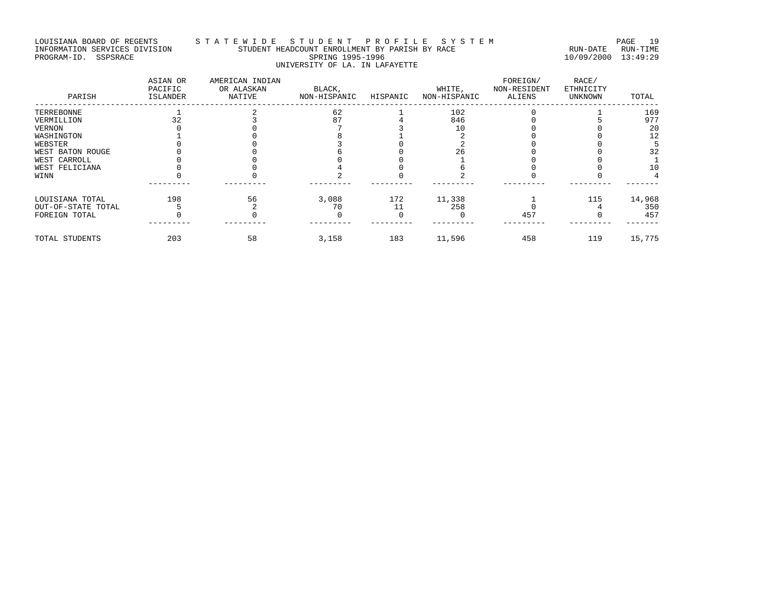LOUISIANA BOARD OF REGENTS — S T A T E W I D E   S T U D E N T   P R O F I L E   S Y S T E M

INFORMATION SERVICES DIVISION — STUDENT HEADCOUNT ENROLLMENT BY PARISH BY RACE — RUN-DATE 10/09/2000 RUN-TIME 13:49:29

PROGRAM-ID. SSPSRACE — SPRING 1995-1996

UNIVERSITY OF LA. IN LAFAYETTE

| PARISH | ASIAN OR PACIFIC ISLANDER | AMERICAN INDIAN OR ALASKAN NATIVE | BLACK, NON-HISPANIC | HISPANIC | WHITE, NON-HISPANIC | FOREIGN/ NON-RESIDENT ALIENS | RACE/ ETHNICITY UNKNOWN | TOTAL |
|---|---|---|---|---|---|---|---|---|
| TERREBONNE | 1 | 2 | 62 | 1 | 102 | 0 | 1 | 169 |
| VERMILLION | 32 | 3 | 87 | 4 | 846 | 0 | 5 | 977 |
| VERNON | 0 | 0 | 7 | 3 | 10 | 0 | 0 | 20 |
| WASHINGTON | 1 | 0 | 8 | 1 | 2 | 0 | 0 | 12 |
| WEBSTER | 0 | 0 | 3 | 0 | 2 | 0 | 0 | 5 |
| WEST BATON ROUGE | 0 | 0 | 6 | 0 | 26 | 0 | 0 | 32 |
| WEST CARROLL | 0 | 0 | 0 | 0 | 1 | 0 | 0 | 1 |
| WEST FELICIANA | 0 | 0 | 4 | 0 | 6 | 0 | 0 | 10 |
| WINN | 0 | 0 | 2 | 0 | 2 | 0 | 0 | 4 |
| LOUISIANA TOTAL | 198 | 56 | 3,088 | 172 | 11,338 | 1 | 115 | 14,968 |
| OUT-OF-STATE TOTAL | 5 | 2 | 70 | 11 | 258 | 0 | 4 | 350 |
| FOREIGN TOTAL | 0 | 0 | 0 | 0 | 0 | 457 | 0 | 457 |
| TOTAL STUDENTS | 203 | 58 | 3,158 | 183 | 11,596 | 458 | 119 | 15,775 |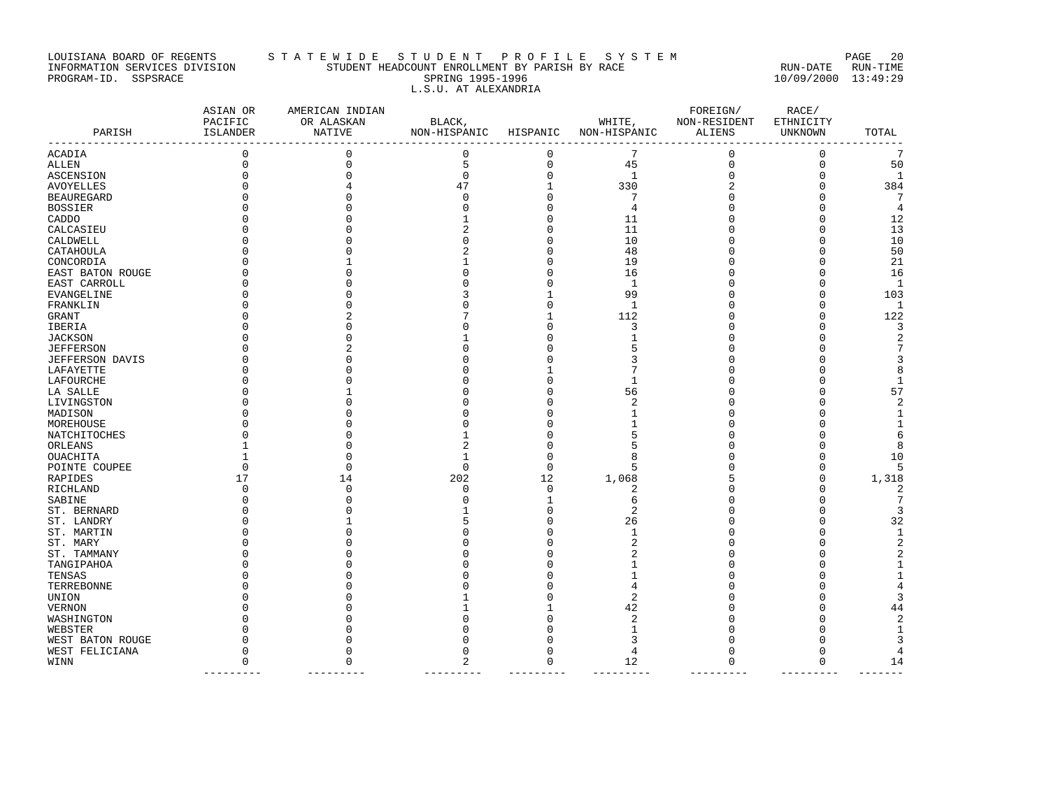LOUISIANA BOARD OF REGENTS — S T A T E W I D E   S T U D E N T   P R O F I L E   S Y S T E M

INFORMATION SERVICES DIVISION — STUDENT HEADCOUNT ENROLLMENT BY PARISH BY RACE — RUN-DATE 10/09/2000 RUN-TIME 13:49:29

PROGRAM-ID. SSPSRACE — SPRING 1995-1996

L.S.U. AT ALEXANDRIA

| PARISH | ASIAN OR PACIFIC ISLANDER | AMERICAN INDIAN OR ALASKAN NATIVE | BLACK, NON-HISPANIC | HISPANIC | WHITE, NON-HISPANIC | FOREIGN/ NON-RESIDENT ALIENS | RACE/ ETHNICITY UNKNOWN | TOTAL |
|---|---|---|---|---|---|---|---|---|
| ACADIA | 0 | 0 | 0 | 0 | 7 | 0 | 0 | 7 |
| ALLEN | 0 | 0 | 5 | 0 | 45 | 0 | 0 | 50 |
| ASCENSION | 0 | 0 | 0 | 0 | 1 | 0 | 0 | 1 |
| AVOYELLES | 0 | 4 | 47 | 1 | 330 | 2 | 0 | 384 |
| BEAUREGARD | 0 | 0 | 0 | 0 | 7 | 0 | 0 | 7 |
| BOSSIER | 0 | 0 | 0 | 0 | 4 | 0 | 0 | 4 |
| CADDO | 0 | 0 | 1 | 0 | 11 | 0 | 0 | 12 |
| CALCASIEU | 0 | 0 | 2 | 0 | 11 | 0 | 0 | 13 |
| CALDWELL | 0 | 0 | 0 | 0 | 10 | 0 | 0 | 10 |
| CATAHOULA | 0 | 0 | 2 | 0 | 48 | 0 | 0 | 50 |
| CONCORDIA | 0 | 1 | 1 | 0 | 19 | 0 | 0 | 21 |
| EAST BATON ROUGE | 0 | 0 | 0 | 0 | 16 | 0 | 0 | 16 |
| EAST CARROLL | 0 | 0 | 0 | 0 | 1 | 0 | 0 | 1 |
| EVANGELINE | 0 | 0 | 3 | 1 | 99 | 0 | 0 | 103 |
| FRANKLIN | 0 | 0 | 0 | 0 | 1 | 0 | 0 | 1 |
| GRANT | 0 | 2 | 7 | 1 | 112 | 0 | 0 | 122 |
| IBERIA | 0 | 0 | 0 | 0 | 3 | 0 | 0 | 3 |
| JACKSON | 0 | 0 | 1 | 0 | 1 | 0 | 0 | 2 |
| JEFFERSON | 0 | 2 | 0 | 0 | 5 | 0 | 0 | 7 |
| JEFFERSON DAVIS | 0 | 0 | 0 | 0 | 3 | 0 | 0 | 3 |
| LAFAYETTE | 0 | 0 | 0 | 1 | 7 | 0 | 0 | 8 |
| LAFOURCHE | 0 | 0 | 0 | 0 | 1 | 0 | 0 | 1 |
| LA SALLE | 0 | 1 | 0 | 0 | 56 | 0 | 0 | 57 |
| LIVINGSTON | 0 | 0 | 0 | 0 | 2 | 0 | 0 | 2 |
| MADISON | 0 | 0 | 0 | 0 | 1 | 0 | 0 | 1 |
| MOREHOUSE | 0 | 0 | 0 | 0 | 1 | 0 | 0 | 1 |
| NATCHITOCHES | 0 | 0 | 1 | 0 | 5 | 0 | 0 | 6 |
| ORLEANS | 1 | 0 | 2 | 0 | 5 | 0 | 0 | 8 |
| OUACHITA | 1 | 0 | 1 | 0 | 8 | 0 | 0 | 10 |
| POINTE COUPEE | 0 | 0 | 0 | 0 | 5 | 0 | 0 | 5 |
| RAPIDES | 17 | 14 | 202 | 12 | 1,068 | 5 | 0 | 1,318 |
| RICHLAND | 0 | 0 | 0 | 0 | 2 | 0 | 0 | 2 |
| SABINE | 0 | 0 | 0 | 1 | 6 | 0 | 0 | 7 |
| ST. BERNARD | 0 | 0 | 1 | 0 | 2 | 0 | 0 | 3 |
| ST. LANDRY | 0 | 1 | 5 | 0 | 26 | 0 | 0 | 32 |
| ST. MARTIN | 0 | 0 | 0 | 0 | 1 | 0 | 0 | 1 |
| ST. MARY | 0 | 0 | 0 | 0 | 2 | 0 | 0 | 2 |
| ST. TAMMANY | 0 | 0 | 0 | 0 | 2 | 0 | 0 | 2 |
| TANGIPAHOA | 0 | 0 | 0 | 0 | 1 | 0 | 0 | 1 |
| TENSAS | 0 | 0 | 0 | 0 | 1 | 0 | 0 | 1 |
| TERREBONNE | 0 | 0 | 0 | 0 | 4 | 0 | 0 | 4 |
| UNION | 0 | 0 | 1 | 0 | 2 | 0 | 0 | 3 |
| VERNON | 0 | 0 | 1 | 1 | 42 | 0 | 0 | 44 |
| WASHINGTON | 0 | 0 | 0 | 0 | 2 | 0 | 0 | 2 |
| WEBSTER | 0 | 0 | 0 | 0 | 1 | 0 | 0 | 1 |
| WEST BATON ROUGE | 0 | 0 | 0 | 0 | 3 | 0 | 0 | 3 |
| WEST FELICIANA | 0 | 0 | 0 | 0 | 4 | 0 | 0 | 4 |
| WINN | 0 | 0 | 2 | 0 | 12 | 0 | 0 | 14 |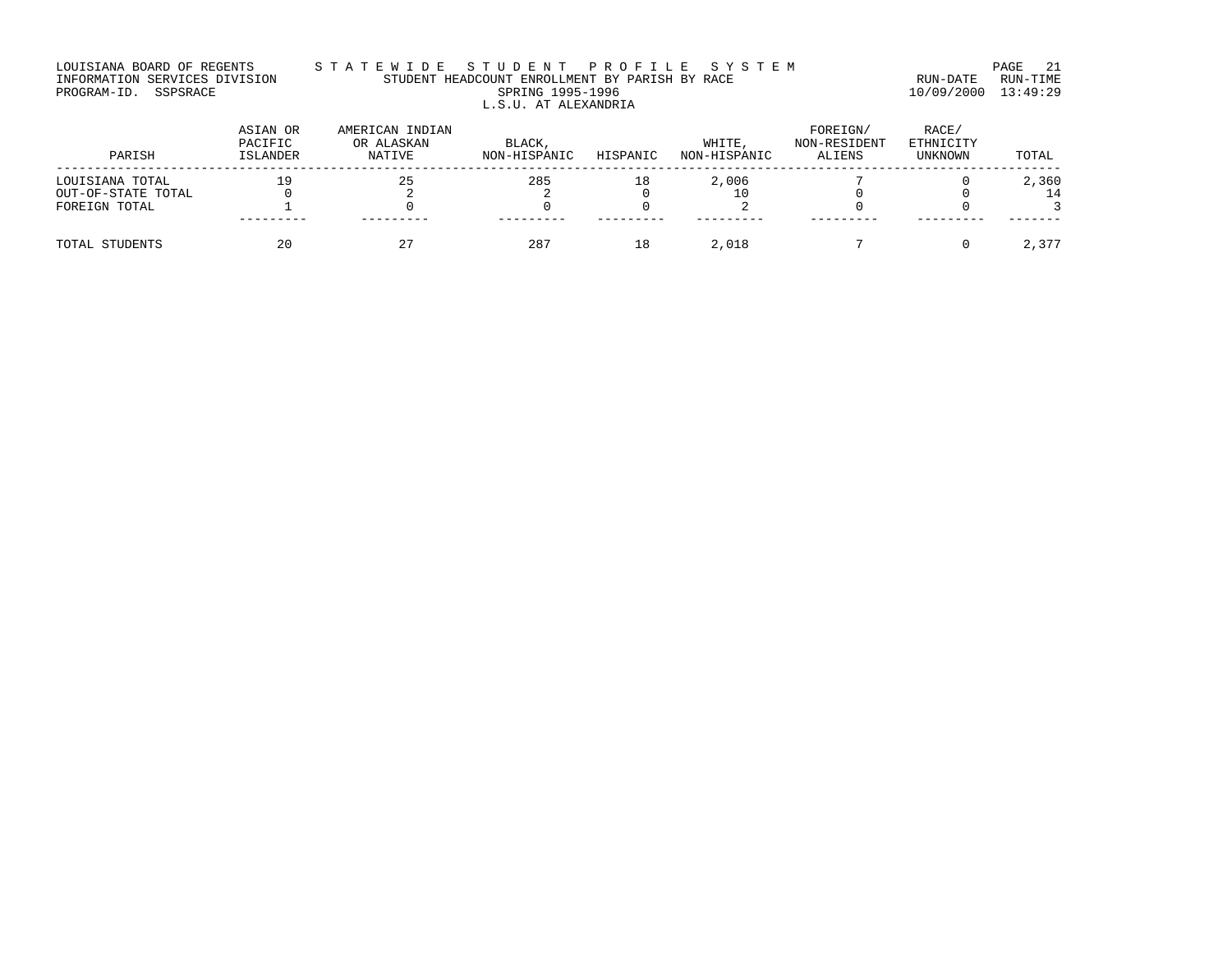LOUISIANA BOARD OF REGENTS — STATEWIDE STUDENT PROFILE SYSTEM
INFORMATION SERVICES DIVISION — STUDENT HEADCOUNT ENROLLMENT BY PARISH BY RACE — RUN-DATE 10/09/2000 RUN-TIME 13:49:29
PROGRAM-ID. SSPSRACE

SPRING 1995-1996

L.S.U. AT ALEXANDRIA

| PARISH | ASIAN OR PACIFIC ISLANDER | AMERICAN INDIAN OR ALASKAN NATIVE | BLACK, NON-HISPANIC | HISPANIC | WHITE, NON-HISPANIC | FOREIGN/ NON-RESIDENT ALIENS | RACE/ ETHNICITY UNKNOWN | TOTAL |
|---|---|---|---|---|---|---|---|---|
| LOUISIANA TOTAL | 19 | 25 | 285 | 18 | 2,006 | 7 | 0 | 2,360 |
| OUT-OF-STATE TOTAL | 0 | 2 | 2 | 0 | 10 | 0 | 0 | 14 |
| FOREIGN TOTAL | 1 | 0 | 0 | 0 | 2 | 0 | 0 | 3 |
| TOTAL STUDENTS | 20 | 27 | 287 | 18 | 2,018 | 7 | 0 | 2,377 |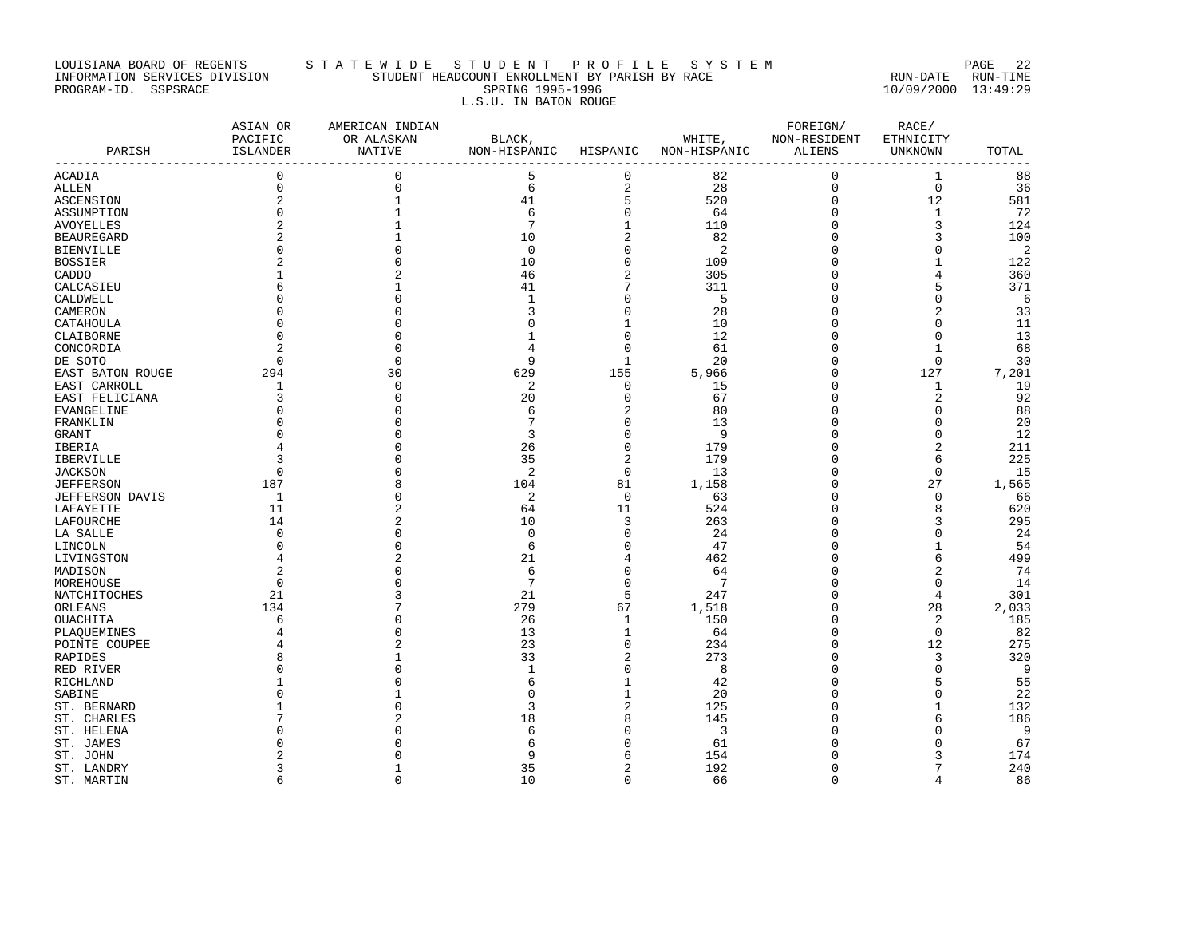LOUISIANA BOARD OF REGENTS — STATEWIDE STUDENT PROFILE SYSTEM

INFORMATION SERVICES DIVISION — STUDENT HEADCOUNT ENROLLMENT BY PARISH BY RACE — RUN-DATE 10/09/2000 RUN-TIME 13:49:29

PROGRAM-ID. SSPSRACE — SPRING 1995-1996

L.S.U. IN BATON ROUGE

| PARISH | ASIAN OR PACIFIC ISLANDER | AMERICAN INDIAN OR ALASKAN NATIVE | BLACK, NON-HISPANIC | HISPANIC | WHITE, NON-HISPANIC | FOREIGN/ NON-RESIDENT ALIENS | RACE/ ETHNICITY UNKNOWN | TOTAL |
|---|---|---|---|---|---|---|---|---|
| ACADIA | 0 | 0 | 5 | 0 | 82 | 0 | 1 | 88 |
| ALLEN | 0 | 0 | 6 | 2 | 28 | 0 | 0 | 36 |
| ASCENSION | 2 | 1 | 41 | 5 | 520 | 0 | 12 | 581 |
| ASSUMPTION | 0 | 1 | 6 | 0 | 64 | 0 | 1 | 72 |
| AVOYELLES | 2 | 1 | 7 | 1 | 110 | 0 | 3 | 124 |
| BEAUREGARD | 2 | 1 | 10 | 2 | 82 | 0 | 3 | 100 |
| BIENVILLE | 0 | 0 | 0 | 0 | 2 | 0 | 0 | 2 |
| BOSSIER | 2 | 0 | 10 | 0 | 109 | 0 | 1 | 122 |
| CADDO | 1 | 2 | 46 | 2 | 305 | 0 | 4 | 360 |
| CALCASIEU | 6 | 1 | 41 | 7 | 311 | 0 | 5 | 371 |
| CALDWELL | 0 | 0 | 1 | 0 | 5 | 0 | 0 | 6 |
| CAMERON | 0 | 0 | 3 | 0 | 28 | 0 | 2 | 33 |
| CATAHOULA | 0 | 0 | 0 | 1 | 10 | 0 | 0 | 11 |
| CLAIBORNE | 0 | 0 | 1 | 0 | 12 | 0 | 0 | 13 |
| CONCORDIA | 2 | 0 | 4 | 0 | 61 | 0 | 1 | 68 |
| DE SOTO | 0 | 0 | 9 | 1 | 20 | 0 | 0 | 30 |
| EAST BATON ROUGE | 294 | 30 | 629 | 155 | 5,966 | 0 | 127 | 7,201 |
| EAST CARROLL | 1 | 0 | 2 | 0 | 15 | 0 | 1 | 19 |
| EAST FELICIANA | 3 | 0 | 20 | 0 | 67 | 0 | 2 | 92 |
| EVANGELINE | 0 | 0 | 6 | 2 | 80 | 0 | 0 | 88 |
| FRANKLIN | 0 | 0 | 7 | 0 | 13 | 0 | 0 | 20 |
| GRANT | 0 | 0 | 3 | 0 | 9 | 0 | 0 | 12 |
| IBERIA | 4 | 0 | 26 | 0 | 179 | 0 | 2 | 211 |
| IBERVILLE | 3 | 0 | 35 | 2 | 179 | 0 | 6 | 225 |
| JACKSON | 0 | 0 | 2 | 0 | 13 | 0 | 0 | 15 |
| JEFFERSON | 187 | 8 | 104 | 81 | 1,158 | 0 | 27 | 1,565 |
| JEFFERSON DAVIS | 1 | 0 | 2 | 0 | 63 | 0 | 0 | 66 |
| LAFAYETTE | 11 | 2 | 64 | 11 | 524 | 0 | 8 | 620 |
| LAFOURCHE | 14 | 2 | 10 | 3 | 263 | 0 | 3 | 295 |
| LA SALLE | 0 | 0 | 0 | 0 | 24 | 0 | 0 | 24 |
| LINCOLN | 0 | 0 | 6 | 0 | 47 | 0 | 1 | 54 |
| LIVINGSTON | 4 | 2 | 21 | 4 | 462 | 0 | 6 | 499 |
| MADISON | 2 | 0 | 6 | 0 | 64 | 0 | 2 | 74 |
| MOREHOUSE | 0 | 0 | 7 | 0 | 7 | 0 | 0 | 14 |
| NATCHITOCHES | 21 | 3 | 21 | 5 | 247 | 0 | 4 | 301 |
| ORLEANS | 134 | 7 | 279 | 67 | 1,518 | 0 | 28 | 2,033 |
| OUACHITA | 6 | 0 | 26 | 1 | 150 | 0 | 2 | 185 |
| PLAQUEMINES | 4 | 0 | 13 | 1 | 64 | 0 | 0 | 82 |
| POINTE COUPEE | 4 | 2 | 23 | 0 | 234 | 0 | 12 | 275 |
| RAPIDES | 8 | 1 | 33 | 2 | 273 | 0 | 3 | 320 |
| RED RIVER | 0 | 0 | 1 | 0 | 8 | 0 | 0 | 9 |
| RICHLAND | 1 | 0 | 6 | 1 | 42 | 0 | 5 | 55 |
| SABINE | 0 | 1 | 0 | 1 | 20 | 0 | 0 | 22 |
| ST. BERNARD | 1 | 0 | 3 | 2 | 125 | 0 | 1 | 132 |
| ST. CHARLES | 7 | 2 | 18 | 8 | 145 | 0 | 6 | 186 |
| ST. HELENA | 0 | 0 | 6 | 0 | 3 | 0 | 0 | 9 |
| ST. JAMES | 0 | 0 | 6 | 0 | 61 | 0 | 0 | 67 |
| ST. JOHN | 2 | 0 | 9 | 6 | 154 | 0 | 3 | 174 |
| ST. LANDRY | 3 | 1 | 35 | 2 | 192 | 0 | 7 | 240 |
| ST. MARTIN | 6 | 0 | 10 | 0 | 66 | 0 | 4 | 86 |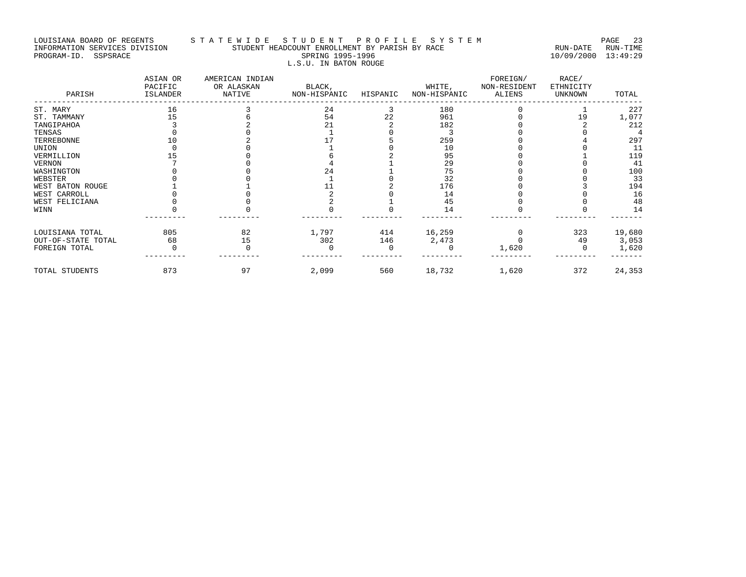LOUISIANA BOARD OF REGENTS — STATEWIDE STUDENT PROFILE SYSTEM
INFORMATION SERVICES DIVISION — STUDENT HEADCOUNT ENROLLMENT BY PARISH BY RACE — RUN-DATE 10/09/2000 RUN-TIME 13:49:29
PROGRAM-ID. SSPSRACE — SPRING 1995-1996

L.S.U. IN BATON ROUGE

| PARISH | ASIAN OR PACIFIC ISLANDER | AMERICAN INDIAN OR ALASKAN NATIVE | BLACK, NON-HISPANIC | HISPANIC | WHITE, NON-HISPANIC | FOREIGN/ NON-RESIDENT ALIENS | RACE/ ETHNICITY UNKNOWN | TOTAL |
|---|---|---|---|---|---|---|---|---|
| ST. MARY | 16 | 3 | 24 | 3 | 180 | 0 | 1 | 227 |
| ST. TAMMANY | 15 | 6 | 54 | 22 | 961 | 0 | 19 | 1,077 |
| TANGIPAHOA | 3 | 2 | 21 | 2 | 182 | 0 | 2 | 212 |
| TENSAS | 0 | 0 | 1 | 0 | 3 | 0 | 0 | 4 |
| TERREBONNE | 10 | 2 | 17 | 5 | 259 | 0 | 4 | 297 |
| UNION | 0 | 0 | 1 | 0 | 10 | 0 | 0 | 11 |
| VERMILLION | 15 | 0 | 6 | 2 | 95 | 0 | 1 | 119 |
| VERNON | 7 | 0 | 4 | 1 | 29 | 0 | 0 | 41 |
| WASHINGTON | 0 | 0 | 24 | 1 | 75 | 0 | 0 | 100 |
| WEBSTER | 0 | 0 | 1 | 0 | 32 | 0 | 0 | 33 |
| WEST BATON ROUGE | 1 | 1 | 11 | 2 | 176 | 0 | 3 | 194 |
| WEST CARROLL | 0 | 0 | 2 | 0 | 14 | 0 | 0 | 16 |
| WEST FELICIANA | 0 | 0 | 2 | 1 | 45 | 0 | 0 | 48 |
| WINN | 0 | 0 | 0 | 0 | 14 | 0 | 0 | 14 |
| LOUISIANA TOTAL | 805 | 82 | 1,797 | 414 | 16,259 | 0 | 323 | 19,680 |
| OUT-OF-STATE TOTAL | 68 | 15 | 302 | 146 | 2,473 | 0 | 49 | 3,053 |
| FOREIGN TOTAL | 0 | 0 | 0 | 0 | 0 | 1,620 | 0 | 1,620 |
| TOTAL STUDENTS | 873 | 97 | 2,099 | 560 | 18,732 | 1,620 | 372 | 24,353 |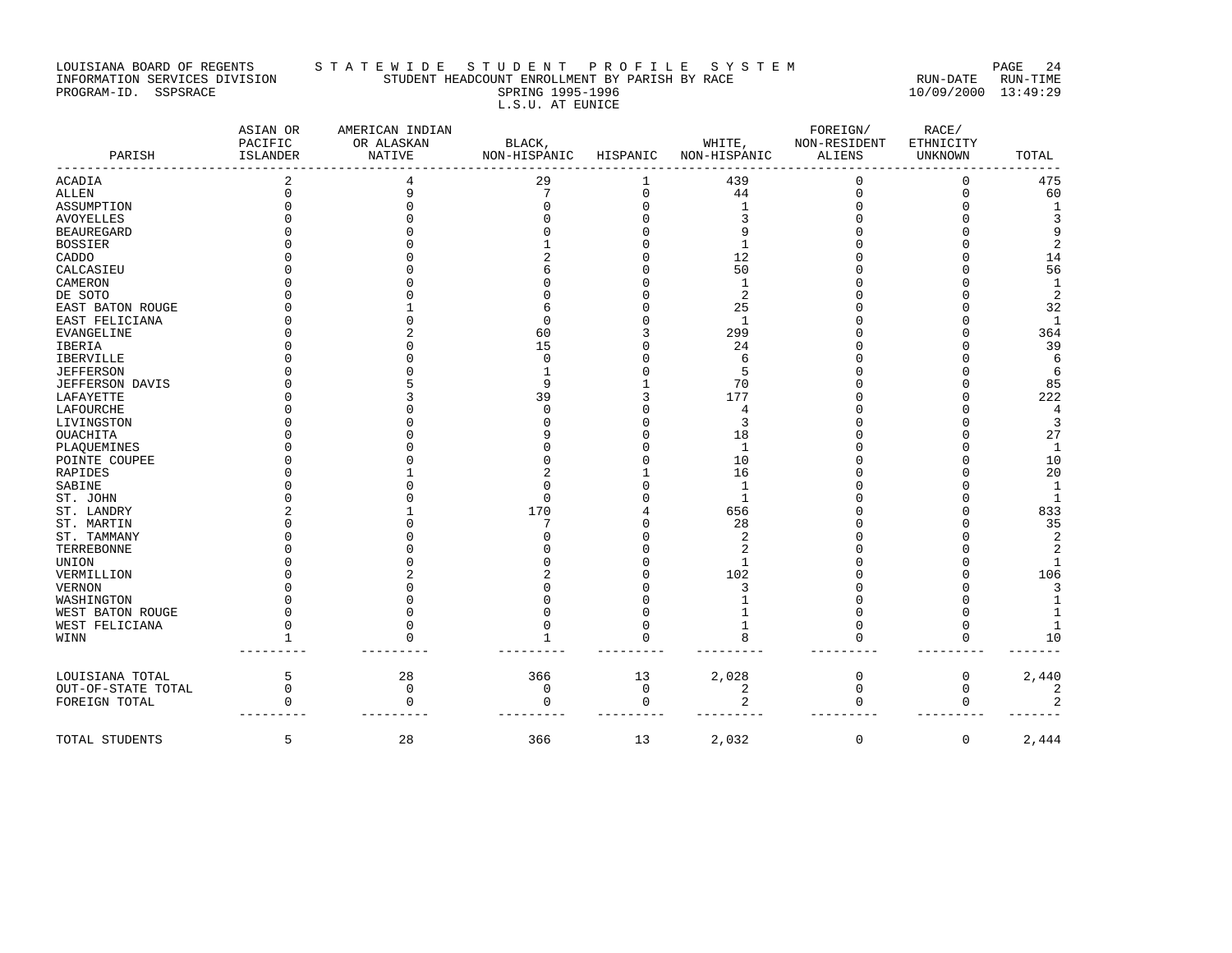LOUISIANA BOARD OF REGENTS — S T A T E W I D E   S T U D E N T   P R O F I L E   S Y S T E M

INFORMATION SERVICES DIVISION — STUDENT HEADCOUNT ENROLLMENT BY PARISH BY RACE — RUN-DATE 10/09/2000 RUN-TIME 13:49:29

PROGRAM-ID. SSPSRACE — SPRING 1995-1996

L.S.U. AT EUNICE

| PARISH | ASIAN OR PACIFIC ISLANDER | AMERICAN INDIAN OR ALASKAN NATIVE | BLACK, NON-HISPANIC | HISPANIC | WHITE, NON-HISPANIC | FOREIGN/ NON-RESIDENT ALIENS | RACE/ ETHNICITY UNKNOWN | TOTAL |
|---|---|---|---|---|---|---|---|---|
| ACADIA | 2 | 4 | 29 | 1 | 439 | 0 | 0 | 475 |
| ALLEN | 0 | 9 | 7 | 0 | 44 | 0 | 0 | 60 |
| ASSUMPTION | 0 | 0 | 0 | 0 | 1 | 0 | 0 | 1 |
| AVOYELLES | 0 | 0 | 0 | 0 | 3 | 0 | 0 | 3 |
| BEAUREGARD | 0 | 0 | 0 | 0 | 9 | 0 | 0 | 9 |
| BOSSIER | 0 | 0 | 1 | 0 | 1 | 0 | 0 | 2 |
| CADDO | 0 | 0 | 2 | 0 | 12 | 0 | 0 | 14 |
| CALCASIEU | 0 | 0 | 6 | 0 | 50 | 0 | 0 | 56 |
| CAMERON | 0 | 0 | 0 | 0 | 1 | 0 | 0 | 1 |
| DE SOTO | 0 | 0 | 0 | 0 | 2 | 0 | 0 | 2 |
| EAST BATON ROUGE | 0 | 1 | 6 | 0 | 25 | 0 | 0 | 32 |
| EAST FELICIANA | 0 | 0 | 0 | 0 | 1 | 0 | 0 | 1 |
| EVANGELINE | 0 | 2 | 60 | 3 | 299 | 0 | 0 | 364 |
| IBERIA | 0 | 0 | 15 | 0 | 24 | 0 | 0 | 39 |
| IBERVILLE | 0 | 0 | 0 | 0 | 6 | 0 | 0 | 6 |
| JEFFERSON | 0 | 0 | 1 | 0 | 5 | 0 | 0 | 6 |
| JEFFERSON DAVIS | 0 | 5 | 9 | 1 | 70 | 0 | 0 | 85 |
| LAFAYETTE | 0 | 3 | 39 | 3 | 177 | 0 | 0 | 222 |
| LAFOURCHE | 0 | 0 | 0 | 0 | 4 | 0 | 0 | 4 |
| LIVINGSTON | 0 | 0 | 0 | 0 | 3 | 0 | 0 | 3 |
| OUACHITA | 0 | 0 | 9 | 0 | 18 | 0 | 0 | 27 |
| PLAQUEMINES | 0 | 0 | 0 | 0 | 1 | 0 | 0 | 1 |
| POINTE COUPEE | 0 | 0 | 0 | 0 | 10 | 0 | 0 | 10 |
| RAPIDES | 0 | 1 | 2 | 1 | 16 | 0 | 0 | 20 |
| SABINE | 0 | 0 | 0 | 0 | 1 | 0 | 0 | 1 |
| ST. JOHN | 0 | 0 | 0 | 0 | 1 | 0 | 0 | 1 |
| ST. LANDRY | 2 | 1 | 170 | 4 | 656 | 0 | 0 | 833 |
| ST. MARTIN | 0 | 0 | 7 | 0 | 28 | 0 | 0 | 35 |
| ST. TAMMANY | 0 | 0 | 0 | 0 | 2 | 0 | 0 | 2 |
| TERREBONNE | 0 | 0 | 0 | 0 | 2 | 0 | 0 | 2 |
| UNION | 0 | 0 | 0 | 0 | 1 | 0 | 0 | 1 |
| VERMILLION | 0 | 2 | 2 | 0 | 102 | 0 | 0 | 106 |
| VERNON | 0 | 0 | 0 | 0 | 3 | 0 | 0 | 3 |
| WASHINGTON | 0 | 0 | 0 | 0 | 1 | 0 | 0 | 1 |
| WEST BATON ROUGE | 0 | 0 | 0 | 0 | 1 | 0 | 0 | 1 |
| WEST FELICIANA | 0 | 0 | 0 | 0 | 1 | 0 | 0 | 1 |
| WINN | 1 | 0 | 1 | 0 | 8 | 0 | 0 | 10 |
| LOUISIANA TOTAL | 5 | 28 | 366 | 13 | 2,028 | 0 | 0 | 2,440 |
| OUT-OF-STATE TOTAL | 0 | 0 | 0 | 0 | 2 | 0 | 0 | 2 |
| FOREIGN TOTAL | 0 | 0 | 0 | 0 | 2 | 0 | 0 | 2 |
| TOTAL STUDENTS | 5 | 28 | 366 | 13 | 2,032 | 0 | 0 | 2,444 |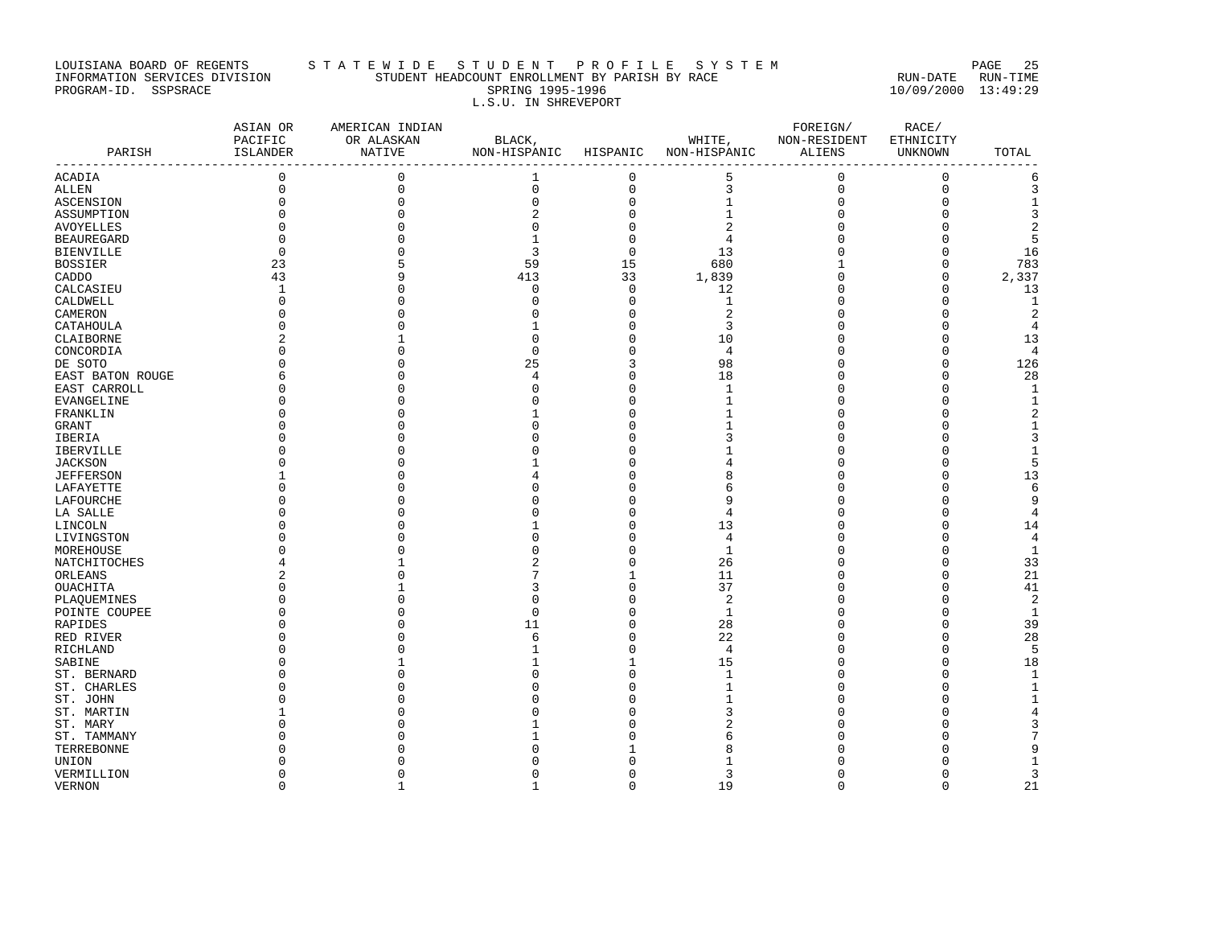LOUISIANA BOARD OF REGENTS — S T A T E W I D E   S T U D E N T   P R O F I L E   S Y S T E M

INFORMATION SERVICES DIVISION — STUDENT HEADCOUNT ENROLLMENT BY PARISH BY RACE — RUN-DATE 10/09/2000 RUN-TIME 13:49:29

PROGRAM-ID. SSPSRACE — SPRING 1995-1996

L.S.U. IN SHREVEPORT

| PARISH | ASIAN OR PACIFIC ISLANDER | AMERICAN INDIAN OR ALASKAN NATIVE | BLACK, NON-HISPANIC | HISPANIC | WHITE, NON-HISPANIC | FOREIGN/ NON-RESIDENT ALIENS | RACE/ ETHNICITY UNKNOWN | TOTAL |
|---|---|---|---|---|---|---|---|---|
| ACADIA | 0 | 0 | 1 | 0 | 5 | 0 | 0 | 6 |
| ALLEN | 0 | 0 | 0 | 0 | 3 | 0 | 0 | 3 |
| ASCENSION | 0 | 0 | 0 | 0 | 1 | 0 | 0 | 1 |
| ASSUMPTION | 0 | 0 | 2 | 0 | 1 | 0 | 0 | 3 |
| AVOYELLES | 0 | 0 | 0 | 0 | 2 | 0 | 0 | 2 |
| BEAUREGARD | 0 | 0 | 1 | 0 | 4 | 0 | 0 | 5 |
| BIENVILLE | 0 | 0 | 3 | 0 | 13 | 0 | 0 | 16 |
| BOSSIER | 23 | 5 | 59 | 15 | 680 | 1 | 0 | 783 |
| CADDO | 43 | 9 | 413 | 33 | 1,839 | 0 | 0 | 2,337 |
| CALCASIEU | 1 | 0 | 0 | 0 | 12 | 0 | 0 | 13 |
| CALDWELL | 0 | 0 | 0 | 0 | 1 | 0 | 0 | 1 |
| CAMERON | 0 | 0 | 0 | 0 | 2 | 0 | 0 | 2 |
| CATAHOULA | 0 | 0 | 1 | 0 | 3 | 0 | 0 | 4 |
| CLAIBORNE | 2 | 1 | 0 | 0 | 10 | 0 | 0 | 13 |
| CONCORDIA | 0 | 0 | 0 | 0 | 4 | 0 | 0 | 4 |
| DE SOTO | 0 | 0 | 25 | 3 | 98 | 0 | 0 | 126 |
| EAST BATON ROUGE | 6 | 0 | 4 | 0 | 18 | 0 | 0 | 28 |
| EAST CARROLL | 0 | 0 | 0 | 0 | 1 | 0 | 0 | 1 |
| EVANGELINE | 0 | 0 | 0 | 0 | 1 | 0 | 0 | 1 |
| FRANKLIN | 0 | 0 | 1 | 0 | 1 | 0 | 0 | 2 |
| GRANT | 0 | 0 | 0 | 0 | 1 | 0 | 0 | 1 |
| IBERIA | 0 | 0 | 0 | 0 | 3 | 0 | 0 | 3 |
| IBERVILLE | 0 | 0 | 0 | 0 | 1 | 0 | 0 | 1 |
| JACKSON | 0 | 0 | 1 | 0 | 4 | 0 | 0 | 5 |
| JEFFERSON | 1 | 0 | 4 | 0 | 8 | 0 | 0 | 13 |
| LAFAYETTE | 0 | 0 | 0 | 0 | 6 | 0 | 0 | 6 |
| LAFOURCHE | 0 | 0 | 0 | 0 | 9 | 0 | 0 | 9 |
| LA SALLE | 0 | 0 | 0 | 0 | 4 | 0 | 0 | 4 |
| LINCOLN | 0 | 0 | 1 | 0 | 13 | 0 | 0 | 14 |
| LIVINGSTON | 0 | 0 | 0 | 0 | 4 | 0 | 0 | 4 |
| MOREHOUSE | 0 | 0 | 0 | 0 | 1 | 0 | 0 | 1 |
| NATCHITOCHES | 4 | 1 | 2 | 0 | 26 | 0 | 0 | 33 |
| ORLEANS | 2 | 0 | 7 | 1 | 11 | 0 | 0 | 21 |
| OUACHITA | 0 | 1 | 3 | 0 | 37 | 0 | 0 | 41 |
| PLAQUEMINES | 0 | 0 | 0 | 0 | 2 | 0 | 0 | 2 |
| POINTE COUPEE | 0 | 0 | 0 | 0 | 1 | 0 | 0 | 1 |
| RAPIDES | 0 | 0 | 11 | 0 | 28 | 0 | 0 | 39 |
| RED RIVER | 0 | 0 | 6 | 0 | 22 | 0 | 0 | 28 |
| RICHLAND | 0 | 0 | 1 | 0 | 4 | 0 | 0 | 5 |
| SABINE | 0 | 1 | 1 | 1 | 15 | 0 | 0 | 18 |
| ST. BERNARD | 0 | 0 | 0 | 0 | 1 | 0 | 0 | 1 |
| ST. CHARLES | 0 | 0 | 0 | 0 | 1 | 0 | 0 | 1 |
| ST. JOHN | 0 | 0 | 0 | 0 | 1 | 0 | 0 | 1 |
| ST. MARTIN | 1 | 0 | 0 | 0 | 3 | 0 | 0 | 4 |
| ST. MARY | 0 | 0 | 1 | 0 | 2 | 0 | 0 | 3 |
| ST. TAMMANY | 0 | 0 | 1 | 0 | 6 | 0 | 0 | 7 |
| TERREBONNE | 0 | 0 | 0 | 1 | 8 | 0 | 0 | 9 |
| UNION | 0 | 0 | 0 | 0 | 1 | 0 | 0 | 1 |
| VERMILLION | 0 | 0 | 0 | 0 | 3 | 0 | 0 | 3 |
| VERNON | 0 | 1 | 1 | 0 | 19 | 0 | 0 | 21 |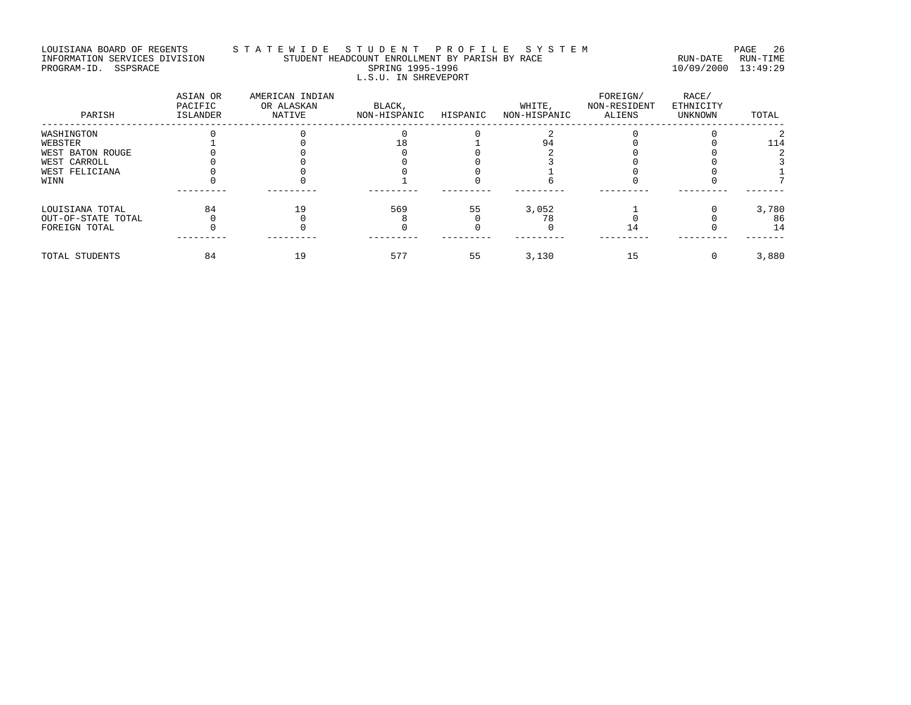LOUISIANA BOARD OF REGENTS — STATEWIDE STUDENT PROFILE SYSTEM
INFORMATION SERVICES DIVISION — STUDENT HEADCOUNT ENROLLMENT BY PARISH BY RACE — RUN-DATE 10/09/2000 RUN-TIME 13:49:29
PROGRAM-ID. SSPSRACE — SPRING 1995-1996

L.S.U. IN SHREVEPORT

| PARISH | ASIAN OR PACIFIC ISLANDER | AMERICAN INDIAN OR ALASKAN NATIVE | BLACK, NON-HISPANIC | HISPANIC | WHITE, NON-HISPANIC | FOREIGN/ NON-RESIDENT ALIENS | RACE/ ETHNICITY UNKNOWN | TOTAL |
|---|---|---|---|---|---|---|---|---|
| WASHINGTON | 0 | 0 | 0 | 0 | 2 | 0 | 0 | 2 |
| WEBSTER | 1 | 0 | 18 | 1 | 94 | 0 | 0 | 114 |
| WEST BATON ROUGE | 0 | 0 | 0 | 0 | 2 | 0 | 0 | 2 |
| WEST CARROLL | 0 | 0 | 0 | 0 | 3 | 0 | 0 | 3 |
| WEST FELICIANA | 0 | 0 | 0 | 0 | 1 | 0 | 0 | 1 |
| WINN | 0 | 0 | 1 | 0 | 6 | 0 | 0 | 7 |
| LOUISIANA TOTAL | 84 | 19 | 569 | 55 | 3,052 | 1 | 0 | 3,780 |
| OUT-OF-STATE TOTAL | 0 | 0 | 8 | 0 | 78 | 0 | 0 | 86 |
| FOREIGN TOTAL | 0 | 0 | 0 | 0 | 0 | 14 | 0 | 14 |
| TOTAL STUDENTS | 84 | 19 | 577 | 55 | 3,130 | 15 | 0 | 3,880 |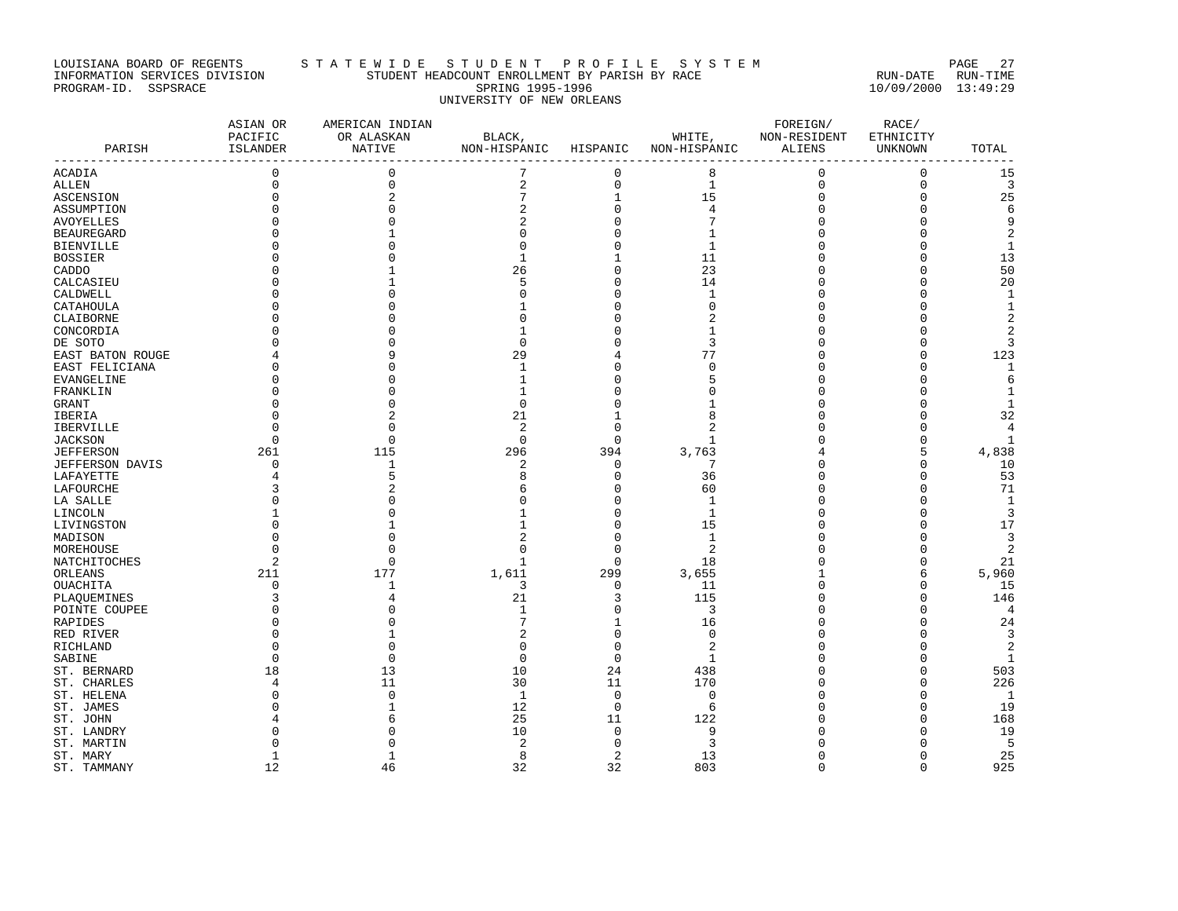LOUISIANA BOARD OF REGENTS S T A T E W I D E S T U D E N T P R O F I L E S Y S T E M
INFORMATION SERVICES DIVISION STUDENT HEADCOUNT ENROLLMENT BY PARISH BY RACE RUN-DATE RUN-TIME
PROGRAM-ID. SSPSRACE SPRING 1995-1996 10/09/2000 13:49:29

UNIVERSITY OF NEW ORLEANS

| PARISH | ASIAN OR PACIFIC ISLANDER | AMERICAN INDIAN OR ALASKAN NATIVE | BLACK, NON-HISPANIC | HISPANIC | WHITE, NON-HISPANIC | FOREIGN/ NON-RESIDENT ALIENS | RACE/ ETHNICITY UNKNOWN | TOTAL |
|---|---|---|---|---|---|---|---|---|
| ACADIA | 0 | 0 | 7 | 0 | 8 | 0 | 0 | 15 |
| ALLEN | 0 | 0 | 2 | 0 | 1 | 0 | 0 | 3 |
| ASCENSION | 0 | 2 | 7 | 1 | 15 | 0 | 0 | 25 |
| ASSUMPTION | 0 | 0 | 2 | 0 | 4 | 0 | 0 | 6 |
| AVOYELLES | 0 | 0 | 2 | 0 | 7 | 0 | 0 | 9 |
| BEAUREGARD | 0 | 1 | 0 | 0 | 1 | 0 | 0 | 2 |
| BIENVILLE | 0 | 0 | 0 | 0 | 1 | 0 | 0 | 1 |
| BOSSIER | 0 | 0 | 1 | 1 | 11 | 0 | 0 | 13 |
| CADDO | 0 | 1 | 26 | 0 | 23 | 0 | 0 | 50 |
| CALCASIEU | 0 | 1 | 5 | 0 | 14 | 0 | 0 | 20 |
| CALDWELL | 0 | 0 | 0 | 0 | 1 | 0 | 0 | 1 |
| CATAHOULA | 0 | 0 | 1 | 0 | 0 | 0 | 0 | 1 |
| CLAIBORNE | 0 | 0 | 0 | 0 | 2 | 0 | 0 | 2 |
| CONCORDIA | 0 | 0 | 1 | 0 | 1 | 0 | 0 | 2 |
| DE SOTO | 0 | 0 | 0 | 0 | 3 | 0 | 0 | 3 |
| EAST BATON ROUGE | 4 | 9 | 29 | 4 | 77 | 0 | 0 | 123 |
| EAST FELICIANA | 0 | 0 | 1 | 0 | 0 | 0 | 0 | 1 |
| EVANGELINE | 0 | 0 | 1 | 0 | 5 | 0 | 0 | 6 |
| FRANKLIN | 0 | 0 | 1 | 0 | 0 | 0 | 0 | 1 |
| GRANT | 0 | 0 | 0 | 0 | 1 | 0 | 0 | 1 |
| IBERIA | 0 | 2 | 21 | 1 | 8 | 0 | 0 | 32 |
| IBERVILLE | 0 | 0 | 2 | 0 | 2 | 0 | 0 | 4 |
| JACKSON | 0 | 0 | 0 | 0 | 1 | 0 | 0 | 1 |
| JEFFERSON | 261 | 115 | 296 | 394 | 3,763 | 4 | 5 | 4,838 |
| JEFFERSON DAVIS | 0 | 1 | 2 | 0 | 7 | 0 | 0 | 10 |
| LAFAYETTE | 4 | 5 | 8 | 0 | 36 | 0 | 0 | 53 |
| LAFOURCHE | 3 | 2 | 6 | 0 | 60 | 0 | 0 | 71 |
| LA SALLE | 0 | 0 | 0 | 0 | 1 | 0 | 0 | 1 |
| LINCOLN | 1 | 0 | 1 | 0 | 1 | 0 | 0 | 3 |
| LIVINGSTON | 0 | 1 | 1 | 0 | 15 | 0 | 0 | 17 |
| MADISON | 0 | 0 | 2 | 0 | 1 | 0 | 0 | 3 |
| MOREHOUSE | 0 | 0 | 0 | 0 | 2 | 0 | 0 | 2 |
| NATCHITOCHES | 2 | 0 | 1 | 0 | 18 | 0 | 0 | 21 |
| ORLEANS | 211 | 177 | 1,611 | 299 | 3,655 | 1 | 6 | 5,960 |
| OUACHITA | 0 | 1 | 3 | 0 | 11 | 0 | 0 | 15 |
| PLAQUEMINES | 3 | 4 | 21 | 3 | 115 | 0 | 0 | 146 |
| POINTE COUPEE | 0 | 0 | 1 | 0 | 3 | 0 | 0 | 4 |
| RAPIDES | 0 | 0 | 7 | 1 | 16 | 0 | 0 | 24 |
| RED RIVER | 0 | 1 | 2 | 0 | 0 | 0 | 0 | 3 |
| RICHLAND | 0 | 0 | 0 | 0 | 2 | 0 | 0 | 2 |
| SABINE | 0 | 0 | 0 | 0 | 1 | 0 | 0 | 1 |
| ST. BERNARD | 18 | 13 | 10 | 24 | 438 | 0 | 0 | 503 |
| ST. CHARLES | 4 | 11 | 30 | 11 | 170 | 0 | 0 | 226 |
| ST. HELENA | 0 | 0 | 1 | 0 | 0 | 0 | 0 | 1 |
| ST. JAMES | 0 | 1 | 12 | 0 | 6 | 0 | 0 | 19 |
| ST. JOHN | 4 | 6 | 25 | 11 | 122 | 0 | 0 | 168 |
| ST. LANDRY | 0 | 0 | 10 | 0 | 9 | 0 | 0 | 19 |
| ST. MARTIN | 0 | 0 | 2 | 0 | 3 | 0 | 0 | 5 |
| ST. MARY | 1 | 1 | 8 | 2 | 13 | 0 | 0 | 25 |
| ST. TAMMANY | 12 | 46 | 32 | 32 | 803 | 0 | 0 | 925 |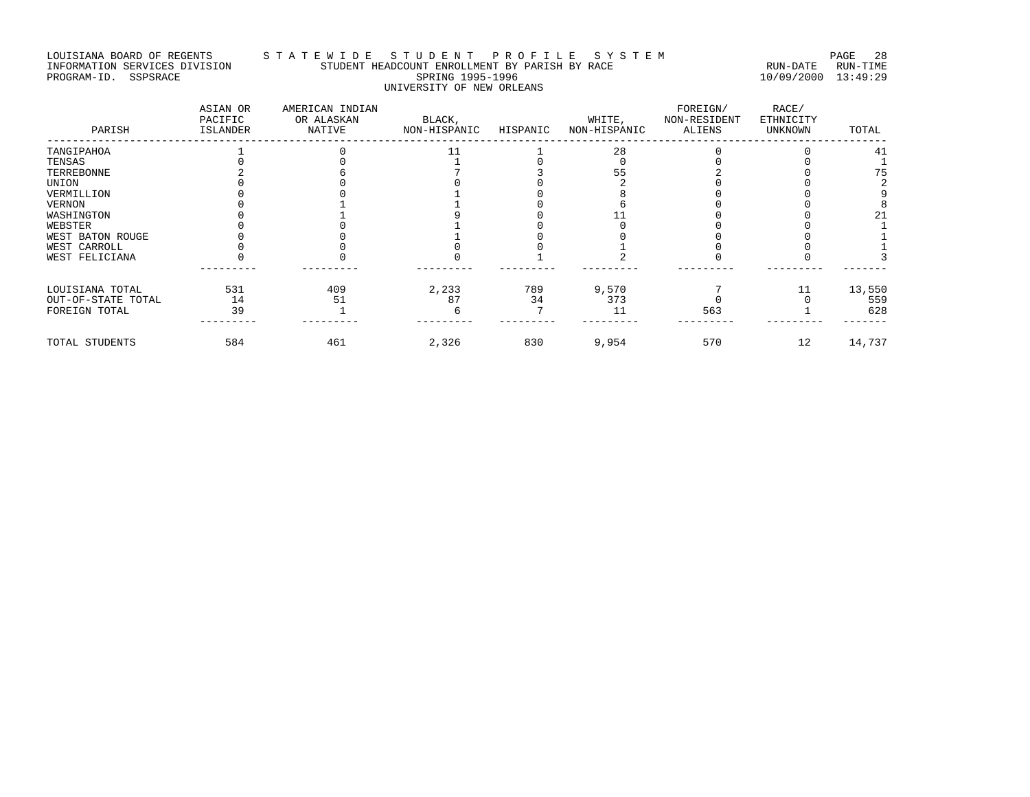LOUISIANA BOARD OF REGENTS — S T A T E W I D E   S T U D E N T   P R O F I L E   S Y S T E M

INFORMATION SERVICES DIVISION — STUDENT HEADCOUNT ENROLLMENT BY PARISH BY RACE — RUN-DATE 10/09/2000 RUN-TIME 13:49:29

PROGRAM-ID. SSPSRACE — SPRING 1995-1996

UNIVERSITY OF NEW ORLEANS

| PARISH | ASIAN OR PACIFIC ISLANDER | AMERICAN INDIAN OR ALASKAN NATIVE | BLACK, NON-HISPANIC | HISPANIC | WHITE, NON-HISPANIC | FOREIGN/ NON-RESIDENT ALIENS | RACE/ ETHNICITY UNKNOWN | TOTAL |
|---|---|---|---|---|---|---|---|---|
| TANGIPAHOA | 1 | 0 | 11 | 1 | 28 | 0 | 0 | 41 |
| TENSAS | 0 | 0 | 1 | 0 | 0 | 0 | 0 | 1 |
| TERREBONNE | 2 | 6 | 7 | 3 | 55 | 2 | 0 | 75 |
| UNION | 0 | 0 | 0 | 0 | 2 | 0 | 0 | 2 |
| VERMILLION | 0 | 0 | 1 | 0 | 8 | 0 | 0 | 9 |
| VERNON | 0 | 1 | 1 | 0 | 6 | 0 | 0 | 8 |
| WASHINGTON | 0 | 1 | 9 | 0 | 11 | 0 | 0 | 21 |
| WEBSTER | 0 | 0 | 1 | 0 | 0 | 0 | 0 | 1 |
| WEST BATON ROUGE | 0 | 0 | 1 | 0 | 0 | 0 | 0 | 1 |
| WEST CARROLL | 0 | 0 | 0 | 0 | 1 | 0 | 0 | 1 |
| WEST FELICIANA | 0 | 0 | 0 | 1 | 2 | 0 | 0 | 3 |
| LOUISIANA TOTAL | 531 | 409 | 2,233 | 789 | 9,570 | 7 | 11 | 13,550 |
| OUT-OF-STATE TOTAL | 14 | 51 | 87 | 34 | 373 | 0 | 0 | 559 |
| FOREIGN TOTAL | 39 | 1 | 6 | 7 | 11 | 563 | 1 | 628 |
| TOTAL STUDENTS | 584 | 461 | 2,326 | 830 | 9,954 | 570 | 12 | 14,737 |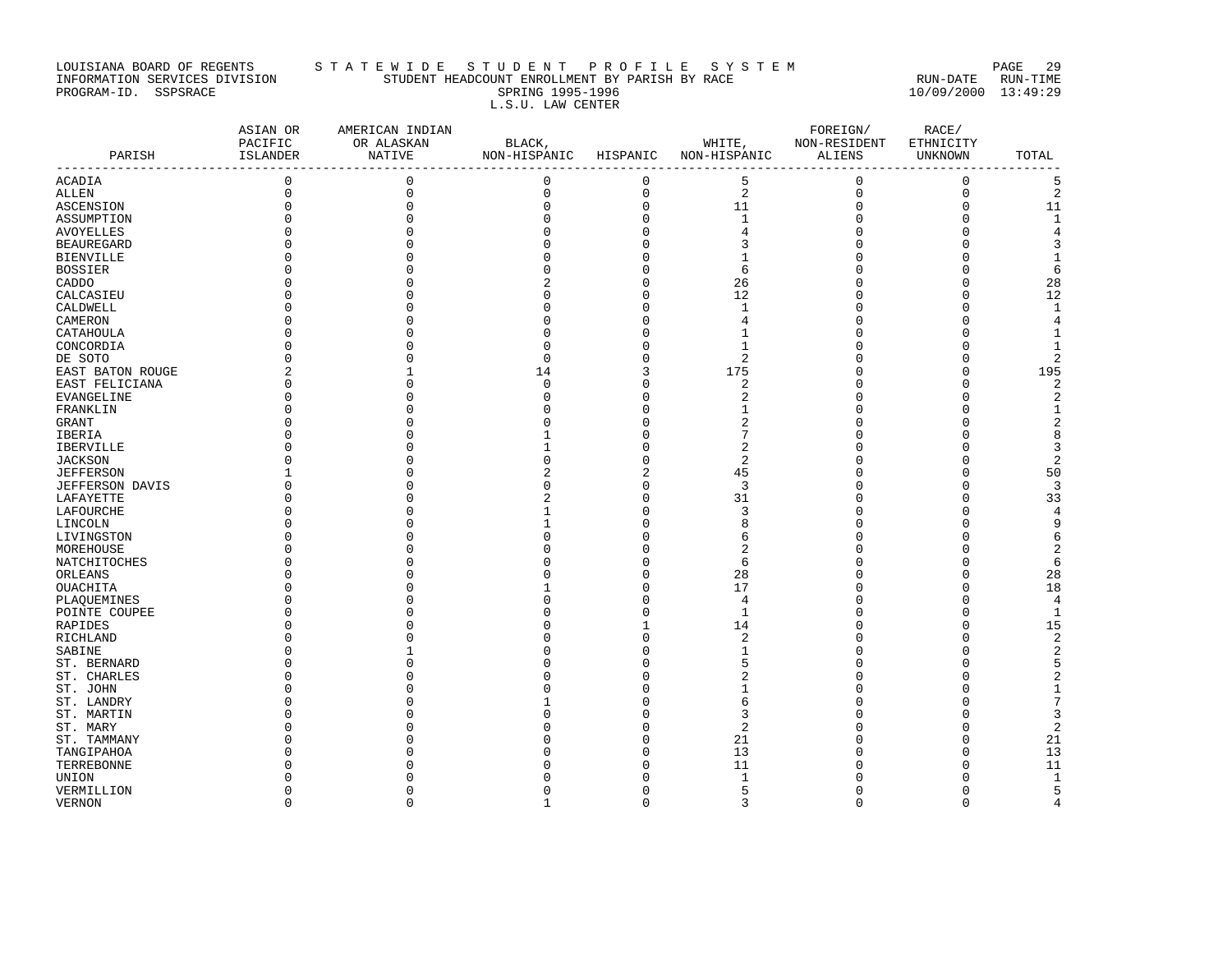LOUISIANA BOARD OF REGENTS — STATEWIDE STUDENT PROFILE SYSTEM
INFORMATION SERVICES DIVISION — STUDENT HEADCOUNT ENROLLMENT BY PARISH BY RACE — RUN-DATE 10/09/2000 RUN-TIME 13:49:29
PROGRAM-ID. SSPSRACE — SPRING 1995-1996

L.S.U. LAW CENTER

| PARISH | ASIAN OR PACIFIC ISLANDER | AMERICAN INDIAN OR ALASKAN NATIVE | BLACK, NON-HISPANIC | HISPANIC | WHITE, NON-HISPANIC | FOREIGN/ NON-RESIDENT ALIENS | RACE/ ETHNICITY UNKNOWN | TOTAL |
|---|---|---|---|---|---|---|---|---|
| ACADIA | 0 | 0 | 0 | 0 | 5 | 0 | 0 | 5 |
| ALLEN | 0 | 0 | 0 | 0 | 2 | 0 | 0 | 2 |
| ASCENSION | 0 | 0 | 0 | 0 | 11 | 0 | 0 | 11 |
| ASSUMPTION | 0 | 0 | 0 | 0 | 1 | 0 | 0 | 1 |
| AVOYELLES | 0 | 0 | 0 | 0 | 4 | 0 | 0 | 4 |
| BEAUREGARD | 0 | 0 | 0 | 0 | 3 | 0 | 0 | 3 |
| BIENVILLE | 0 | 0 | 0 | 0 | 1 | 0 | 0 | 1 |
| BOSSIER | 0 | 0 | 0 | 0 | 6 | 0 | 0 | 6 |
| CADDO | 0 | 0 | 2 | 0 | 26 | 0 | 0 | 28 |
| CALCASIEU | 0 | 0 | 0 | 0 | 12 | 0 | 0 | 12 |
| CALDWELL | 0 | 0 | 0 | 0 | 1 | 0 | 0 | 1 |
| CAMERON | 0 | 0 | 0 | 0 | 4 | 0 | 0 | 4 |
| CATAHOULA | 0 | 0 | 0 | 0 | 1 | 0 | 0 | 1 |
| CONCORDIA | 0 | 0 | 0 | 0 | 1 | 0 | 0 | 1 |
| DE SOTO | 0 | 0 | 0 | 0 | 2 | 0 | 0 | 2 |
| EAST BATON ROUGE | 2 | 1 | 14 | 3 | 175 | 0 | 0 | 195 |
| EAST FELICIANA | 0 | 0 | 0 | 0 | 2 | 0 | 0 | 2 |
| EVANGELINE | 0 | 0 | 0 | 0 | 2 | 0 | 0 | 2 |
| FRANKLIN | 0 | 0 | 0 | 0 | 1 | 0 | 0 | 1 |
| GRANT | 0 | 0 | 0 | 0 | 2 | 0 | 0 | 2 |
| IBERIA | 0 | 0 | 1 | 0 | 7 | 0 | 0 | 8 |
| IBERVILLE | 0 | 0 | 1 | 0 | 2 | 0 | 0 | 3 |
| JACKSON | 0 | 0 | 0 | 0 | 2 | 0 | 0 | 2 |
| JEFFERSON | 1 | 0 | 2 | 2 | 45 | 0 | 0 | 50 |
| JEFFERSON DAVIS | 0 | 0 | 0 | 0 | 3 | 0 | 0 | 3 |
| LAFAYETTE | 0 | 0 | 2 | 0 | 31 | 0 | 0 | 33 |
| LAFOURCHE | 0 | 0 | 1 | 0 | 3 | 0 | 0 | 4 |
| LINCOLN | 0 | 0 | 1 | 0 | 8 | 0 | 0 | 9 |
| LIVINGSTON | 0 | 0 | 0 | 0 | 6 | 0 | 0 | 6 |
| MOREHOUSE | 0 | 0 | 0 | 0 | 2 | 0 | 0 | 2 |
| NATCHITOCHES | 0 | 0 | 0 | 0 | 6 | 0 | 0 | 6 |
| ORLEANS | 0 | 0 | 0 | 0 | 28 | 0 | 0 | 28 |
| OUACHITA | 0 | 0 | 1 | 0 | 17 | 0 | 0 | 18 |
| PLAQUEMINES | 0 | 0 | 0 | 0 | 4 | 0 | 0 | 4 |
| POINTE COUPEE | 0 | 0 | 0 | 0 | 1 | 0 | 0 | 1 |
| RAPIDES | 0 | 0 | 0 | 1 | 14 | 0 | 0 | 15 |
| RICHLAND | 0 | 0 | 0 | 0 | 2 | 0 | 0 | 2 |
| SABINE | 0 | 1 | 0 | 0 | 1 | 0 | 0 | 2 |
| ST. BERNARD | 0 | 0 | 0 | 0 | 5 | 0 | 0 | 5 |
| ST. CHARLES | 0 | 0 | 0 | 0 | 2 | 0 | 0 | 2 |
| ST. JOHN | 0 | 0 | 0 | 0 | 1 | 0 | 0 | 1 |
| ST. LANDRY | 0 | 0 | 1 | 0 | 6 | 0 | 0 | 7 |
| ST. MARTIN | 0 | 0 | 0 | 0 | 3 | 0 | 0 | 3 |
| ST. MARY | 0 | 0 | 0 | 0 | 2 | 0 | 0 | 2 |
| ST. TAMMANY | 0 | 0 | 0 | 0 | 21 | 0 | 0 | 21 |
| TANGIPAHOA | 0 | 0 | 0 | 0 | 13 | 0 | 0 | 13 |
| TERREBONNE | 0 | 0 | 0 | 0 | 11 | 0 | 0 | 11 |
| UNION | 0 | 0 | 0 | 0 | 1 | 0 | 0 | 1 |
| VERMILLION | 0 | 0 | 0 | 0 | 5 | 0 | 0 | 5 |
| VERNON | 0 | 0 | 1 | 0 | 3 | 0 | 0 | 4 |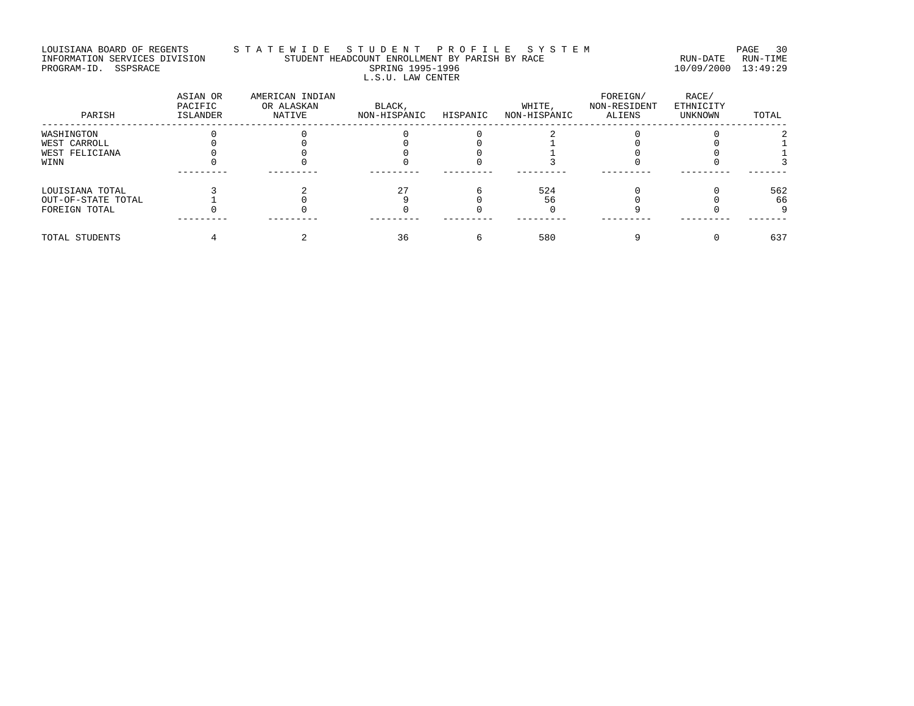LOUISIANA BOARD OF REGENTS S T A T E W I D E S T U D E N T P R O F I L E S Y S T E M
INFORMATION SERVICES DIVISION STUDENT HEADCOUNT ENROLLMENT BY PARISH BY RACE RUN-DATE RUN-TIME
PROGRAM-ID. SSPSRACE SPRING 1995-1996 10/09/2000 13:49:29
L.S.U. LAW CENTER

| PARISH | ASIAN OR PACIFIC ISLANDER | AMERICAN INDIAN OR ALASKAN NATIVE | BLACK, NON-HISPANIC | HISPANIC | WHITE, NON-HISPANIC | FOREIGN/ NON-RESIDENT ALIENS | RACE/ ETHNICITY UNKNOWN | TOTAL |
|---|---|---|---|---|---|---|---|---|
| WASHINGTON | 0 | 0 | 0 | 0 | 2 | 0 | 0 | 2 |
| WEST CARROLL | 0 | 0 | 0 | 0 | 1 | 0 | 0 | 1 |
| WEST FELICIANA | 0 | 0 | 0 | 0 | 1 | 0 | 0 | 1 |
| WINN | 0 | 0 | 0 | 0 | 3 | 0 | 0 | 3 |
| LOUISIANA TOTAL | 3 | 2 | 27 | 6 | 524 | 0 | 0 | 562 |
| OUT-OF-STATE TOTAL | 1 | 0 | 9 | 0 | 56 | 0 | 0 | 66 |
| FOREIGN TOTAL | 0 | 0 | 0 | 0 | 0 | 9 | 0 | 9 |
| TOTAL STUDENTS | 4 | 2 | 36 | 6 | 580 | 9 | 0 | 637 |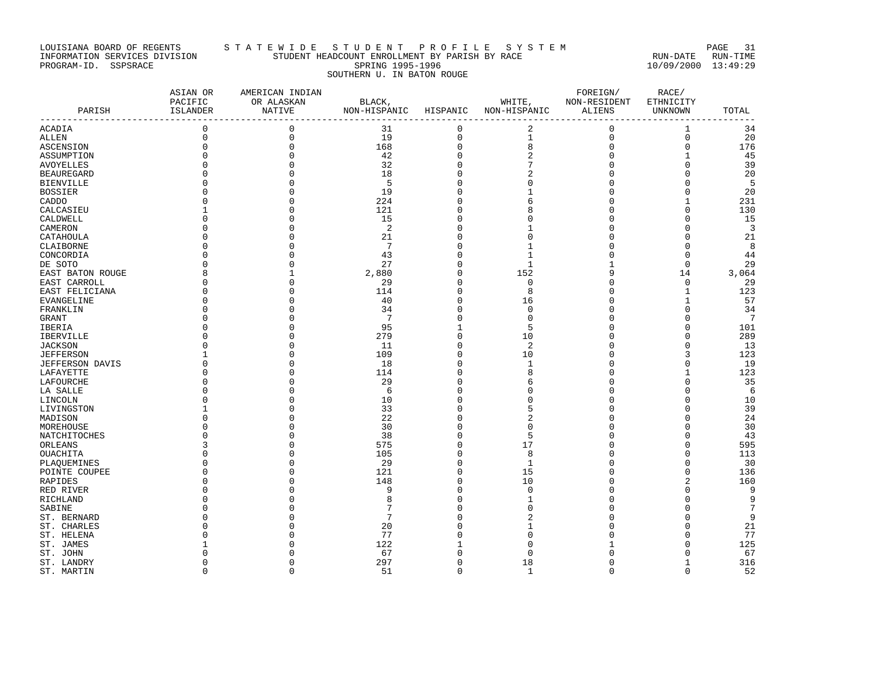LOUISIANA BOARD OF REGENTS S T A T E W I D E S T U D E N T P R O F I L E S Y S T E M

INFORMATION SERVICES DIVISION STUDENT HEADCOUNT ENROLLMENT BY PARISH BY RACE RUN-DATE RUN-TIME

PROGRAM-ID. SSPSRACE SPRING 1995-1996 10/09/2000 13:49:29

SOUTHERN U. IN BATON ROUGE

| PARISH | ASIAN OR PACIFIC ISLANDER | AMERICAN INDIAN OR ALASKAN NATIVE | BLACK, NON-HISPANIC | HISPANIC | WHITE, NON-HISPANIC | FOREIGN/ NON-RESIDENT ALIENS | RACE/ ETHNICITY UNKNOWN | TOTAL |
|---|---|---|---|---|---|---|---|---|
| ACADIA | 0 | 0 | 31 | 0 | 2 | 0 | 1 | 34 |
| ALLEN | 0 | 0 | 19 | 0 | 1 | 0 | 0 | 20 |
| ASCENSION | 0 | 0 | 168 | 0 | 8 | 0 | 0 | 176 |
| ASSUMPTION | 0 | 0 | 42 | 0 | 2 | 0 | 1 | 45 |
| AVOYELLES | 0 | 0 | 32 | 0 | 7 | 0 | 0 | 39 |
| BEAUREGARD | 0 | 0 | 18 | 0 | 2 | 0 | 0 | 20 |
| BIENVILLE | 0 | 0 | 5 | 0 | 0 | 0 | 0 | 5 |
| BOSSIER | 0 | 0 | 19 | 0 | 1 | 0 | 0 | 20 |
| CADDO | 0 | 0 | 224 | 0 | 6 | 0 | 1 | 231 |
| CALCASIEU | 1 | 0 | 121 | 0 | 8 | 0 | 0 | 130 |
| CALDWELL | 0 | 0 | 15 | 0 | 0 | 0 | 0 | 15 |
| CAMERON | 0 | 0 | 2 | 0 | 1 | 0 | 0 | 3 |
| CATAHOULA | 0 | 0 | 21 | 0 | 0 | 0 | 0 | 21 |
| CLAIBORNE | 0 | 0 | 7 | 0 | 1 | 0 | 0 | 8 |
| CONCORDIA | 0 | 0 | 43 | 0 | 1 | 0 | 0 | 44 |
| DE SOTO | 0 | 0 | 27 | 0 | 1 | 1 | 0 | 29 |
| EAST BATON ROUGE | 8 | 1 | 2,880 | 0 | 152 | 9 | 14 | 3,064 |
| EAST CARROLL | 0 | 0 | 29 | 0 | 0 | 0 | 0 | 29 |
| EAST FELICIANA | 0 | 0 | 114 | 0 | 8 | 0 | 1 | 123 |
| EVANGELINE | 0 | 0 | 40 | 0 | 16 | 0 | 1 | 57 |
| FRANKLIN | 0 | 0 | 34 | 0 | 0 | 0 | 0 | 34 |
| GRANT | 0 | 0 | 7 | 0 | 0 | 0 | 0 | 7 |
| IBERIA | 0 | 0 | 95 | 1 | 5 | 0 | 0 | 101 |
| IBERVILLE | 0 | 0 | 279 | 0 | 10 | 0 | 0 | 289 |
| JACKSON | 0 | 0 | 11 | 0 | 2 | 0 | 0 | 13 |
| JEFFERSON | 1 | 0 | 109 | 0 | 10 | 0 | 3 | 123 |
| JEFFERSON DAVIS | 0 | 0 | 18 | 0 | 1 | 0 | 0 | 19 |
| LAFAYETTE | 0 | 0 | 114 | 0 | 8 | 0 | 1 | 123 |
| LAFOURCHE | 0 | 0 | 29 | 0 | 6 | 0 | 0 | 35 |
| LA SALLE | 0 | 0 | 6 | 0 | 0 | 0 | 0 | 6 |
| LINCOLN | 0 | 0 | 10 | 0 | 0 | 0 | 0 | 10 |
| LIVINGSTON | 1 | 0 | 33 | 0 | 5 | 0 | 0 | 39 |
| MADISON | 0 | 0 | 22 | 0 | 2 | 0 | 0 | 24 |
| MOREHOUSE | 0 | 0 | 30 | 0 | 0 | 0 | 0 | 30 |
| NATCHITOCHES | 0 | 0 | 38 | 0 | 5 | 0 | 0 | 43 |
| ORLEANS | 3 | 0 | 575 | 0 | 17 | 0 | 0 | 595 |
| OUACHITA | 0 | 0 | 105 | 0 | 8 | 0 | 0 | 113 |
| PLAQUEMINES | 0 | 0 | 29 | 0 | 1 | 0 | 0 | 30 |
| POINTE COUPEE | 0 | 0 | 121 | 0 | 15 | 0 | 0 | 136 |
| RAPIDES | 0 | 0 | 148 | 0 | 10 | 0 | 2 | 160 |
| RED RIVER | 0 | 0 | 9 | 0 | 0 | 0 | 0 | 9 |
| RICHLAND | 0 | 0 | 8 | 0 | 1 | 0 | 0 | 9 |
| SABINE | 0 | 0 | 7 | 0 | 0 | 0 | 0 | 7 |
| ST. BERNARD | 0 | 0 | 7 | 0 | 2 | 0 | 0 | 9 |
| ST. CHARLES | 0 | 0 | 20 | 0 | 1 | 0 | 0 | 21 |
| ST. HELENA | 0 | 0 | 77 | 0 | 0 | 0 | 0 | 77 |
| ST. JAMES | 1 | 0 | 122 | 1 | 0 | 1 | 0 | 125 |
| ST. JOHN | 0 | 0 | 67 | 0 | 0 | 0 | 0 | 67 |
| ST. LANDRY | 0 | 0 | 297 | 0 | 18 | 0 | 1 | 316 |
| ST. MARTIN | 0 | 0 | 51 | 0 | 1 | 0 | 0 | 52 |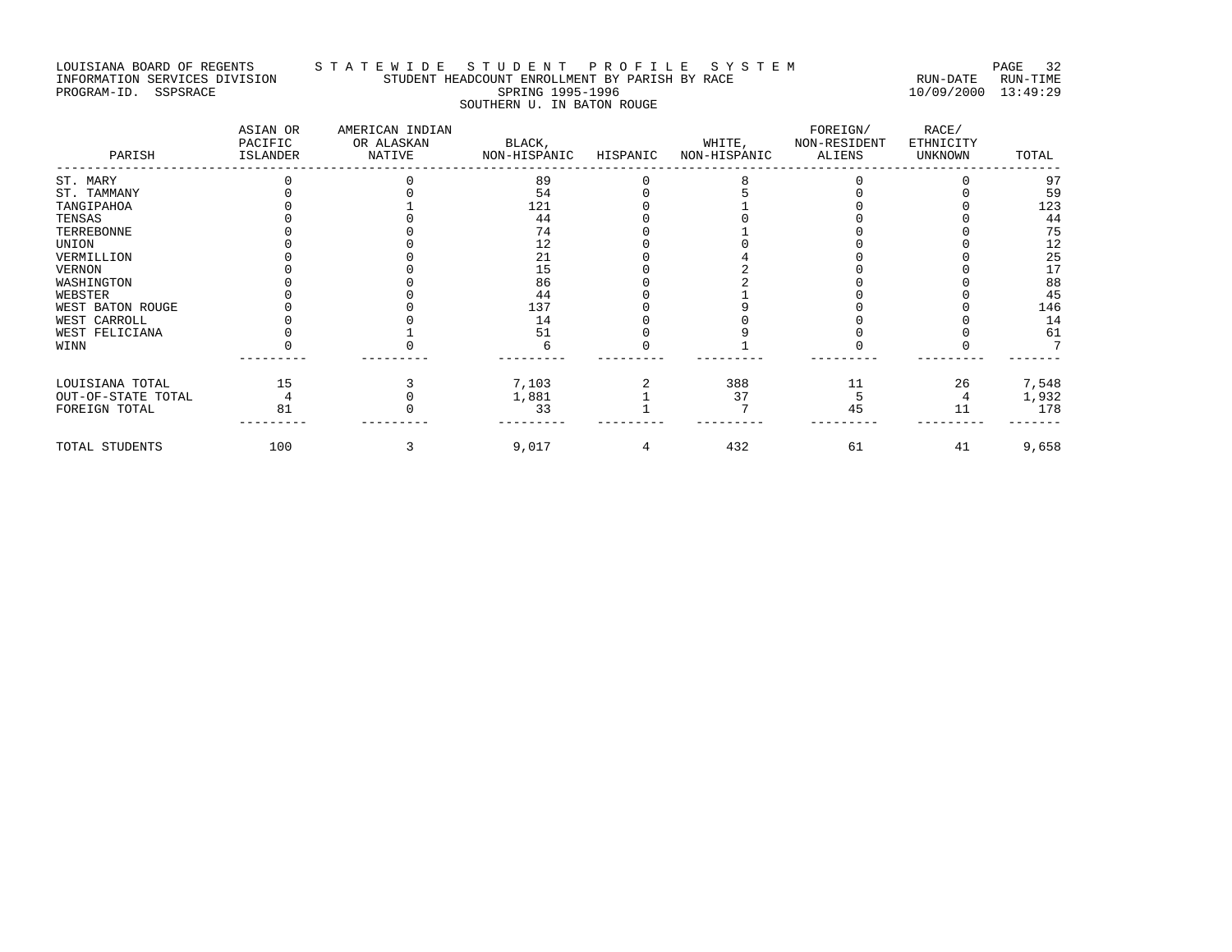LOUISIANA BOARD OF REGENTS — STATEWIDE STUDENT PROFILE SYSTEM
INFORMATION SERVICES DIVISION — STUDENT HEADCOUNT ENROLLMENT BY PARISH BY RACE — RUN-DATE 10/09/2000 RUN-TIME 13:49:29
PROGRAM-ID. SSPSRACE — SPRING 1995-1996

## SOUTHERN U. IN BATON ROUGE

| PARISH | ASIAN OR PACIFIC ISLANDER | AMERICAN INDIAN OR ALASKAN NATIVE | BLACK, NON-HISPANIC | HISPANIC | WHITE, NON-HISPANIC | FOREIGN/ NON-RESIDENT ALIENS | RACE/ ETHNICITY UNKNOWN | TOTAL |
|---|---|---|---|---|---|---|---|---|
| ST. MARY | 0 | 0 | 89 | 0 | 8 | 0 | 0 | 97 |
| ST. TAMMANY | 0 | 0 | 54 | 0 | 5 | 0 | 0 | 59 |
| TANGIPAHOA | 0 | 1 | 121 | 0 | 1 | 0 | 0 | 123 |
| TENSAS | 0 | 0 | 44 | 0 | 0 | 0 | 0 | 44 |
| TERREBONNE | 0 | 0 | 74 | 0 | 1 | 0 | 0 | 75 |
| UNION | 0 | 0 | 12 | 0 | 0 | 0 | 0 | 12 |
| VERMILLION | 0 | 0 | 21 | 0 | 4 | 0 | 0 | 25 |
| VERNON | 0 | 0 | 15 | 0 | 2 | 0 | 0 | 17 |
| WASHINGTON | 0 | 0 | 86 | 0 | 2 | 0 | 0 | 88 |
| WEBSTER | 0 | 0 | 44 | 0 | 1 | 0 | 0 | 45 |
| WEST BATON ROUGE | 0 | 0 | 137 | 0 | 9 | 0 | 0 | 146 |
| WEST CARROLL | 0 | 0 | 14 | 0 | 0 | 0 | 0 | 14 |
| WEST FELICIANA | 0 | 1 | 51 | 0 | 9 | 0 | 0 | 61 |
| WINN | 0 | 0 | 6 | 0 | 1 | 0 | 0 | 7 |
| LOUISIANA TOTAL | 15 | 3 | 7,103 | 2 | 388 | 11 | 26 | 7,548 |
| OUT-OF-STATE TOTAL | 4 | 0 | 1,881 | 1 | 37 | 5 | 4 | 1,932 |
| FOREIGN TOTAL | 81 | 0 | 33 | 1 | 7 | 45 | 11 | 178 |
| TOTAL STUDENTS | 100 | 3 | 9,017 | 4 | 432 | 61 | 41 | 9,658 |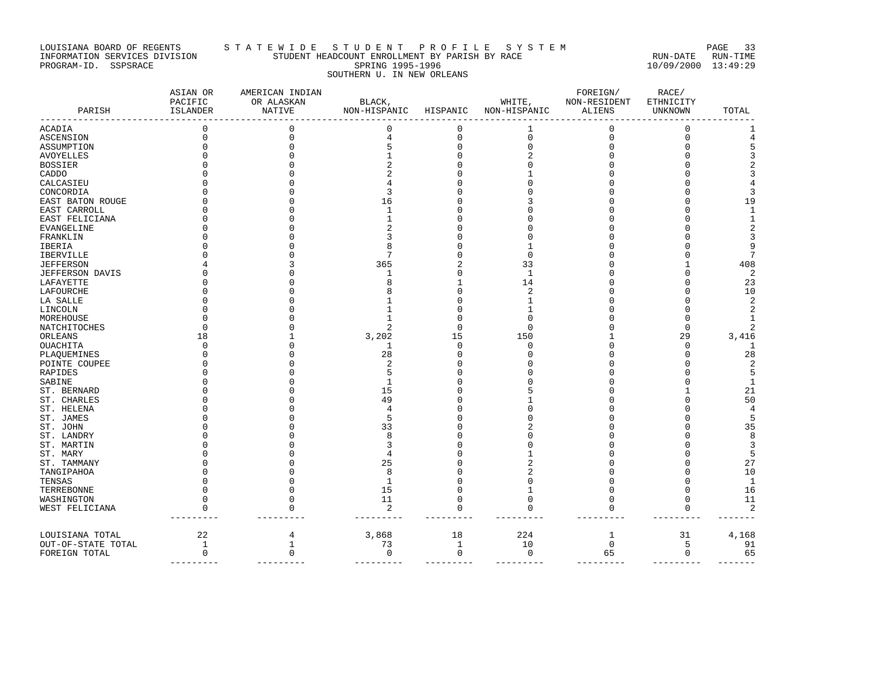LOUISIANA BOARD OF REGENTS S T A T E W I D E S T U D E N T P R O F I L E S Y S T E M
INFORMATION SERVICES DIVISION STUDENT HEADCOUNT ENROLLMENT BY PARISH BY RACE RUN-DATE RUN-TIME
PROGRAM-ID. SSPSRACE SPRING 1995-1996 10/09/2000 13:49:29

SOUTHERN U. IN NEW ORLEANS

| PARISH | ASIAN OR PACIFIC ISLANDER | AMERICAN INDIAN OR ALASKAN NATIVE | BLACK, NON-HISPANIC | HISPANIC | WHITE, NON-HISPANIC | FOREIGN/ NON-RESIDENT ALIENS | RACE/ ETHNICITY UNKNOWN | TOTAL |
|---|---|---|---|---|---|---|---|---|
| ACADIA | 0 | 0 | 0 | 0 | 1 | 0 | 0 | 1 |
| ASCENSION | 0 | 0 | 4 | 0 | 0 | 0 | 0 | 4 |
| ASSUMPTION | 0 | 0 | 5 | 0 | 0 | 0 | 0 | 5 |
| AVOYELLES | 0 | 0 | 1 | 0 | 2 | 0 | 0 | 3 |
| BOSSIER | 0 | 0 | 2 | 0 | 0 | 0 | 0 | 2 |
| CADDO | 0 | 0 | 2 | 0 | 1 | 0 | 0 | 3 |
| CALCASIEU | 0 | 0 | 4 | 0 | 0 | 0 | 0 | 4 |
| CONCORDIA | 0 | 0 | 3 | 0 | 0 | 0 | 0 | 3 |
| EAST BATON ROUGE | 0 | 0 | 16 | 0 | 3 | 0 | 0 | 19 |
| EAST CARROLL | 0 | 0 | 1 | 0 | 0 | 0 | 0 | 1 |
| EAST FELICIANA | 0 | 0 | 1 | 0 | 0 | 0 | 0 | 1 |
| EVANGELINE | 0 | 0 | 2 | 0 | 0 | 0 | 0 | 2 |
| FRANKLIN | 0 | 0 | 3 | 0 | 0 | 0 | 0 | 3 |
| IBERIA | 0 | 0 | 8 | 0 | 1 | 0 | 0 | 9 |
| IBERVILLE | 0 | 0 | 7 | 0 | 0 | 0 | 0 | 7 |
| JEFFERSON | 4 | 3 | 365 | 2 | 33 | 0 | 1 | 408 |
| JEFFERSON DAVIS | 0 | 0 | 1 | 0 | 1 | 0 | 0 | 2 |
| LAFAYETTE | 0 | 0 | 8 | 1 | 14 | 0 | 0 | 23 |
| LAFOURCHE | 0 | 0 | 8 | 0 | 2 | 0 | 0 | 10 |
| LA SALLE | 0 | 0 | 1 | 0 | 1 | 0 | 0 | 2 |
| LINCOLN | 0 | 0 | 1 | 0 | 1 | 0 | 0 | 2 |
| MOREHOUSE | 0 | 0 | 1 | 0 | 0 | 0 | 0 | 1 |
| NATCHITOCHES | 0 | 0 | 2 | 0 | 0 | 0 | 0 | 2 |
| ORLEANS | 18 | 1 | 3,202 | 15 | 150 | 1 | 29 | 3,416 |
| OUACHITA | 0 | 0 | 1 | 0 | 0 | 0 | 0 | 1 |
| PLAQUEMINES | 0 | 0 | 28 | 0 | 0 | 0 | 0 | 28 |
| POINTE COUPEE | 0 | 0 | 2 | 0 | 0 | 0 | 0 | 2 |
| RAPIDES | 0 | 0 | 5 | 0 | 0 | 0 | 0 | 5 |
| SABINE | 0 | 0 | 1 | 0 | 0 | 0 | 0 | 1 |
| ST. BERNARD | 0 | 0 | 15 | 0 | 5 | 0 | 1 | 21 |
| ST. CHARLES | 0 | 0 | 49 | 0 | 1 | 0 | 0 | 50 |
| ST. HELENA | 0 | 0 | 4 | 0 | 0 | 0 | 0 | 4 |
| ST. JAMES | 0 | 0 | 5 | 0 | 0 | 0 | 0 | 5 |
| ST. JOHN | 0 | 0 | 33 | 0 | 2 | 0 | 0 | 35 |
| ST. LANDRY | 0 | 0 | 8 | 0 | 0 | 0 | 0 | 8 |
| ST. MARTIN | 0 | 0 | 3 | 0 | 0 | 0 | 0 | 3 |
| ST. MARY | 0 | 0 | 4 | 0 | 1 | 0 | 0 | 5 |
| ST. TAMMANY | 0 | 0 | 25 | 0 | 2 | 0 | 0 | 27 |
| TANGIPAHOA | 0 | 0 | 8 | 0 | 2 | 0 | 0 | 10 |
| TENSAS | 0 | 0 | 1 | 0 | 0 | 0 | 0 | 1 |
| TERREBONNE | 0 | 0 | 15 | 0 | 1 | 0 | 0 | 16 |
| WASHINGTON | 0 | 0 | 11 | 0 | 0 | 0 | 0 | 11 |
| WEST FELICIANA | 0 | 0 | 2 | 0 | 0 | 0 | 0 | 2 |
| LOUISIANA TOTAL | 22 | 4 | 3,868 | 18 | 224 | 1 | 31 | 4,168 |
| OUT-OF-STATE TOTAL | 1 | 1 | 73 | 1 | 10 | 0 | 5 | 91 |
| FOREIGN TOTAL | 0 | 0 | 0 | 0 | 0 | 65 | 0 | 65 |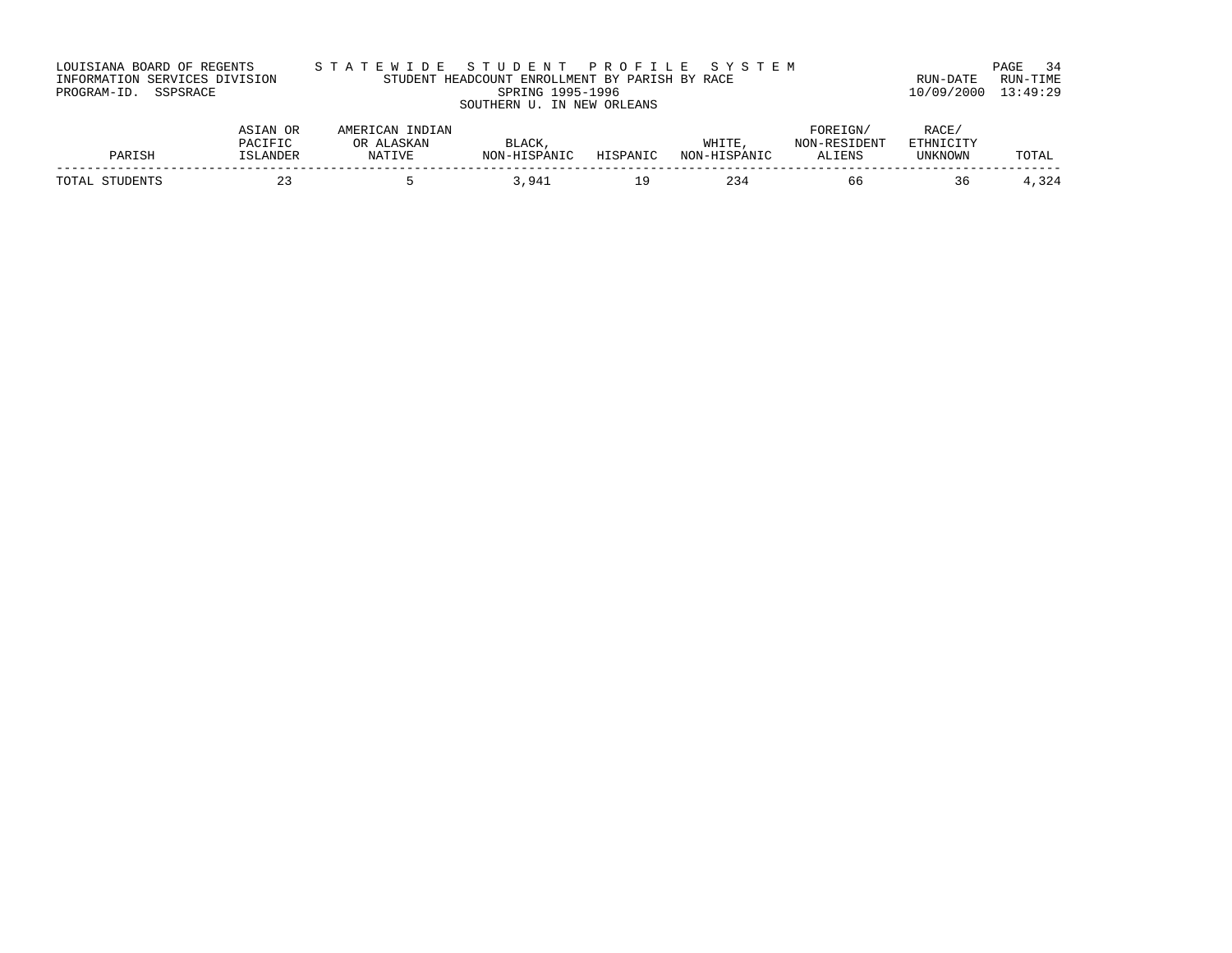LOUISIANA BOARD OF REGENTS
INFORMATION SERVICES DIVISION
PROGRAM-ID. SSPSRACE

S T A T E W I D E   S T U D E N T   P R O F I L E   S Y S T E M
STUDENT HEADCOUNT ENROLLMENT BY PARISH BY RACE
SPRING 1995-1996
SOUTHERN U. IN NEW ORLEANS

RUN-DATE 10/09/2000 RUN-TIME 13:49:29

| PARISH | ASIAN OR PACIFIC ISLANDER | AMERICAN INDIAN OR ALASKAN NATIVE | BLACK, NON-HISPANIC | HISPANIC | WHITE, NON-HISPANIC | FOREIGN/ NON-RESIDENT ALIENS | RACE/ ETHNICITY UNKNOWN | TOTAL |
|---|---|---|---|---|---|---|---|---|
| TOTAL STUDENTS | 23 | 5 | 3,941 | 19 | 234 | 66 | 36 | 4,324 |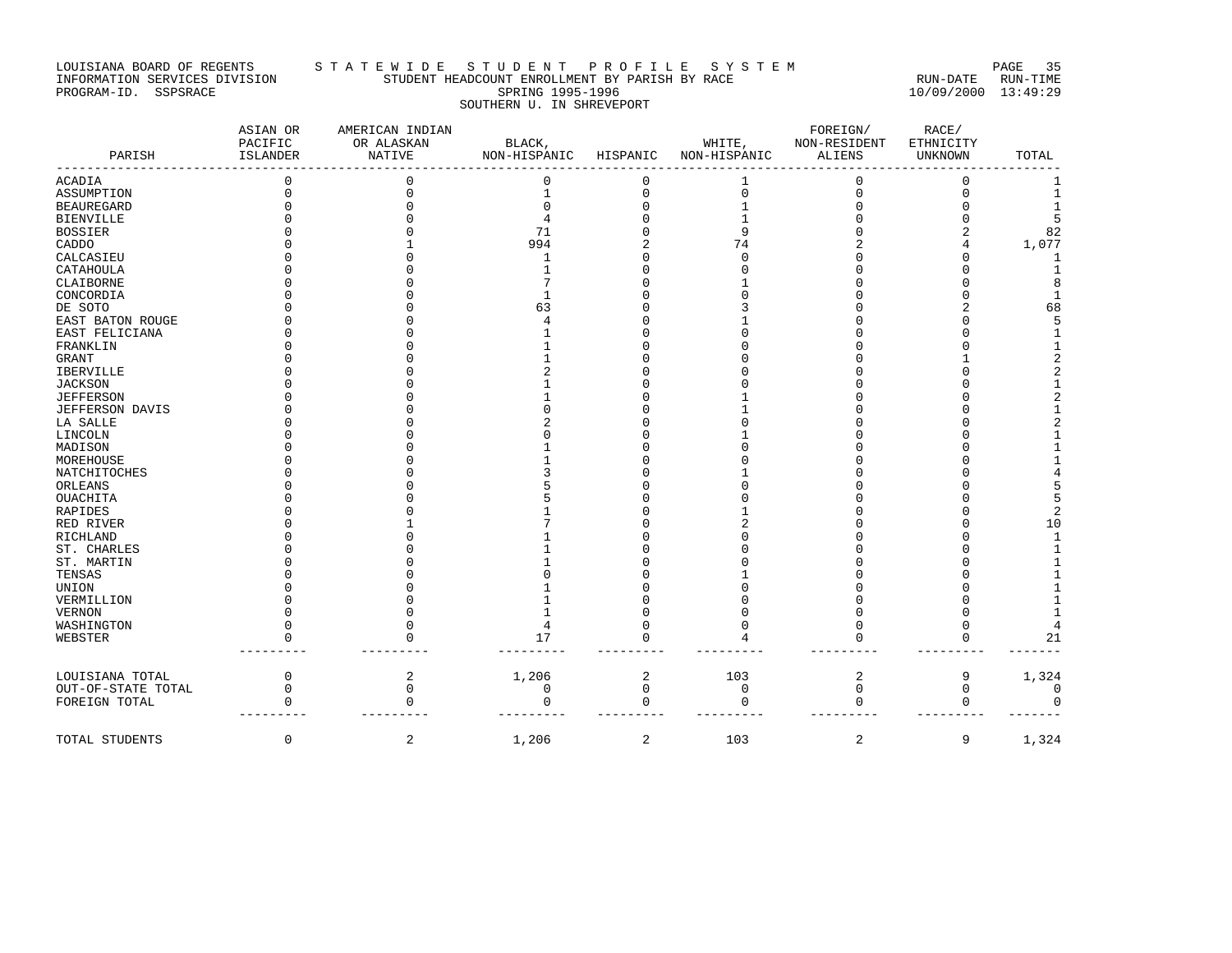LOUISIANA BOARD OF REGENTS
INFORMATION SERVICES DIVISION
PROGRAM-ID. SSPSRACE

# STATEWIDE STUDENT PROFILE SYSTEM

STUDENT HEADCOUNT ENROLLMENT BY PARISH BY RACE
SPRING 1995-1996
SOUTHERN U. IN SHREVEPORT

RUN-DATE 10/09/2000 RUN-TIME 13:49:29

| PARISH | ASIAN OR PACIFIC ISLANDER | AMERICAN INDIAN OR ALASKAN NATIVE | BLACK, NON-HISPANIC | HISPANIC | WHITE, NON-HISPANIC | FOREIGN/ NON-RESIDENT ALIENS | RACE/ ETHNICITY UNKNOWN | TOTAL |
|---|---|---|---|---|---|---|---|---|
| ACADIA | 0 | 0 | 0 | 0 | 1 | 0 | 0 | 1 |
| ASSUMPTION | 0 | 0 | 1 | 0 | 0 | 0 | 0 | 1 |
| BEAUREGARD | 0 | 0 | 0 | 0 | 1 | 0 | 0 | 1 |
| BIENVILLE | 0 | 0 | 4 | 0 | 1 | 0 | 0 | 5 |
| BOSSIER | 0 | 0 | 71 | 0 | 9 | 0 | 2 | 82 |
| CADDO | 0 | 1 | 994 | 2 | 74 | 2 | 4 | 1,077 |
| CALCASIEU | 0 | 0 | 1 | 0 | 0 | 0 | 0 | 1 |
| CATAHOULA | 0 | 0 | 1 | 0 | 0 | 0 | 0 | 1 |
| CLAIBORNE | 0 | 0 | 7 | 0 | 1 | 0 | 0 | 8 |
| CONCORDIA | 0 | 0 | 1 | 0 | 0 | 0 | 0 | 1 |
| DE SOTO | 0 | 0 | 63 | 0 | 3 | 0 | 2 | 68 |
| EAST BATON ROUGE | 0 | 0 | 4 | 0 | 1 | 0 | 0 | 5 |
| EAST FELICIANA | 0 | 0 | 1 | 0 | 0 | 0 | 0 | 1 |
| FRANKLIN | 0 | 0 | 1 | 0 | 0 | 0 | 0 | 1 |
| GRANT | 0 | 0 | 1 | 0 | 0 | 0 | 1 | 2 |
| IBERVILLE | 0 | 0 | 2 | 0 | 0 | 0 | 0 | 2 |
| JACKSON | 0 | 0 | 1 | 0 | 0 | 0 | 0 | 1 |
| JEFFERSON | 0 | 0 | 1 | 0 | 1 | 0 | 0 | 2 |
| JEFFERSON DAVIS | 0 | 0 | 0 | 0 | 1 | 0 | 0 | 1 |
| LA SALLE | 0 | 0 | 2 | 0 | 0 | 0 | 0 | 2 |
| LINCOLN | 0 | 0 | 0 | 0 | 1 | 0 | 0 | 1 |
| MADISON | 0 | 0 | 1 | 0 | 0 | 0 | 0 | 1 |
| MOREHOUSE | 0 | 0 | 1 | 0 | 0 | 0 | 0 | 1 |
| NATCHITOCHES | 0 | 0 | 3 | 0 | 1 | 0 | 0 | 4 |
| ORLEANS | 0 | 0 | 5 | 0 | 0 | 0 | 0 | 5 |
| OUACHITA | 0 | 0 | 5 | 0 | 0 | 0 | 0 | 5 |
| RAPIDES | 0 | 0 | 1 | 0 | 1 | 0 | 0 | 2 |
| RED RIVER | 0 | 1 | 7 | 0 | 2 | 0 | 0 | 10 |
| RICHLAND | 0 | 0 | 1 | 0 | 0 | 0 | 0 | 1 |
| ST. CHARLES | 0 | 0 | 1 | 0 | 0 | 0 | 0 | 1 |
| ST. MARTIN | 0 | 0 | 1 | 0 | 0 | 0 | 0 | 1 |
| TENSAS | 0 | 0 | 0 | 0 | 1 | 0 | 0 | 1 |
| UNION | 0 | 0 | 1 | 0 | 0 | 0 | 0 | 1 |
| VERMILLION | 0 | 0 | 1 | 0 | 0 | 0 | 0 | 1 |
| VERNON | 0 | 0 | 1 | 0 | 0 | 0 | 0 | 1 |
| WASHINGTON | 0 | 0 | 4 | 0 | 0 | 0 | 0 | 4 |
| WEBSTER | 0 | 0 | 17 | 0 | 4 | 0 | 0 | 21 |
| LOUISIANA TOTAL | 0 | 2 | 1,206 | 2 | 103 | 2 | 9 | 1,324 |
| OUT-OF-STATE TOTAL | 0 | 0 | 0 | 0 | 0 | 0 | 0 | 0 |
| FOREIGN TOTAL | 0 | 0 | 0 | 0 | 0 | 0 | 0 | 0 |
| TOTAL STUDENTS | 0 | 2 | 1,206 | 2 | 103 | 2 | 9 | 1,324 |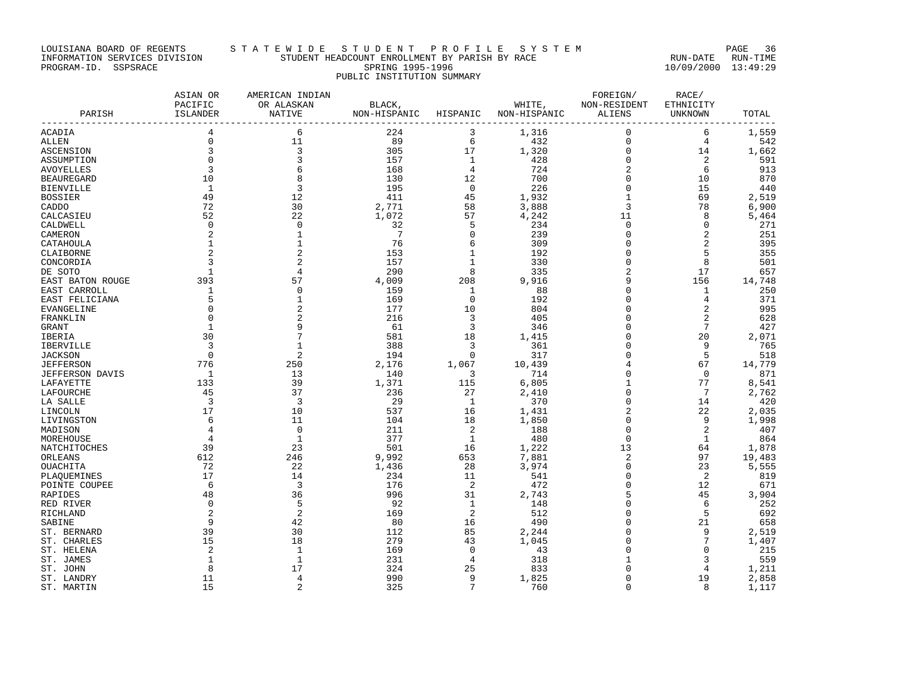LOUISIANA BOARD OF REGENTS — STATEWIDE STUDENT PROFILE SYSTEM
INFORMATION SERVICES DIVISION — STUDENT HEADCOUNT ENROLLMENT BY PARISH BY RACE — RUN-DATE 10/09/2000 RUN-TIME 13:49:29
PROGRAM-ID. SSPSRACE — SPRING 1995-1996

PUBLIC INSTITUTION SUMMARY

| PARISH | ASIAN OR PACIFIC ISLANDER | AMERICAN INDIAN OR ALASKAN NATIVE | BLACK, NON-HISPANIC | HISPANIC | WHITE, NON-HISPANIC | FOREIGN/ NON-RESIDENT ALIENS | RACE/ ETHNICITY UNKNOWN | TOTAL |
|---|---|---|---|---|---|---|---|---|
| ACADIA | 4 | 6 | 224 | 3 | 1,316 | 0 | 6 | 1,559 |
| ALLEN | 0 | 11 | 89 | 6 | 432 | 0 | 4 | 542 |
| ASCENSION | 3 | 3 | 305 | 17 | 1,320 | 0 | 14 | 1,662 |
| ASSUMPTION | 0 | 3 | 157 | 1 | 428 | 0 | 2 | 591 |
| AVOYELLES | 3 | 6 | 168 | 4 | 724 | 2 | 6 | 913 |
| BEAUREGARD | 10 | 8 | 130 | 12 | 700 | 0 | 10 | 870 |
| BIENVILLE | 1 | 3 | 195 | 0 | 226 | 0 | 15 | 440 |
| BOSSIER | 49 | 12 | 411 | 45 | 1,932 | 1 | 69 | 2,519 |
| CADDO | 72 | 30 | 2,771 | 58 | 3,888 | 3 | 78 | 6,900 |
| CALCASIEU | 52 | 22 | 1,072 | 57 | 4,242 | 11 | 8 | 5,464 |
| CALDWELL | 0 | 0 | 32 | 5 | 234 | 0 | 0 | 271 |
| CAMERON | 2 | 1 | 7 | 0 | 239 | 0 | 2 | 251 |
| CATAHOULA | 1 | 1 | 76 | 6 | 309 | 0 | 2 | 395 |
| CLAIBORNE | 2 | 2 | 153 | 1 | 192 | 0 | 5 | 355 |
| CONCORDIA | 3 | 2 | 157 | 1 | 330 | 0 | 8 | 501 |
| DE SOTO | 1 | 4 | 290 | 8 | 335 | 2 | 17 | 657 |
| EAST BATON ROUGE | 393 | 57 | 4,009 | 208 | 9,916 | 9 | 156 | 14,748 |
| EAST CARROLL | 1 | 0 | 159 | 1 | 88 | 0 | 1 | 250 |
| EAST FELICIANA | 5 | 1 | 169 | 0 | 192 | 0 | 4 | 371 |
| EVANGELINE | 0 | 2 | 177 | 10 | 804 | 0 | 2 | 995 |
| FRANKLIN | 0 | 2 | 216 | 3 | 405 | 0 | 2 | 628 |
| GRANT | 1 | 9 | 61 | 3 | 346 | 0 | 7 | 427 |
| IBERIA | 30 | 7 | 581 | 18 | 1,415 | 0 | 20 | 2,071 |
| IBERVILLE | 3 | 1 | 388 | 3 | 361 | 0 | 9 | 765 |
| JACKSON | 0 | 2 | 194 | 0 | 317 | 0 | 5 | 518 |
| JEFFERSON | 776 | 250 | 2,176 | 1,067 | 10,439 | 4 | 67 | 14,779 |
| JEFFERSON DAVIS | 1 | 13 | 140 | 3 | 714 | 0 | 0 | 871 |
| LAFAYETTE | 133 | 39 | 1,371 | 115 | 6,805 | 1 | 77 | 8,541 |
| LAFOURCHE | 45 | 37 | 236 | 27 | 2,410 | 0 | 7 | 2,762 |
| LA SALLE | 3 | 3 | 29 | 1 | 370 | 0 | 14 | 420 |
| LINCOLN | 17 | 10 | 537 | 16 | 1,431 | 2 | 22 | 2,035 |
| LIVINGSTON | 6 | 11 | 104 | 18 | 1,850 | 0 | 9 | 1,998 |
| MADISON | 4 | 0 | 211 | 2 | 188 | 0 | 2 | 407 |
| MOREHOUSE | 4 | 1 | 377 | 1 | 480 | 0 | 1 | 864 |
| NATCHITOCHES | 39 | 23 | 501 | 16 | 1,222 | 13 | 64 | 1,878 |
| ORLEANS | 612 | 246 | 9,992 | 653 | 7,881 | 2 | 97 | 19,483 |
| OUACHITA | 72 | 22 | 1,436 | 28 | 3,974 | 0 | 23 | 5,555 |
| PLAQUEMINES | 17 | 14 | 234 | 11 | 541 | 0 | 2 | 819 |
| POINTE COUPEE | 6 | 3 | 176 | 2 | 472 | 0 | 12 | 671 |
| RAPIDES | 48 | 36 | 996 | 31 | 2,743 | 5 | 45 | 3,904 |
| RED RIVER | 0 | 5 | 92 | 1 | 148 | 0 | 6 | 252 |
| RICHLAND | 2 | 2 | 169 | 2 | 512 | 0 | 5 | 692 |
| SABINE | 9 | 42 | 80 | 16 | 490 | 0 | 21 | 658 |
| ST. BERNARD | 39 | 30 | 112 | 85 | 2,244 | 0 | 9 | 2,519 |
| ST. CHARLES | 15 | 18 | 279 | 43 | 1,045 | 0 | 7 | 1,407 |
| ST. HELENA | 2 | 1 | 169 | 0 | 43 | 0 | 0 | 215 |
| ST. JAMES | 1 | 1 | 231 | 4 | 318 | 1 | 3 | 559 |
| ST. JOHN | 8 | 17 | 324 | 25 | 833 | 0 | 4 | 1,211 |
| ST. LANDRY | 11 | 4 | 990 | 9 | 1,825 | 0 | 19 | 2,858 |
| ST. MARTIN | 15 | 2 | 325 | 7 | 760 | 0 | 8 | 1,117 |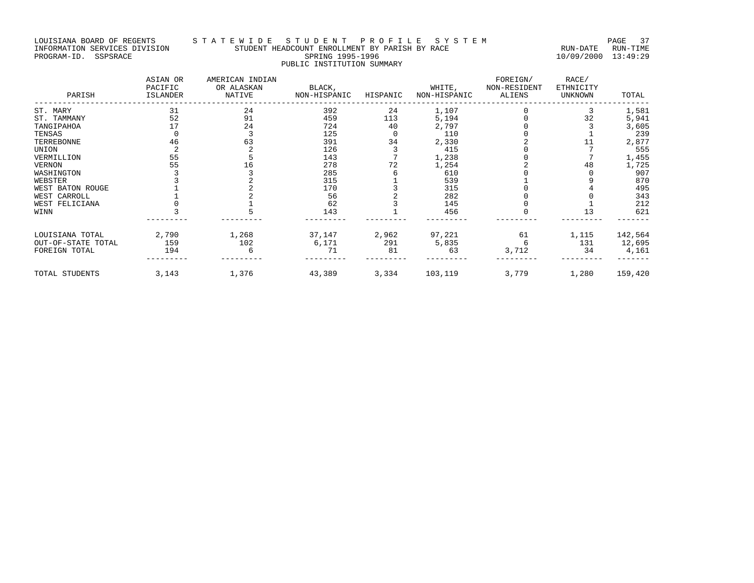LOUISIANA BOARD OF REGENTS — S T A T E W I D E  S T U D E N T  P R O F I L E  S Y S T E M

INFORMATION SERVICES DIVISION — STUDENT HEADCOUNT ENROLLMENT BY PARISH BY RACE — RUN-DATE RUN-TIME

PROGRAM-ID. SSPSRACE — SPRING 1995-1996 — 10/09/2000 13:49:29

PUBLIC INSTITUTION SUMMARY

| PARISH | ASIAN OR PACIFIC ISLANDER | AMERICAN INDIAN OR ALASKAN NATIVE | BLACK, NON-HISPANIC | HISPANIC | WHITE, NON-HISPANIC | FOREIGN/ NON-RESIDENT ALIENS | RACE/ ETHNICITY UNKNOWN | TOTAL |
|---|---|---|---|---|---|---|---|---|
| ST. MARY | 31 | 24 | 392 | 24 | 1,107 | 0 | 3 | 1,581 |
| ST. TAMMANY | 52 | 91 | 459 | 113 | 5,194 | 0 | 32 | 5,941 |
| TANGIPAHOA | 17 | 24 | 724 | 40 | 2,797 | 0 | 3 | 3,605 |
| TENSAS | 0 | 3 | 125 | 0 | 110 | 0 | 1 | 239 |
| TERREBONNE | 46 | 63 | 391 | 34 | 2,330 | 2 | 11 | 2,877 |
| UNION | 2 | 2 | 126 | 3 | 415 | 0 | 7 | 555 |
| VERMILLION | 55 | 5 | 143 | 7 | 1,238 | 0 | 7 | 1,455 |
| VERNON | 55 | 16 | 278 | 72 | 1,254 | 2 | 48 | 1,725 |
| WASHINGTON | 3 | 3 | 285 | 6 | 610 | 0 | 0 | 907 |
| WEBSTER | 3 | 2 | 315 | 1 | 539 | 1 | 9 | 870 |
| WEST BATON ROUGE | 1 | 2 | 170 | 3 | 315 | 0 | 4 | 495 |
| WEST CARROLL | 1 | 2 | 56 | 2 | 282 | 0 | 0 | 343 |
| WEST FELICIANA | 0 | 1 | 62 | 3 | 145 | 0 | 1 | 212 |
| WINN | 3 | 5 | 143 | 1 | 456 | 0 | 13 | 621 |
| LOUISIANA TOTAL | 2,790 | 1,268 | 37,147 | 2,962 | 97,221 | 61 | 1,115 | 142,564 |
| OUT-OF-STATE TOTAL | 159 | 102 | 6,171 | 291 | 5,835 | 6 | 131 | 12,695 |
| FOREIGN TOTAL | 194 | 6 | 71 | 81 | 63 | 3,712 | 34 | 4,161 |
| TOTAL STUDENTS | 3,143 | 1,376 | 43,389 | 3,334 | 103,119 | 3,779 | 1,280 | 159,420 |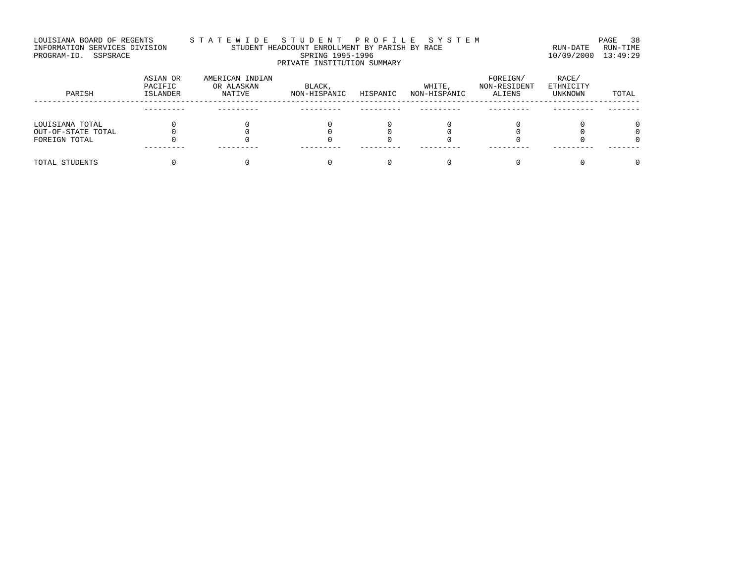LOUISIANA BOARD OF REGENTS S T A T E W I D E S T U D E N T P R O F I L E S Y S T E M
INFORMATION SERVICES DIVISION STUDENT HEADCOUNT ENROLLMENT BY PARISH BY RACE RUN-DATE RUN-TIME
PROGRAM-ID. SSPSRACE SPRING 1995-1996 10/09/2000 13:49:29
PRIVATE INSTITUTION SUMMARY

| PARISH | ASIAN OR PACIFIC ISLANDER | AMERICAN INDIAN OR ALASKAN NATIVE | BLACK, NON-HISPANIC | HISPANIC | WHITE, NON-HISPANIC | FOREIGN/ NON-RESIDENT ALIENS | RACE/ ETHNICITY UNKNOWN | TOTAL |
|---|---|---|---|---|---|---|---|---|
| LOUISIANA TOTAL | 0 | 0 | 0 | 0 | 0 | 0 | 0 | 0 |
| OUT-OF-STATE TOTAL | 0 | 0 | 0 | 0 | 0 | 0 | 0 | 0 |
| FOREIGN TOTAL | 0 | 0 | 0 | 0 | 0 | 0 | 0 | 0 |
| TOTAL STUDENTS | 0 | 0 | 0 | 0 | 0 | 0 | 0 | 0 |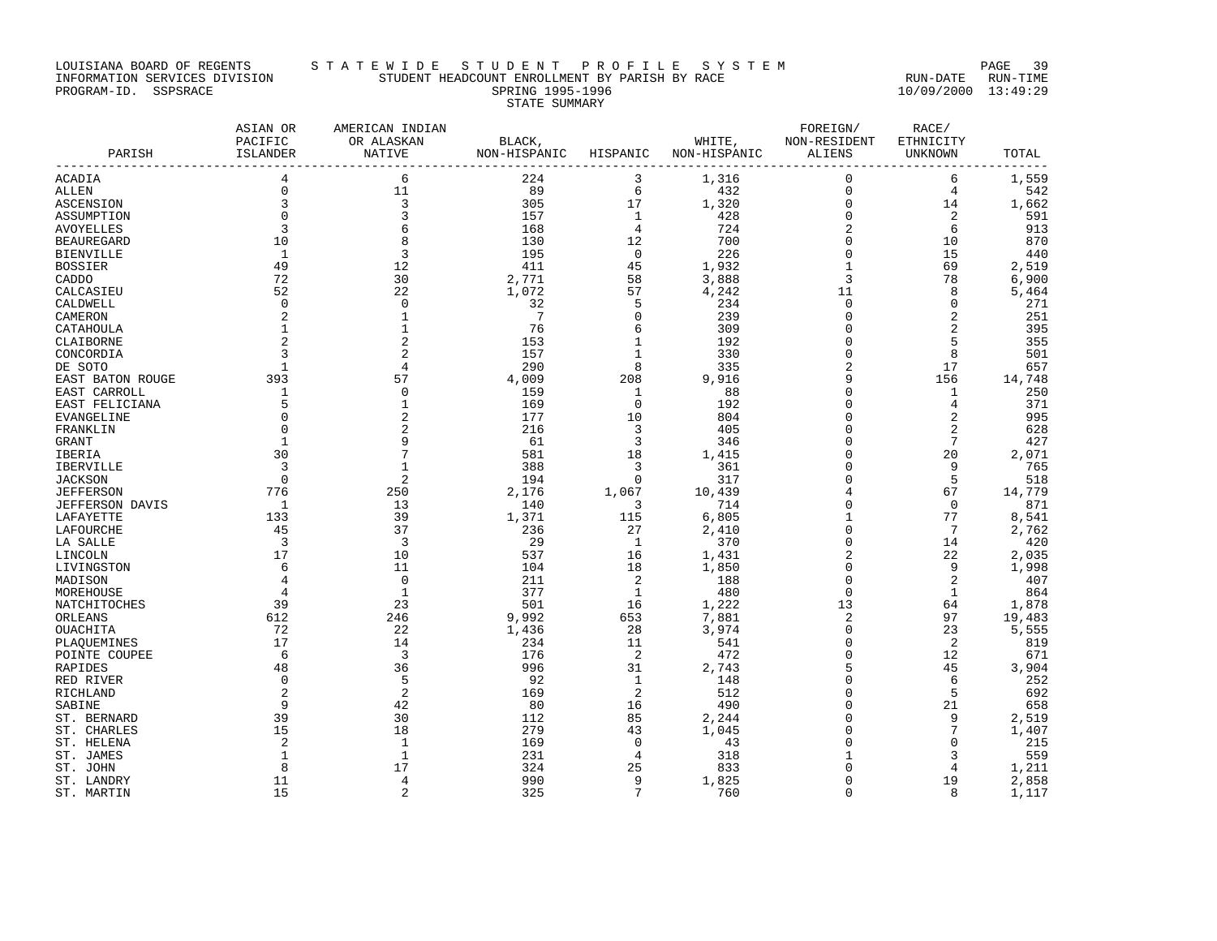LOUISIANA BOARD OF REGENTS — STATEWIDE STUDENT PROFILE SYSTEM
INFORMATION SERVICES DIVISION — STUDENT HEADCOUNT ENROLLMENT BY PARISH BY RACE — RUN-DATE 10/09/2000 RUN-TIME 13:49:29
PROGRAM-ID. SSPSRACE — SPRING 1995-1996

STATE SUMMARY

| PARISH | ASIAN OR PACIFIC ISLANDER | AMERICAN INDIAN OR ALASKAN NATIVE | BLACK, NON-HISPANIC | HISPANIC | WHITE, NON-HISPANIC | FOREIGN/ NON-RESIDENT ALIENS | RACE/ ETHNICITY UNKNOWN | TOTAL |
|---|---|---|---|---|---|---|---|---|
| ACADIA | 4 | 6 | 224 | 3 | 1,316 | 0 | 6 | 1,559 |
| ALLEN | 0 | 11 | 89 | 6 | 432 | 0 | 4 | 542 |
| ASCENSION | 3 | 3 | 305 | 17 | 1,320 | 0 | 14 | 1,662 |
| ASSUMPTION | 0 | 3 | 157 | 1 | 428 | 0 | 2 | 591 |
| AVOYELLES | 3 | 6 | 168 | 4 | 724 | 2 | 6 | 913 |
| BEAUREGARD | 10 | 8 | 130 | 12 | 700 | 0 | 10 | 870 |
| BIENVILLE | 1 | 3 | 195 | 0 | 226 | 0 | 15 | 440 |
| BOSSIER | 49 | 12 | 411 | 45 | 1,932 | 1 | 69 | 2,519 |
| CADDO | 72 | 30 | 2,771 | 58 | 3,888 | 3 | 78 | 6,900 |
| CALCASIEU | 52 | 22 | 1,072 | 57 | 4,242 | 11 | 8 | 5,464 |
| CALDWELL | 0 | 0 | 32 | 5 | 234 | 0 | 0 | 271 |
| CAMERON | 2 | 1 | 7 | 0 | 239 | 0 | 2 | 251 |
| CATAHOULA | 1 | 1 | 76 | 6 | 309 | 0 | 2 | 395 |
| CLAIBORNE | 2 | 2 | 153 | 1 | 192 | 0 | 5 | 355 |
| CONCORDIA | 3 | 2 | 157 | 1 | 330 | 0 | 8 | 501 |
| DE SOTO | 1 | 4 | 290 | 8 | 335 | 2 | 17 | 657 |
| EAST BATON ROUGE | 393 | 57 | 4,009 | 208 | 9,916 | 9 | 156 | 14,748 |
| EAST CARROLL | 1 | 0 | 159 | 1 | 88 | 0 | 1 | 250 |
| EAST FELICIANA | 5 | 1 | 169 | 0 | 192 | 0 | 4 | 371 |
| EVANGELINE | 0 | 2 | 177 | 10 | 804 | 0 | 2 | 995 |
| FRANKLIN | 0 | 2 | 216 | 3 | 405 | 0 | 2 | 628 |
| GRANT | 1 | 9 | 61 | 3 | 346 | 0 | 7 | 427 |
| IBERIA | 30 | 7 | 581 | 18 | 1,415 | 0 | 20 | 2,071 |
| IBERVILLE | 3 | 1 | 388 | 3 | 361 | 0 | 9 | 765 |
| JACKSON | 0 | 2 | 194 | 0 | 317 | 0 | 5 | 518 |
| JEFFERSON | 776 | 250 | 2,176 | 1,067 | 10,439 | 4 | 67 | 14,779 |
| JEFFERSON DAVIS | 1 | 13 | 140 | 3 | 714 | 0 | 0 | 871 |
| LAFAYETTE | 133 | 39 | 1,371 | 115 | 6,805 | 1 | 77 | 8,541 |
| LAFOURCHE | 45 | 37 | 236 | 27 | 2,410 | 0 | 7 | 2,762 |
| LA SALLE | 3 | 3 | 29 | 1 | 370 | 0 | 14 | 420 |
| LINCOLN | 17 | 10 | 537 | 16 | 1,431 | 2 | 22 | 2,035 |
| LIVINGSTON | 6 | 11 | 104 | 18 | 1,850 | 0 | 9 | 1,998 |
| MADISON | 4 | 0 | 211 | 2 | 188 | 0 | 2 | 407 |
| MOREHOUSE | 4 | 1 | 377 | 1 | 480 | 0 | 1 | 864 |
| NATCHITOCHES | 39 | 23 | 501 | 16 | 1,222 | 13 | 64 | 1,878 |
| ORLEANS | 612 | 246 | 9,992 | 653 | 7,881 | 2 | 97 | 19,483 |
| OUACHITA | 72 | 22 | 1,436 | 28 | 3,974 | 0 | 23 | 5,555 |
| PLAQUEMINES | 17 | 14 | 234 | 11 | 541 | 0 | 2 | 819 |
| POINTE COUPEE | 6 | 3 | 176 | 2 | 472 | 0 | 12 | 671 |
| RAPIDES | 48 | 36 | 996 | 31 | 2,743 | 5 | 45 | 3,904 |
| RED RIVER | 0 | 5 | 92 | 1 | 148 | 0 | 6 | 252 |
| RICHLAND | 2 | 2 | 169 | 2 | 512 | 0 | 5 | 692 |
| SABINE | 9 | 42 | 80 | 16 | 490 | 0 | 21 | 658 |
| ST. BERNARD | 39 | 30 | 112 | 85 | 2,244 | 0 | 9 | 2,519 |
| ST. CHARLES | 15 | 18 | 279 | 43 | 1,045 | 0 | 7 | 1,407 |
| ST. HELENA | 2 | 1 | 169 | 0 | 43 | 0 | 0 | 215 |
| ST. JAMES | 1 | 1 | 231 | 4 | 318 | 1 | 3 | 559 |
| ST. JOHN | 8 | 17 | 324 | 25 | 833 | 0 | 4 | 1,211 |
| ST. LANDRY | 11 | 4 | 990 | 9 | 1,825 | 0 | 19 | 2,858 |
| ST. MARTIN | 15 | 2 | 325 | 7 | 760 | 0 | 8 | 1,117 |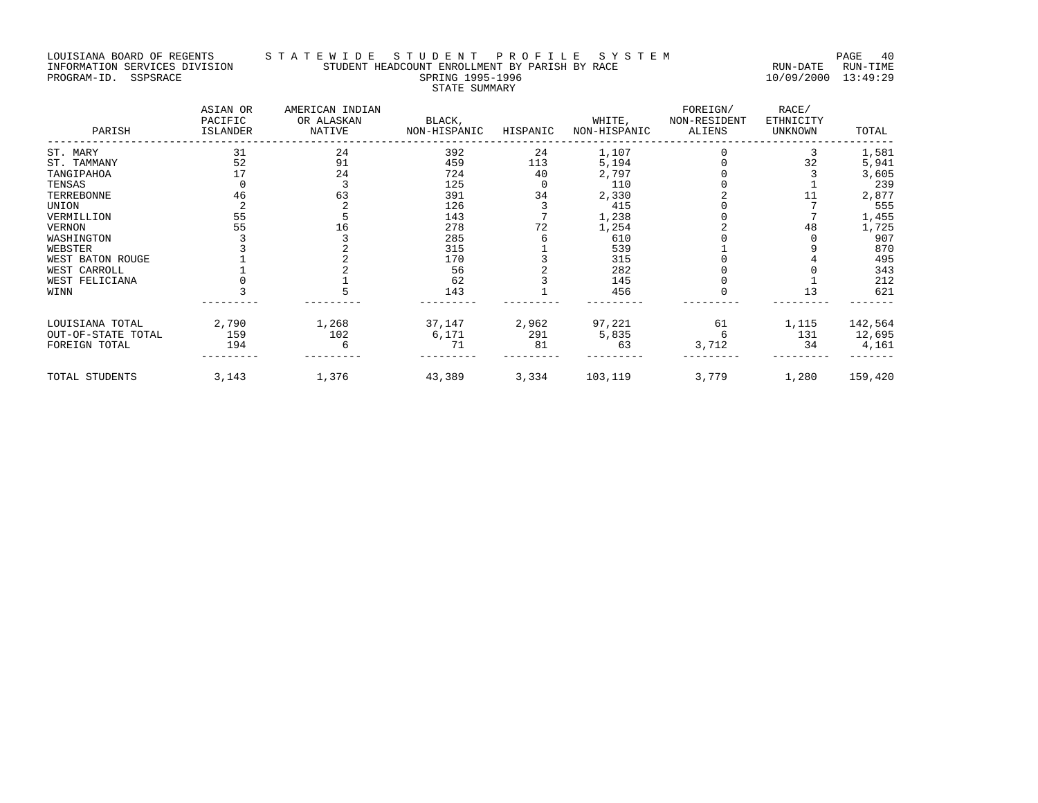LOUISIANA BOARD OF REGENTS — S T A T E W I D E  S T U D E N T  P R O F I L E  S Y S T E M

INFORMATION SERVICES DIVISION — STUDENT HEADCOUNT ENROLLMENT BY PARISH BY RACE — RUN-DATE 10/09/2000 RUN-TIME 13:49:29

PROGRAM-ID. SSPSRACE — SPRING 1995-1996

STATE SUMMARY

| PARISH | ASIAN OR PACIFIC ISLANDER | AMERICAN INDIAN OR ALASKAN NATIVE | BLACK, NON-HISPANIC | HISPANIC | WHITE, NON-HISPANIC | FOREIGN/ NON-RESIDENT ALIENS | RACE/ ETHNICITY UNKNOWN | TOTAL |
|---|---|---|---|---|---|---|---|---|
| ST. MARY | 31 | 24 | 392 | 24 | 1,107 | 0 | 3 | 1,581 |
| ST. TAMMANY | 52 | 91 | 459 | 113 | 5,194 | 0 | 32 | 5,941 |
| TANGIPAHOA | 17 | 24 | 724 | 40 | 2,797 | 0 | 3 | 3,605 |
| TENSAS | 0 | 3 | 125 | 0 | 110 | 0 | 1 | 239 |
| TERREBONNE | 46 | 63 | 391 | 34 | 2,330 | 2 | 11 | 2,877 |
| UNION | 2 | 2 | 126 | 3 | 415 | 0 | 7 | 555 |
| VERMILLION | 55 | 5 | 143 | 7 | 1,238 | 0 | 7 | 1,455 |
| VERNON | 55 | 16 | 278 | 72 | 1,254 | 2 | 48 | 1,725 |
| WASHINGTON | 3 | 3 | 285 | 6 | 610 | 0 | 0 | 907 |
| WEBSTER | 3 | 2 | 315 | 1 | 539 | 1 | 9 | 870 |
| WEST BATON ROUGE | 1 | 2 | 170 | 3 | 315 | 0 | 4 | 495 |
| WEST CARROLL | 1 | 2 | 56 | 2 | 282 | 0 | 0 | 343 |
| WEST FELICIANA | 0 | 1 | 62 | 3 | 145 | 0 | 1 | 212 |
| WINN | 3 | 5 | 143 | 1 | 456 | 0 | 13 | 621 |
| LOUISIANA TOTAL | 2,790 | 1,268 | 37,147 | 2,962 | 97,221 | 61 | 1,115 | 142,564 |
| OUT-OF-STATE TOTAL | 159 | 102 | 6,171 | 291 | 5,835 | 6 | 131 | 12,695 |
| FOREIGN TOTAL | 194 | 6 | 71 | 81 | 63 | 3,712 | 34 | 4,161 |
| TOTAL STUDENTS | 3,143 | 1,376 | 43,389 | 3,334 | 103,119 | 3,779 | 1,280 | 159,420 |